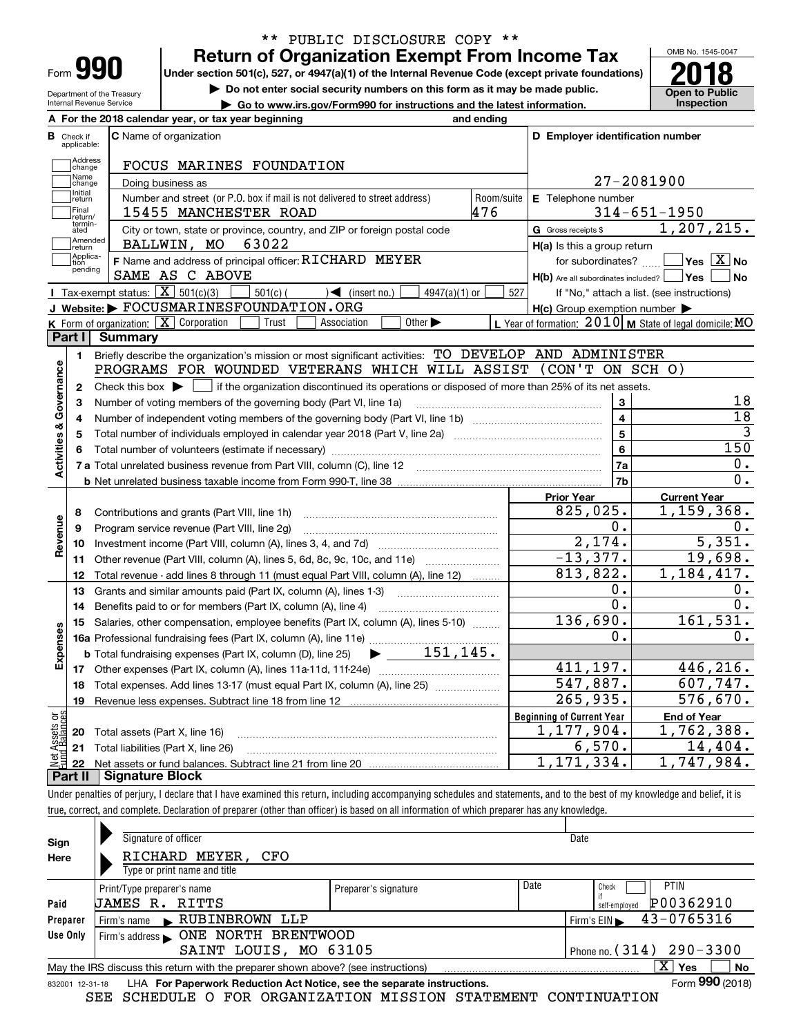** PUBLIC DISCLOSURE COPY **

# Form 990 — Return of Organization Exempt From Income Tax (2018)

Under section 501(c), 527, or 4947(a)(1) of the Internal Revenue Code (except private foundations)

▶ Do not enter social security numbers on this form as it may be made public.

▶ Go to www.irs.gov/Form990 for instructions and the latest information.

Department of the Treasury, Internal Revenue Service — OMB No. 1545-0047 — Open to Public Inspection

**A** For the 2018 calendar year, or tax year beginning and ending

**B** Check if applicable: Address change, Name change, Initial return, Final return/terminated, Amended return, Application pending

**C** Name of organization: FOCUS MARINES FOUNDATION

Doing business as

Number and street (or P.O. box if mail is not delivered to street address): 15455 MANCHESTER ROAD — Room/suite: 476

City or town, state or province, country, and ZIP or foreign postal code: BALLWIN, MO 63022

**D** Employer identification number: 27-2081900

**E** Telephone number: 314-651-1950

**G** Gross receipts $ 1,207,215.

**F** Name and address of principal officer: RICHARD MEYER, SAME AS C ABOVE

**H(a)** Is this a group return for subordinates? ☐ Yes ☒ No

**H(b)** Are all subordinates included? ☐ Yes ☐ No — If "No," attach a list. (see instructions)

**H(c)** Group exemption number ▶

**I** Tax-exempt status: ☒ 501(c)(3) ☐ 501(c) ( ) ◀ (insert no.) ☐ 4947(a)(1) or ☐ 527

**J** Website: ▶ FOCUSMARINESFOUNDATION.ORG

**K** Form of organization: ☒ Corporation ☐ Trust ☐ Association ☐ Other ▶

**L** Year of formation: 2010 **M** State of legal domicile: MO

## Part I Summary

**Activities & Governance**

1. Briefly describe the organization's mission or most significant activities: TO DEVELOP AND ADMINISTER PROGRAMS FOR WOUNDED VETERANS WHICH WILL ASSIST (CON'T ON SCH O)
2. Check this box ▶ ☐ if the organization discontinued its operations or disposed of more than 25% of its net assets.

| Line | Description | No. | Value |
|---|---|---|---|
| 3 | Number of voting members of the governing body (Part VI, line 1a) | 3 | 18 |
| 4 | Number of independent voting members of the governing body (Part VI, line 1b) | 4 | 18 |
| 5 | Total number of individuals employed in calendar year 2018 (Part V, line 2a) | 5 | 3 |
| 6 | Total number of volunteers (estimate if necessary) | 6 | 150 |
| 7a | Total unrelated business revenue from Part VIII, column (C), line 12 | 7a | 0. |
| 7b | Net unrelated business taxable income from Form 990-T, line 38 | 7b | 0. |

| Line | Description | Prior Year | Current Year |
|---|---|---|---|
| | **Revenue** | | |
| 8 | Contributions and grants (Part VIII, line 1h) | 825,025. | 1,159,368. |
| 9 | Program service revenue (Part VIII, line 2g) | 0. | 0. |
| 10 | Investment income (Part VIII, column (A), lines 3, 4, and 7d) | 2,174. | 5,351. |
| 11 | Other revenue (Part VIII, column (A), lines 5, 6d, 8c, 9c, 10c, and 11e) | -13,377. | 19,698. |
| 12 | Total revenue - add lines 8 through 11 (must equal Part VIII, column (A), line 12) | 813,822. | 1,184,417. |
| | **Expenses** | | |
| 13 | Grants and similar amounts paid (Part IX, column (A), lines 1-3) | 0. | 0. |
| 14 | Benefits paid to or for members (Part IX, column (A), line 4) | 0. | 0. |
| 15 | Salaries, other compensation, employee benefits (Part IX, column (A), lines 5-10) | 136,690. | 161,531. |
| 16a | Professional fundraising fees (Part IX, column (A), line 11e) | 0. | 0. |
| b | Total fundraising expenses (Part IX, column (D), line 25) ▶ 151,145. | | |
| 17 | Other expenses (Part IX, column (A), lines 11a-11d, 11f-24e) | 411,197. | 446,216. |
| 18 | Total expenses. Add lines 13-17 (must equal Part IX, column (A), line 25) | 547,887. | 607,747. |
| 19 | Revenue less expenses. Subtract line 18 from line 12 | 265,935. | 576,670. |

| Line | Net Assets or Fund Balances | Beginning of Current Year | End of Year |
|---|---|---|---|
| 20 | Total assets (Part X, line 16) | 1,177,904. | 1,762,388. |
| 21 | Total liabilities (Part X, line 26) | 6,570. | 14,404. |
| 22 | Net assets or fund balances. Subtract line 21 from line 20 | 1,171,334. | 1,747,984. |

## Part II Signature Block

Under penalties of perjury, I declare that I have examined this return, including accompanying schedules and statements, and to the best of my knowledge and belief, it is true, correct, and complete. Declaration of preparer (other than officer) is based on all information of which preparer has any knowledge.

**Sign Here**

Signature of officer — Date

RICHARD MEYER, CFO

Type or print name and title

**Paid Preparer Use Only**

| Print/Type preparer's name | Preparer's signature | Date | Check if self-employed | PTIN |
|---|---|---|---|---|
| JAMES R. RITTS | | | ☐ | P00362910 |

Firm's name ▶ RUBINBROWN LLP — Firm's EIN ▶ 43-0765316

Firm's address ▶ ONE NORTH BRENTWOOD, SAINT LOUIS, MO 63105 — Phone no. (314) 290-3300

May the IRS discuss this return with the preparer shown above? (see instructions) ☒ Yes ☐ No

832001 12-31-18 LHA For Paperwork Reduction Act Notice, see the separate instructions. Form 990 (2018)

SEE SCHEDULE O FOR ORGANIZATION MISSION STATEMENT CONTINUATION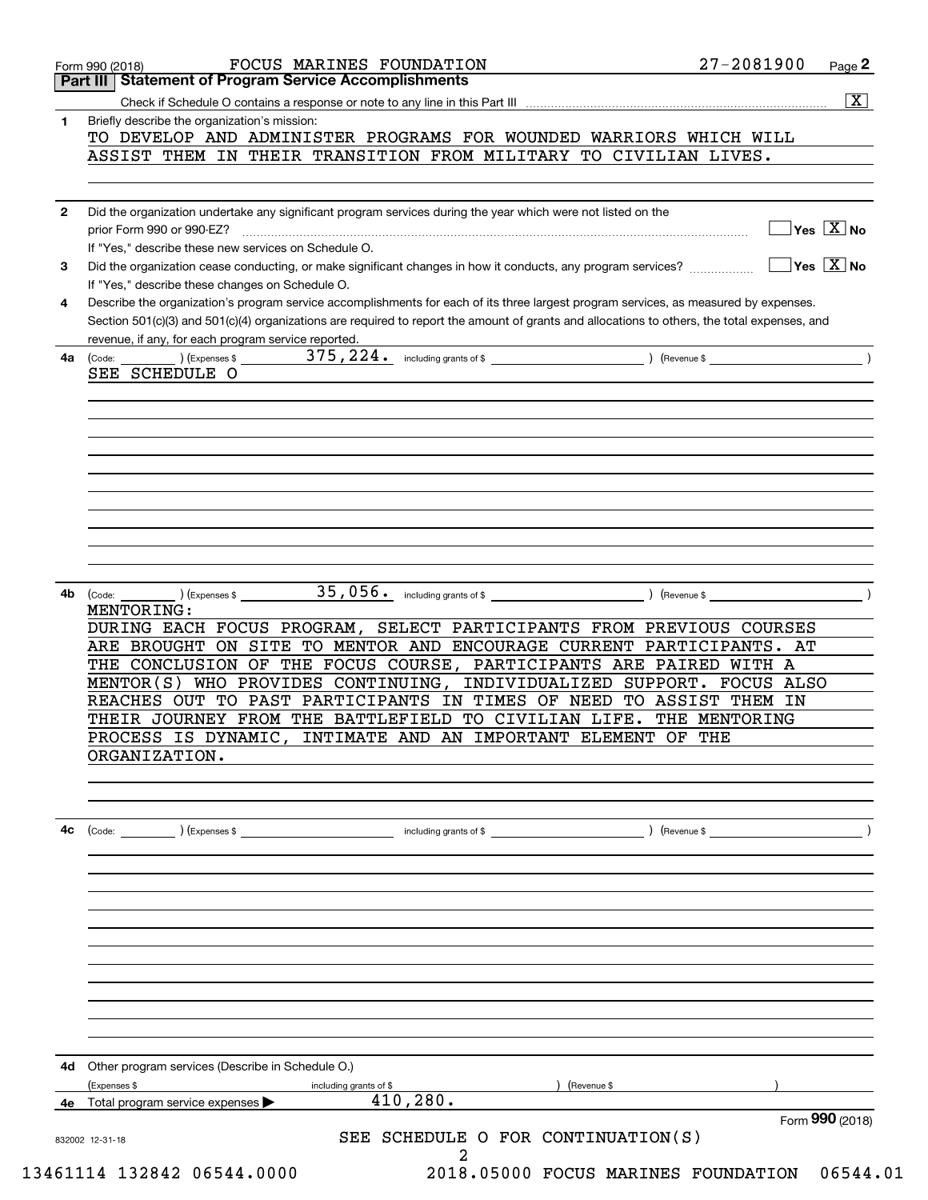Form 990 (2018) FOCUS MARINES FOUNDATION 27-2081900

## Part III Statement of Program Service Accomplishments

Check if Schedule O contains a response or note to any line in this Part III [X]

**1** Briefly describe the organization's mission:

TO DEVELOP AND ADMINISTER PROGRAMS FOR WOUNDED WARRIORS WHICH WILL ASSIST THEM IN THEIR TRANSITION FROM MILITARY TO CIVILIAN LIVES.

**2** Did the organization undertake any significant program services during the year which were not listed on the prior Form 990 or 990-EZ? [ ] Yes [X] No

If "Yes," describe these new services on Schedule O.

**3** Did the organization cease conducting, or make significant changes in how it conducts, any program services? [ ] Yes [X] No

If "Yes," describe these changes on Schedule O.

**4** Describe the organization's program service accomplishments for each of its three largest program services, as measured by expenses. Section 501(c)(3) and 501(c)(4) organizations are required to report the amount of grants and allocations to others, the total expenses, and revenue, if any, for each program service reported.

**4a** (Code: ) (Expenses $ 375,224. including grants of $ ) (Revenue $ )

SEE SCHEDULE O

**4b** (Code: ) (Expenses $ 35,056. including grants of $ ) (Revenue $ )

MENTORING:

DURING EACH FOCUS PROGRAM, SELECT PARTICIPANTS FROM PREVIOUS COURSES ARE BROUGHT ON SITE TO MENTOR AND ENCOURAGE CURRENT PARTICIPANTS. AT THE CONCLUSION OF THE FOCUS COURSE, PARTICIPANTS ARE PAIRED WITH A MENTOR(S) WHO PROVIDES CONTINUING, INDIVIDUALIZED SUPPORT. FOCUS ALSO REACHES OUT TO PAST PARTICIPANTS IN TIMES OF NEED TO ASSIST THEM IN THEIR JOURNEY FROM THE BATTLEFIELD TO CIVILIAN LIFE. THE MENTORING PROCESS IS DYNAMIC, INTIMATE AND AN IMPORTANT ELEMENT OF THE ORGANIZATION.

**4c** (Code: ) (Expenses $ including grants of $ ) (Revenue $ )

**4d** Other program services (Describe in Schedule O.)

(Expenses $ including grants of $ ) (Revenue $ )

**4e** Total program service expenses ▶ 410,280.

Form **990** (2018)

832002 12-31-18

SEE SCHEDULE O FOR CONTINUATION(S)

13461114 132842 06544.0000 2018.05000 FOCUS MARINES FOUNDATION 06544.01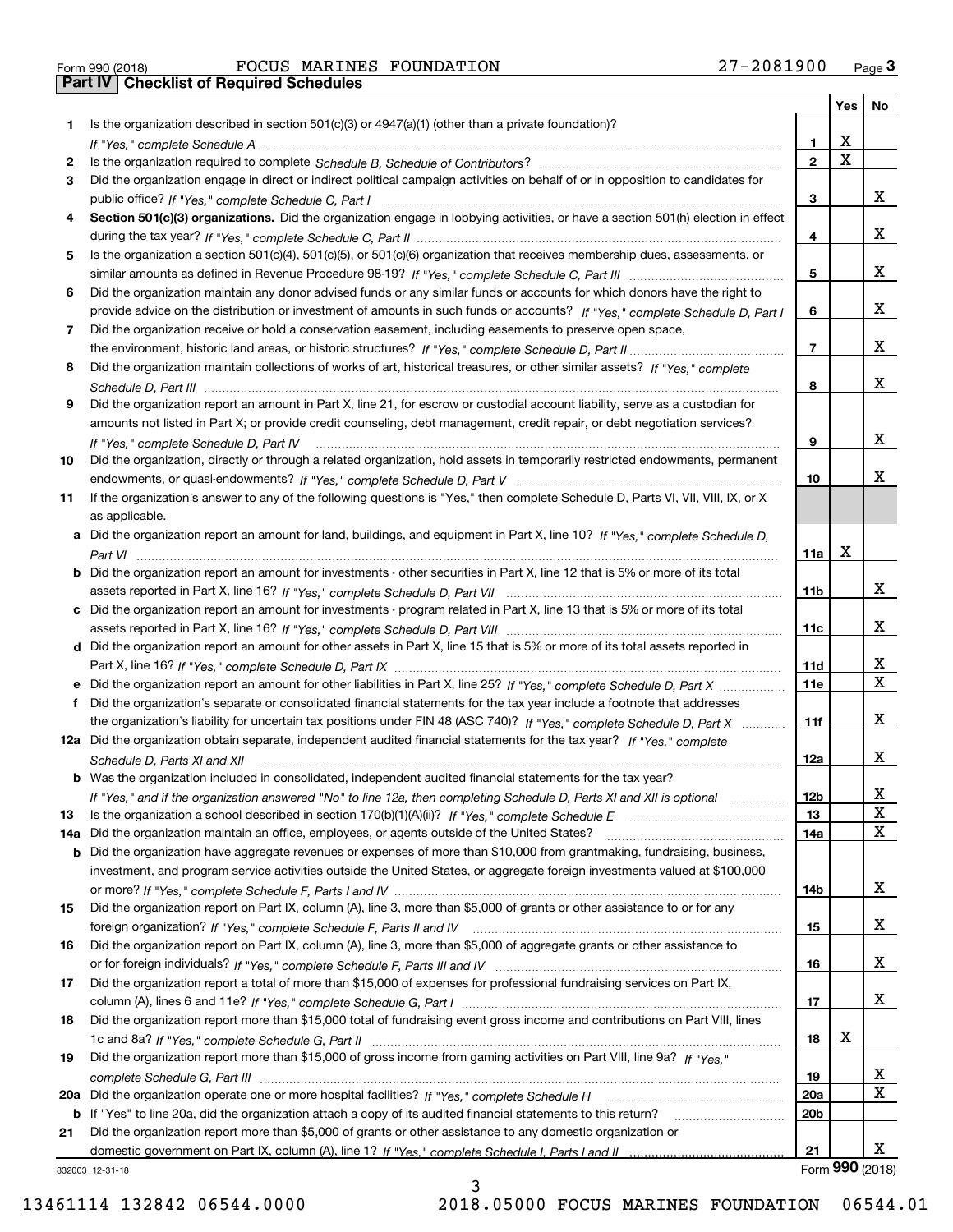Form 990 (2018) FOCUS MARINES FOUNDATION 27-2081900 Page 3

## Part IV Checklist of Required Schedules

| | | | Yes | No |
|---|---|---|---|---|
| 1 | Is the organization described in section 501(c)(3) or 4947(a)(1) (other than a private foundation)? *If "Yes," complete Schedule A* | 1 | X | |
| 2 | Is the organization required to complete *Schedule B, Schedule of Contributors*? | 2 | X | |
| 3 | Did the organization engage in direct or indirect political campaign activities on behalf of or in opposition to candidates for public office? *If "Yes," complete Schedule C, Part I* | 3 | | X |
| 4 | **Section 501(c)(3) organizations.** Did the organization engage in lobbying activities, or have a section 501(h) election in effect during the tax year? *If "Yes," complete Schedule C, Part II* | 4 | | X |
| 5 | Is the organization a section 501(c)(4), 501(c)(5), or 501(c)(6) organization that receives membership dues, assessments, or similar amounts as defined in Revenue Procedure 98-19? *If "Yes," complete Schedule C, Part III* | 5 | | X |
| 6 | Did the organization maintain any donor advised funds or any similar funds or accounts for which donors have the right to provide advice on the distribution or investment of amounts in such funds or accounts? *If "Yes," complete Schedule D, Part I* | 6 | | X |
| 7 | Did the organization receive or hold a conservation easement, including easements to preserve open space, the environment, historic land areas, or historic structures? *If "Yes," complete Schedule D, Part II* | 7 | | X |
| 8 | Did the organization maintain collections of works of art, historical treasures, or other similar assets? *If "Yes," complete Schedule D, Part III* | 8 | | X |
| 9 | Did the organization report an amount in Part X, line 21, for escrow or custodial account liability, serve as a custodian for amounts not listed in Part X; or provide credit counseling, debt management, credit repair, or debt negotiation services? *If "Yes," complete Schedule D, Part IV* | 9 | | X |
| 10 | Did the organization, directly or through a related organization, hold assets in temporarily restricted endowments, permanent endowments, or quasi-endowments? *If "Yes," complete Schedule D, Part V* | 10 | | X |
| 11 | If the organization's answer to any of the following questions is "Yes," then complete Schedule D, Parts VI, VII, VIII, IX, or X as applicable. | | | |
| a | Did the organization report an amount for land, buildings, and equipment in Part X, line 10? *If "Yes," complete Schedule D, Part VI* | 11a | X | |
| b | Did the organization report an amount for investments - other securities in Part X, line 12 that is 5% or more of its total assets reported in Part X, line 16? *If "Yes," complete Schedule D, Part VII* | 11b | | X |
| c | Did the organization report an amount for investments - program related in Part X, line 13 that is 5% or more of its total assets reported in Part X, line 16? *If "Yes," complete Schedule D, Part VIII* | 11c | | X |
| d | Did the organization report an amount for other assets in Part X, line 15 that is 5% or more of its total assets reported in Part X, line 16? *If "Yes," complete Schedule D, Part IX* | 11d | | X |
| e | Did the organization report an amount for other liabilities in Part X, line 25? *If "Yes," complete Schedule D, Part X* | 11e | | X |
| f | Did the organization's separate or consolidated financial statements for the tax year include a footnote that addresses the organization's liability for uncertain tax positions under FIN 48 (ASC 740)? *If "Yes," complete Schedule D, Part X* | 11f | | X |
| 12a | Did the organization obtain separate, independent audited financial statements for the tax year? *If "Yes," complete Schedule D, Parts XI and XII* | 12a | | X |
| b | Was the organization included in consolidated, independent audited financial statements for the tax year? *If "Yes," and if the organization answered "No" to line 12a, then completing Schedule D, Parts XI and XII is optional* | 12b | | X |
| 13 | Is the organization a school described in section 170(b)(1)(A)(ii)? *If "Yes," complete Schedule E* | 13 | | X |
| 14a | Did the organization maintain an office, employees, or agents outside of the United States? | 14a | | X |
| b | Did the organization have aggregate revenues or expenses of more than $10,000 from grantmaking, fundraising, business, investment, and program service activities outside the United States, or aggregate foreign investments valued at $100,000 or more? *If "Yes," complete Schedule F, Parts I and IV* | 14b | | X |
| 15 | Did the organization report on Part IX, column (A), line 3, more than $5,000 of grants or other assistance to or for any foreign organization? *If "Yes," complete Schedule F, Parts II and IV* | 15 | | X |
| 16 | Did the organization report on Part IX, column (A), line 3, more than $5,000 of aggregate grants or other assistance to or for foreign individuals? *If "Yes," complete Schedule F, Parts III and IV* | 16 | | X |
| 17 | Did the organization report a total of more than $15,000 of expenses for professional fundraising services on Part IX, column (A), lines 6 and 11e? *If "Yes," complete Schedule G, Part I* | 17 | | X |
| 18 | Did the organization report more than $15,000 total of fundraising event gross income and contributions on Part VIII, lines 1c and 8a? *If "Yes," complete Schedule G, Part II* | 18 | X | |
| 19 | Did the organization report more than $15,000 of gross income from gaming activities on Part VIII, line 9a? *If "Yes," complete Schedule G, Part III* | 19 | | X |
| 20a | Did the organization operate one or more hospital facilities? *If "Yes," complete Schedule H* | 20a | | X |
| b | If "Yes" to line 20a, did the organization attach a copy of its audited financial statements to this return? | 20b | | |
| 21 | Did the organization report more than $5,000 of grants or other assistance to any domestic organization or domestic government on Part IX, column (A), line 1? *If "Yes," complete Schedule I, Parts I and II* | 21 | | X |

832003 12-31-18 Form **990** (2018)

13461114 132842 06544.0000 2018.05000 FOCUS MARINES FOUNDATION 06544.01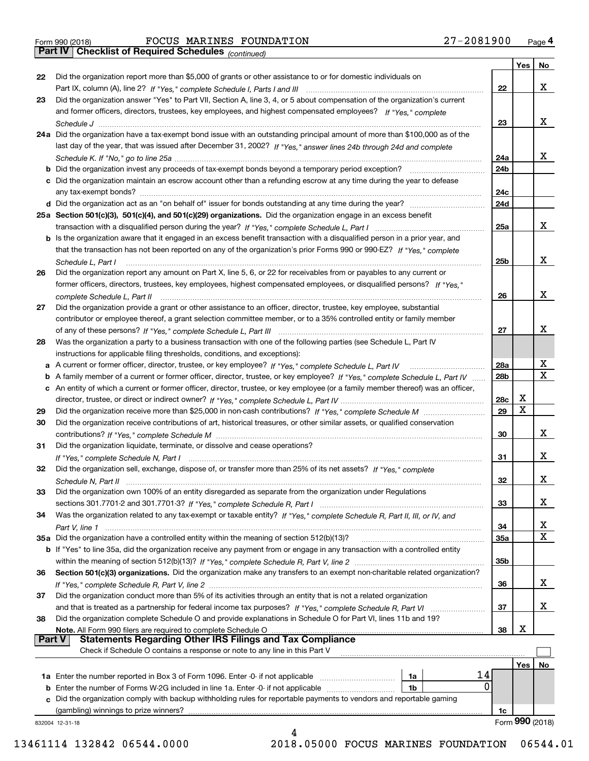Form 990 (2018) FOCUS MARINES FOUNDATION 27-2081900 Page 4

**Part IV Checklist of Required Schedules** *(continued)*

| | | | Yes | No |
|---|---|---|---|---|
| 22 | Did the organization report more than $5,000 of grants or other assistance to or for domestic individuals on Part IX, column (A), line 2? *If "Yes," complete Schedule I, Parts I and III* | 22 | | X |
| 23 | Did the organization answer "Yes" to Part VII, Section A, line 3, 4, or 5 about compensation of the organization's current and former officers, directors, trustees, key employees, and highest compensated employees? *If "Yes," complete Schedule J* | 23 | | X |
| 24a | Did the organization have a tax-exempt bond issue with an outstanding principal amount of more than $100,000 as of the last day of the year, that was issued after December 31, 2002? *If "Yes," answer lines 24b through 24d and complete Schedule K. If "No," go to line 25a* | 24a | | X |
| b | Did the organization invest any proceeds of tax-exempt bonds beyond a temporary period exception? | 24b | | |
| c | Did the organization maintain an escrow account other than a refunding escrow at any time during the year to defease any tax-exempt bonds? | 24c | | |
| d | Did the organization act as an "on behalf of" issuer for bonds outstanding at any time during the year? | 24d | | |
| 25a | **Section 501(c)(3), 501(c)(4), and 501(c)(29) organizations.** Did the organization engage in an excess benefit transaction with a disqualified person during the year? *If "Yes," complete Schedule L, Part I* | 25a | | X |
| b | Is the organization aware that it engaged in an excess benefit transaction with a disqualified person in a prior year, and that the transaction has not been reported on any of the organization's prior Forms 990 or 990-EZ? *If "Yes," complete Schedule L, Part I* | 25b | | X |
| 26 | Did the organization report any amount on Part X, line 5, 6, or 22 for receivables from or payables to any current or former officers, directors, trustees, key employees, highest compensated employees, or disqualified persons? *If "Yes," complete Schedule L, Part II* | 26 | | X |
| 27 | Did the organization provide a grant or other assistance to an officer, director, trustee, key employee, substantial contributor or employee thereof, a grant selection committee member, or to a 35% controlled entity or family member of any of these persons? *If "Yes," complete Schedule L, Part III* | 27 | | X |
| 28 | Was the organization a party to a business transaction with one of the following parties (see Schedule L, Part IV instructions for applicable filing thresholds, conditions, and exceptions): | | | |
| a | A current or former officer, director, trustee, or key employee? *If "Yes," complete Schedule L, Part IV* | 28a | | X |
| b | A family member of a current or former officer, director, trustee, or key employee? *If "Yes," complete Schedule L, Part IV* | 28b | | X |
| c | An entity of which a current or former officer, director, trustee, or key employee (or a family member thereof) was an officer, director, trustee, or direct or indirect owner? *If "Yes," complete Schedule L, Part IV* | 28c | X | |
| 29 | Did the organization receive more than $25,000 in non-cash contributions? *If "Yes," complete Schedule M* | 29 | X | |
| 30 | Did the organization receive contributions of art, historical treasures, or other similar assets, or qualified conservation contributions? *If "Yes," complete Schedule M* | 30 | | X |
| 31 | Did the organization liquidate, terminate, or dissolve and cease operations? *If "Yes," complete Schedule N, Part I* | 31 | | X |
| 32 | Did the organization sell, exchange, dispose of, or transfer more than 25% of its net assets? *If "Yes," complete Schedule N, Part II* | 32 | | X |
| 33 | Did the organization own 100% of an entity disregarded as separate from the organization under Regulations sections 301.7701-2 and 301.7701-3? *If "Yes," complete Schedule R, Part I* | 33 | | X |
| 34 | Was the organization related to any tax-exempt or taxable entity? *If "Yes," complete Schedule R, Part II, III, or IV, and Part V, line 1* | 34 | | X |
| 35a | Did the organization have a controlled entity within the meaning of section 512(b)(13)? | 35a | | X |
| b | If "Yes" to line 35a, did the organization receive any payment from or engage in any transaction with a controlled entity within the meaning of section 512(b)(13)? *If "Yes," complete Schedule R, Part V, line 2* | 35b | | |
| 36 | **Section 501(c)(3) organizations.** Did the organization make any transfers to an exempt non-charitable related organization? *If "Yes," complete Schedule R, Part V, line 2* | 36 | | X |
| 37 | Did the organization conduct more than 5% of its activities through an entity that is not a related organization and that is treated as a partnership for federal income tax purposes? *If "Yes," complete Schedule R, Part VI* | 37 | | X |
| 38 | Did the organization complete Schedule O and provide explanations in Schedule O for Part VI, lines 11b and 19? **Note.** All Form 990 filers are required to complete Schedule O | 38 | X | |

**Part V Statements Regarding Other IRS Filings and Tax Compliance**

Check if Schedule O contains a response or note to any line in this Part V ☐

| | | | | | Yes | No |
|---|---|---|---|---|---|---|
| 1a | Enter the number reported in Box 3 of Form 1096. Enter -0- if not applicable | 1a | 14 | | | |
| b | Enter the number of Forms W-2G included in line 1a. Enter -0- if not applicable | 1b | 0 | | | |
| c | Did the organization comply with backup withholding rules for reportable payments to vendors and reportable gaming (gambling) winnings to prize winners? | | | 1c | | |

832004 12-31-18 Form **990** (2018)

13461114 132842 06544.0000 2018.05000 FOCUS MARINES FOUNDATION 06544.01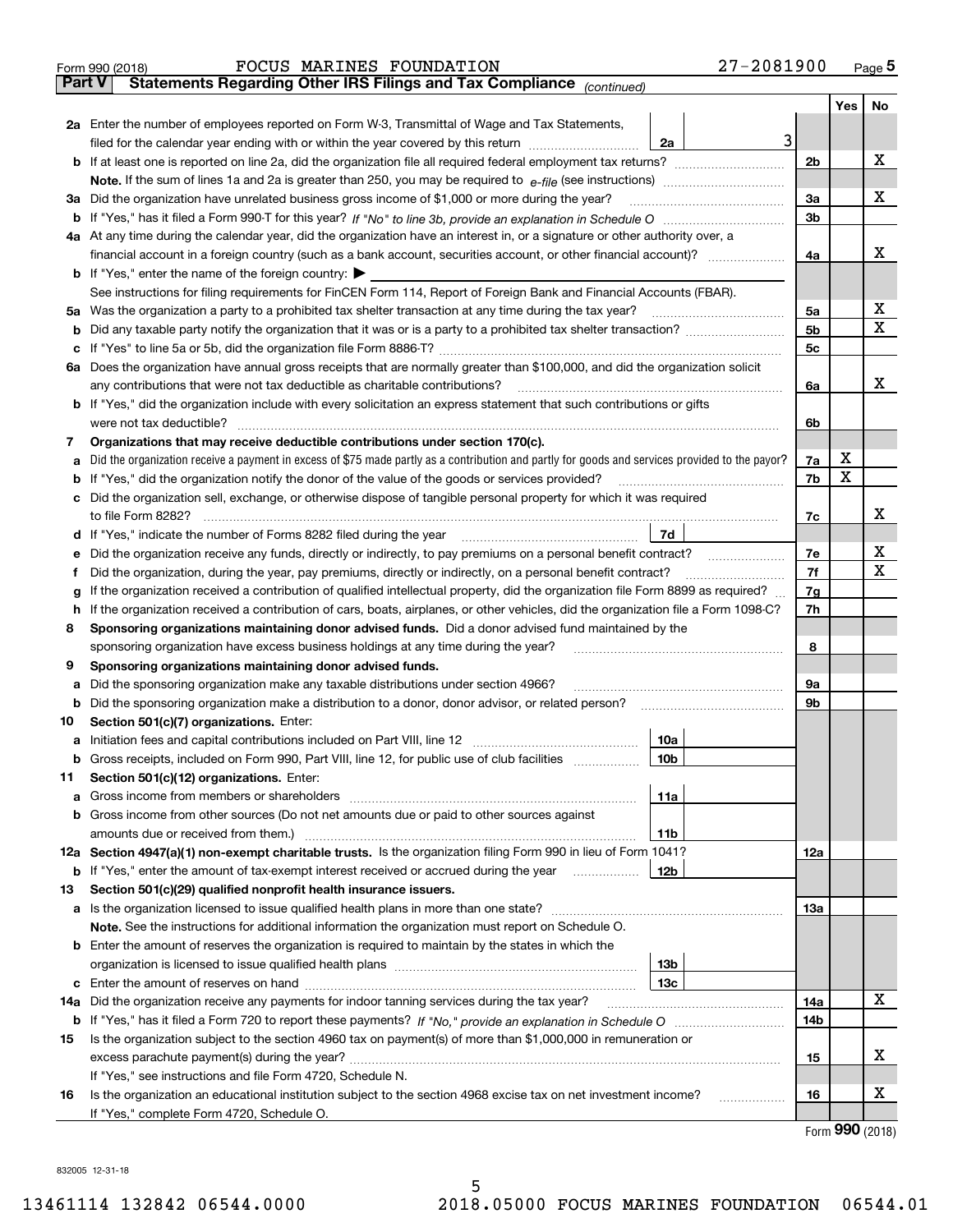Form 990 (2018) FOCUS MARINES FOUNDATION 27-2081900 Page 5

**Part V Statements Regarding Other IRS Filings and Tax Compliance** *(continued)*

| | | | | Yes | No |
|---|---|---|---|---|---|
| **2a** | Enter the number of employees reported on Form W-3, Transmittal of Wage and Tax Statements, filed for the calendar year ending with or within the year covered by this return | 2a | 3 | | |
| **b** | If at least one is reported on line 2a, did the organization file all required federal employment tax returns? | | 2b | | X |
| | **Note.** If the sum of lines 1a and 2a is greater than 250, you may be required to *e-file* (see instructions) | | | | |
| **3a** | Did the organization have unrelated business gross income of $1,000 or more during the year? | | 3a | | X |
| **b** | If "Yes," has it filed a Form 990-T for this year? *If "No" to line 3b, provide an explanation in Schedule O* | | 3b | | |
| **4a** | At any time during the calendar year, did the organization have an interest in, or a signature or other authority over, a financial account in a foreign country (such as a bank account, securities account, or other financial account)? | | 4a | | X |
| **b** | If "Yes," enter the name of the foreign country: ▶ | | | | |
| | See instructions for filing requirements for FinCEN Form 114, Report of Foreign Bank and Financial Accounts (FBAR). | | | | |
| **5a** | Was the organization a party to a prohibited tax shelter transaction at any time during the tax year? | | 5a | | X |
| **b** | Did any taxable party notify the organization that it was or is a party to a prohibited tax shelter transaction? | | 5b | | X |
| **c** | If "Yes" to line 5a or 5b, did the organization file Form 8886-T? | | 5c | | |
| **6a** | Does the organization have annual gross receipts that are normally greater than $100,000, and did the organization solicit any contributions that were not tax deductible as charitable contributions? | | 6a | | X |
| **b** | If "Yes," did the organization include with every solicitation an express statement that such contributions or gifts were not tax deductible? | | 6b | | |
| **7** | **Organizations that may receive deductible contributions under section 170(c).** | | | | |
| **a** | Did the organization receive a payment in excess of $75 made partly as a contribution and partly for goods and services provided to the payor? | | 7a | X | |
| **b** | If "Yes," did the organization notify the donor of the value of the goods or services provided? | | 7b | X | |
| **c** | Did the organization sell, exchange, or otherwise dispose of tangible personal property for which it was required to file Form 8282? | | 7c | | X |
| **d** | If "Yes," indicate the number of Forms 8282 filed during the year | 7d | | | |
| **e** | Did the organization receive any funds, directly or indirectly, to pay premiums on a personal benefit contract? | | 7e | | X |
| **f** | Did the organization, during the year, pay premiums, directly or indirectly, on a personal benefit contract? | | 7f | | X |
| **g** | If the organization received a contribution of qualified intellectual property, did the organization file Form 8899 as required? | | 7g | | |
| **h** | If the organization received a contribution of cars, boats, airplanes, or other vehicles, did the organization file a Form 1098-C? | | 7h | | |
| **8** | **Sponsoring organizations maintaining donor advised funds.** Did a donor advised fund maintained by the sponsoring organization have excess business holdings at any time during the year? | | 8 | | |
| **9** | **Sponsoring organizations maintaining donor advised funds.** | | | | |
| **a** | Did the sponsoring organization make any taxable distributions under section 4966? | | 9a | | |
| **b** | Did the sponsoring organization make a distribution to a donor, donor advisor, or related person? | | 9b | | |
| **10** | **Section 501(c)(7) organizations.** Enter: | | | | |
| **a** | Initiation fees and capital contributions included on Part VIII, line 12 | 10a | | | |
| **b** | Gross receipts, included on Form 990, Part VIII, line 12, for public use of club facilities | 10b | | | |
| **11** | **Section 501(c)(12) organizations.** Enter: | | | | |
| **a** | Gross income from members or shareholders | 11a | | | |
| **b** | Gross income from other sources (Do not net amounts due or paid to other sources against amounts due or received from them.) | 11b | | | |
| **12a** | **Section 4947(a)(1) non-exempt charitable trusts.** Is the organization filing Form 990 in lieu of Form 1041? | | 12a | | |
| **b** | If "Yes," enter the amount of tax-exempt interest received or accrued during the year | 12b | | | |
| **13** | **Section 501(c)(29) qualified nonprofit health insurance issuers.** | | | | |
| **a** | Is the organization licensed to issue qualified health plans in more than one state? | | 13a | | |
| | **Note.** See the instructions for additional information the organization must report on Schedule O. | | | | |
| **b** | Enter the amount of reserves the organization is required to maintain by the states in which the organization is licensed to issue qualified health plans | 13b | | | |
| **c** | Enter the amount of reserves on hand | 13c | | | |
| **14a** | Did the organization receive any payments for indoor tanning services during the tax year? | | 14a | | X |
| **b** | If "Yes," has it filed a Form 720 to report these payments? *If "No," provide an explanation in Schedule O* | | 14b | | |
| **15** | Is the organization subject to the section 4960 tax on payment(s) of more than $1,000,000 in remuneration or excess parachute payment(s) during the year? | | 15 | | X |
| | If "Yes," see instructions and file Form 4720, Schedule N. | | | | |
| **16** | Is the organization an educational institution subject to the section 4968 excise tax on net investment income? | | 16 | | X |
| | If "Yes," complete Form 4720, Schedule O. | | | | |

Form **990** (2018)

832005 12-31-18

13461114 132842 06544.0000 2018.05000 FOCUS MARINES FOUNDATION 06544.01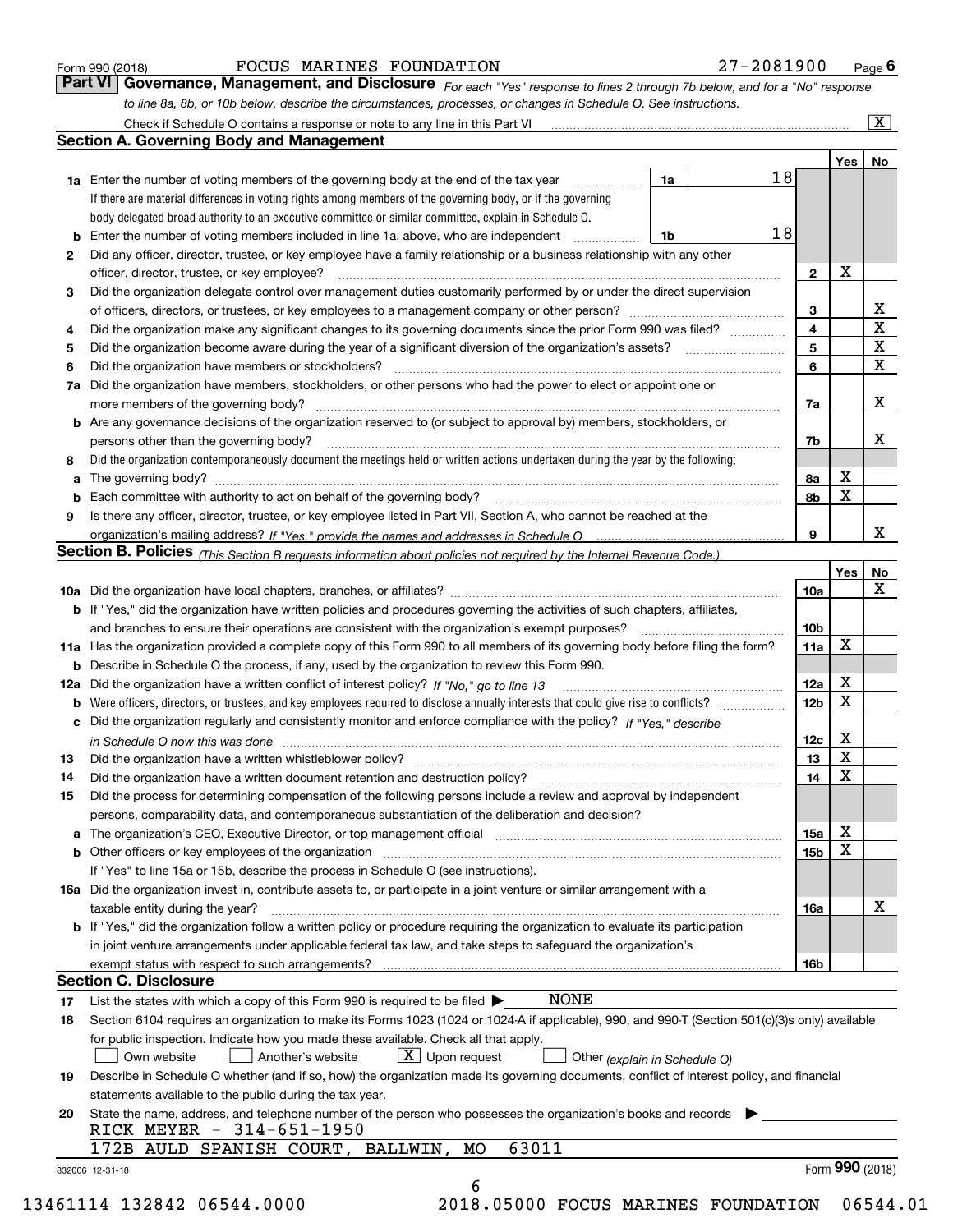Form 990 (2018) FOCUS MARINES FOUNDATION 27-2081900

## Part VI Governance, Management, and Disclosure

*For each "Yes" response to lines 2 through 7b below, and for a "No" response to line 8a, 8b, or 10b below, describe the circumstances, processes, or changes in Schedule O. See instructions.*

Check if Schedule O contains a response or note to any line in this Part VI [X]

### Section A. Governing Body and Management

| | | | | Yes | No |
|---|---|---|---|---|---|
| 1a | Enter the number of voting members of the governing body at the end of the tax year | 1a | 18 | | |
| | If there are material differences in voting rights among members of the governing body, or if the governing body delegated broad authority to an executive committee or similar committee, explain in Schedule O. | | | | |
| b | Enter the number of voting members included in line 1a, above, who are independent | 1b | 18 | | |
| 2 | Did any officer, director, trustee, or key employee have a family relationship or a business relationship with any other officer, director, trustee, or key employee? | 2 | | X | |
| 3 | Did the organization delegate control over management duties customarily performed by or under the direct supervision of officers, directors, or trustees, or key employees to a management company or other person? | 3 | | | X |
| 4 | Did the organization make any significant changes to its governing documents since the prior Form 990 was filed? | 4 | | | X |
| 5 | Did the organization become aware during the year of a significant diversion of the organization's assets? | 5 | | | X |
| 6 | Did the organization have members or stockholders? | 6 | | | X |
| 7a | Did the organization have members, stockholders, or other persons who had the power to elect or appoint one or more members of the governing body? | 7a | | | X |
| b | Are any governance decisions of the organization reserved to (or subject to approval by) members, stockholders, or persons other than the governing body? | 7b | | | X |
| 8 | Did the organization contemporaneously document the meetings held or written actions undertaken during the year by the following: | | | | |
| a | The governing body? | 8a | | X | |
| b | Each committee with authority to act on behalf of the governing body? | 8b | | X | |
| 9 | Is there any officer, director, trustee, or key employee listed in Part VII, Section A, who cannot be reached at the organization's mailing address? *If "Yes," provide the names and addresses in Schedule O* | 9 | | | X |

### Section B. Policies *(This Section B requests information about policies not required by the Internal Revenue Code.)*

| | | | Yes | No |
|---|---|---|---|---|
| 10a | Did the organization have local chapters, branches, or affiliates? | 10a | | X |
| b | If "Yes," did the organization have written policies and procedures governing the activities of such chapters, affiliates, and branches to ensure their operations are consistent with the organization's exempt purposes? | 10b | | |
| 11a | Has the organization provided a complete copy of this Form 990 to all members of its governing body before filing the form? | 11a | X | |
| b | Describe in Schedule O the process, if any, used by the organization to review this Form 990. | | | |
| 12a | Did the organization have a written conflict of interest policy? *If "No," go to line 13* | 12a | X | |
| b | Were officers, directors, or trustees, and key employees required to disclose annually interests that could give rise to conflicts? | 12b | X | |
| c | Did the organization regularly and consistently monitor and enforce compliance with the policy? *If "Yes," describe in Schedule O how this was done* | 12c | X | |
| 13 | Did the organization have a written whistleblower policy? | 13 | X | |
| 14 | Did the organization have a written document retention and destruction policy? | 14 | X | |
| 15 | Did the process for determining compensation of the following persons include a review and approval by independent persons, comparability data, and contemporaneous substantiation of the deliberation and decision? | | | |
| a | The organization's CEO, Executive Director, or top management official | 15a | X | |
| b | Other officers or key employees of the organization | 15b | X | |
| | If "Yes" to line 15a or 15b, describe the process in Schedule O (see instructions). | | | |
| 16a | Did the organization invest in, contribute assets to, or participate in a joint venture or similar arrangement with a taxable entity during the year? | 16a | | X |
| b | If "Yes," did the organization follow a written policy or procedure requiring the organization to evaluate its participation in joint venture arrangements under applicable federal tax law, and take steps to safeguard the organization's exempt status with respect to such arrangements? | 16b | | |

### Section C. Disclosure

17 List the states with which a copy of this Form 990 is required to be filed ▶ NONE

18 Section 6104 requires an organization to make its Forms 1023 (1024 or 1024-A if applicable), 990, and 990-T (Section 501(c)(3)s only) available for public inspection. Indicate how you made these available. Check all that apply.

[ ] Own website [ ] Another's website [X] Upon request [ ] Other *(explain in Schedule O)*

19 Describe in Schedule O whether (and if so, how) the organization made its governing documents, conflict of interest policy, and financial statements available to the public during the tax year.

20 State the name, address, and telephone number of the person who possesses the organization's books and records ▶

RICK MEYER - 314-651-1950
172B AULD SPANISH COURT, BALLWIN, MO 63011

832006 12-31-18 Form **990** (2018)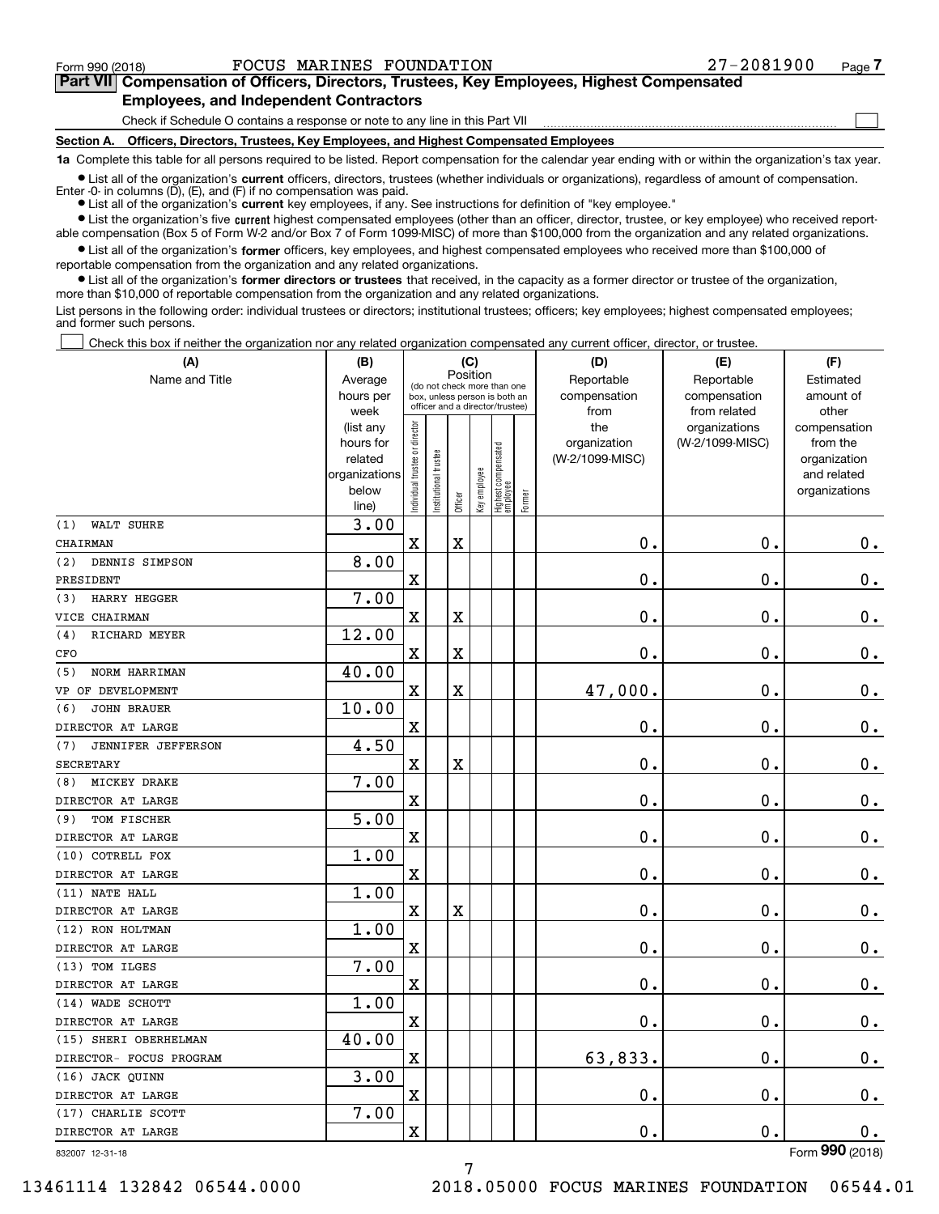Form 990 (2018) FOCUS MARINES FOUNDATION 27-2081900

## Part VII Compensation of Officers, Directors, Trustees, Key Employees, Highest Compensated Employees, and Independent Contractors

Check if Schedule O contains a response or note to any line in this Part VII ☐

### Section A. Officers, Directors, Trustees, Key Employees, and Highest Compensated Employees

**1a** Complete this table for all persons required to be listed. Report compensation for the calendar year ending with or within the organization's tax year.

- List all of the organization's **current** officers, directors, trustees (whether individuals or organizations), regardless of amount of compensation. Enter -0- in columns (D), (E), and (F) if no compensation was paid.
- List all of the organization's **current** key employees, if any. See instructions for definition of "key employee."
- List the organization's five **current** highest compensated employees (other than an officer, director, trustee, or key employee) who received reportable compensation (Box 5 of Form W-2 and/or Box 7 of Form 1099-MISC) of more than $100,000 from the organization and any related organizations.
- List all of the organization's **former** officers, key employees, and highest compensated employees who received more than $100,000 of reportable compensation from the organization and any related organizations.
- List all of the organization's **former directors or trustees** that received, in the capacity as a former director or trustee of the organization, more than $10,000 of reportable compensation from the organization and any related organizations.

List persons in the following order: individual trustees or directors; institutional trustees; officers; key employees; highest compensated employees; and former such persons.

☐ Check this box if neither the organization nor any related organization compensated any current officer, director, or trustee.

| (A) Name and Title | (B) Average hours per week (list any hours for related organizations below line) | (C) Individual trustee or director | Institutional trustee | Officer | Key employee | Highest compensated employee | Former | (D) Reportable compensation from the organization (W-2/1099-MISC) | (E) Reportable compensation from related organizations (W-2/1099-MISC) | (F) Estimated amount of other compensation from the organization and related organizations |
|---|---|---|---|---|---|---|---|---|---|---|
| (1) WALT SUHRE<br>CHAIRMAN | 3.00 | X | | X | | | | 0. | 0. | 0. |
| (2) DENNIS SIMPSON<br>PRESIDENT | 8.00 | X | | | | | | 0. | 0. | 0. |
| (3) HARRY HEGGER<br>VICE CHAIRMAN | 7.00 | X | | X | | | | 0. | 0. | 0. |
| (4) RICHARD MEYER<br>CFO | 12.00 | X | | X | | | | 0. | 0. | 0. |
| (5) NORM HARRIMAN<br>VP OF DEVELOPMENT | 40.00 | X | | X | | | | 47,000. | 0. | 0. |
| (6) JOHN BRAUER<br>DIRECTOR AT LARGE | 10.00 | X | | | | | | 0. | 0. | 0. |
| (7) JENNIFER JEFFERSON<br>SECRETARY | 4.50 | X | | X | | | | 0. | 0. | 0. |
| (8) MICKEY DRAKE<br>DIRECTOR AT LARGE | 7.00 | X | | | | | | 0. | 0. | 0. |
| (9) TOM FISCHER<br>DIRECTOR AT LARGE | 5.00 | X | | | | | | 0. | 0. | 0. |
| (10) COTRELL FOX<br>DIRECTOR AT LARGE | 1.00 | X | | | | | | 0. | 0. | 0. |
| (11) NATE HALL<br>DIRECTOR AT LARGE | 1.00 | X | | X | | | | 0. | 0. | 0. |
| (12) RON HOLTMAN<br>DIRECTOR AT LARGE | 1.00 | X | | | | | | 0. | 0. | 0. |
| (13) TOM ILGES<br>DIRECTOR AT LARGE | 7.00 | X | | | | | | 0. | 0. | 0. |
| (14) WADE SCHOTT<br>DIRECTOR AT LARGE | 1.00 | X | | | | | | 0. | 0. | 0. |
| (15) SHERI OBERHELMAN<br>DIRECTOR- FOCUS PROGRAM | 40.00 | X | | | | | | 63,833. | 0. | 0. |
| (16) JACK QUINN<br>DIRECTOR AT LARGE | 3.00 | X | | | | | | 0. | 0. | 0. |
| (17) CHARLIE SCOTT<br>DIRECTOR AT LARGE | 7.00 | X | | | | | | 0. | 0. | 0. |

832007 12-31-18 Form **990** (2018)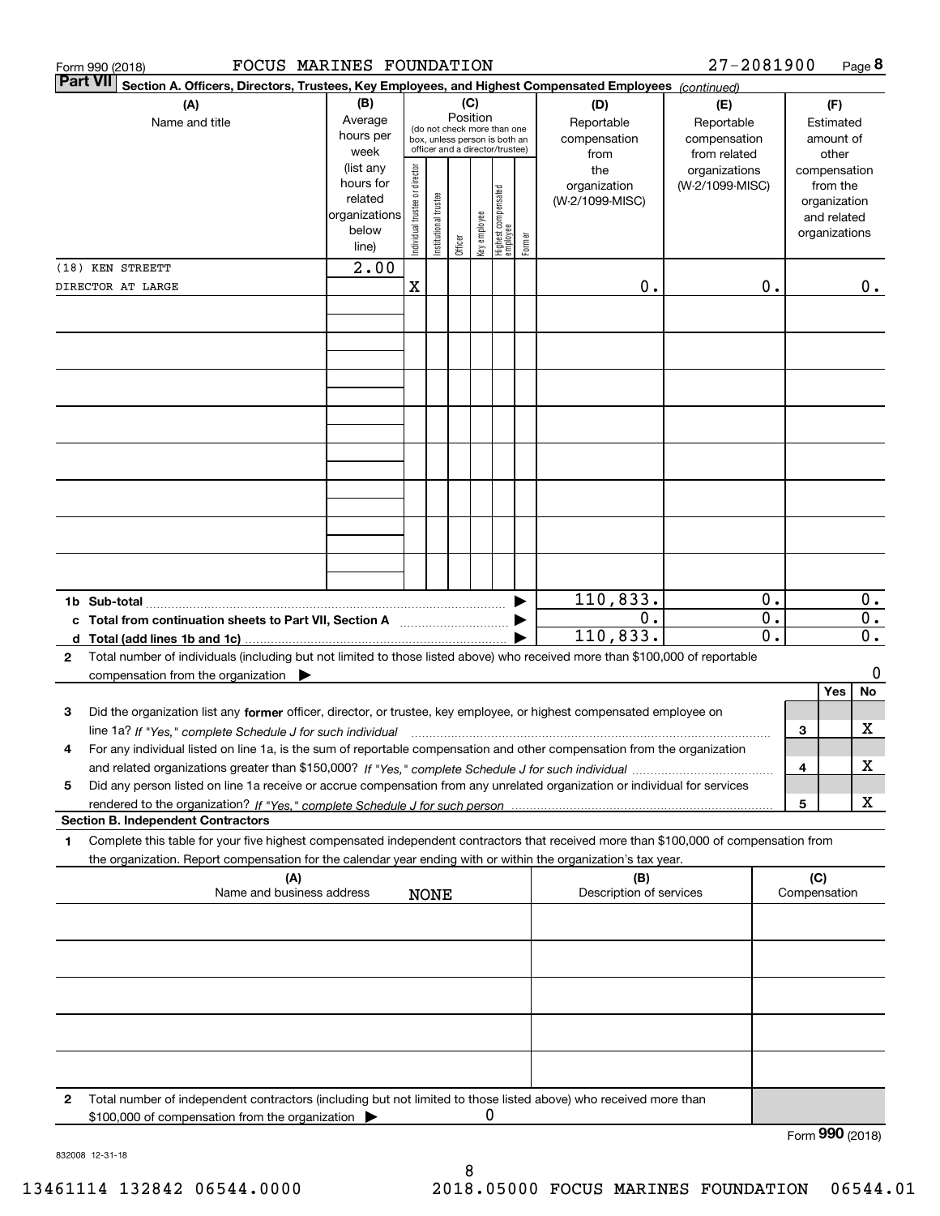Form 990 (2018) FOCUS MARINES FOUNDATION 27-2081900

## Part VII Section A. Officers, Directors, Trustees, Key Employees, and Highest Compensated Employees *(continued)*

| (A) Name and title | (B) Average hours per week (list any hours for related organizations below line) | (C) Position: Individual trustee or director | Institutional trustee | Officer | Key employee | Highest compensated employee | Former | (D) Reportable compensation from the organization (W-2/1099-MISC) | (E) Reportable compensation from related organizations (W-2/1099-MISC) | (F) Estimated amount of other compensation from the organization and related organizations |
|---|---|---|---|---|---|---|---|---|---|---|
| (18) KEN STREETT DIRECTOR AT LARGE | 2.00 | X | | | | | | 0. | 0. | 0. |
| | | | | | | | | | | |
| | | | | | | | | | | |
| | | | | | | | | | | |
| | | | | | | | | | | |
| | | | | | | | | | | |
| | | | | | | | | | | |
| | | | | | | | | | | |
| **1b Sub-total** | | | | | | | | 110,833. | 0. | 0. |
| **c Total from continuation sheets to Part VII, Section A** | | | | | | | | 0. | 0. | 0. |
| **d Total (add lines 1b and 1c)** | | | | | | | | 110,833. | 0. | 0. |

**2** Total number of individuals (including but not limited to those listed above) who received more than $100,000 of reportable compensation from the organization ▶ 0

| | | Yes | No |
|---|---|---|---|
| **3** Did the organization list any **former** officer, director, or trustee, key employee, or highest compensated employee on line 1a? *If "Yes," complete Schedule J for such individual* | 3 | | X |
| **4** For any individual listed on line 1a, is the sum of reportable compensation and other compensation from the organization and related organizations greater than $150,000? *If "Yes," complete Schedule J for such individual* | 4 | | X |
| **5** Did any person listed on line 1a receive or accrue compensation from any unrelated organization or individual for services rendered to the organization? *If "Yes," complete Schedule J for such person* | 5 | | X |

### Section B. Independent Contractors

**1** Complete this table for your five highest compensated independent contractors that received more than $100,000 of compensation from the organization. Report compensation for the calendar year ending with or within the organization's tax year.

| (A) Name and business address | (B) Description of services | (C) Compensation |
|---|---|---|
| NONE | | |
| | | |
| | | |
| | | |
| | | |

**2** Total number of independent contractors (including but not limited to those listed above) who received more than $100,000 of compensation from the organization ▶ 0

Form **990** (2018)

832008 12-31-18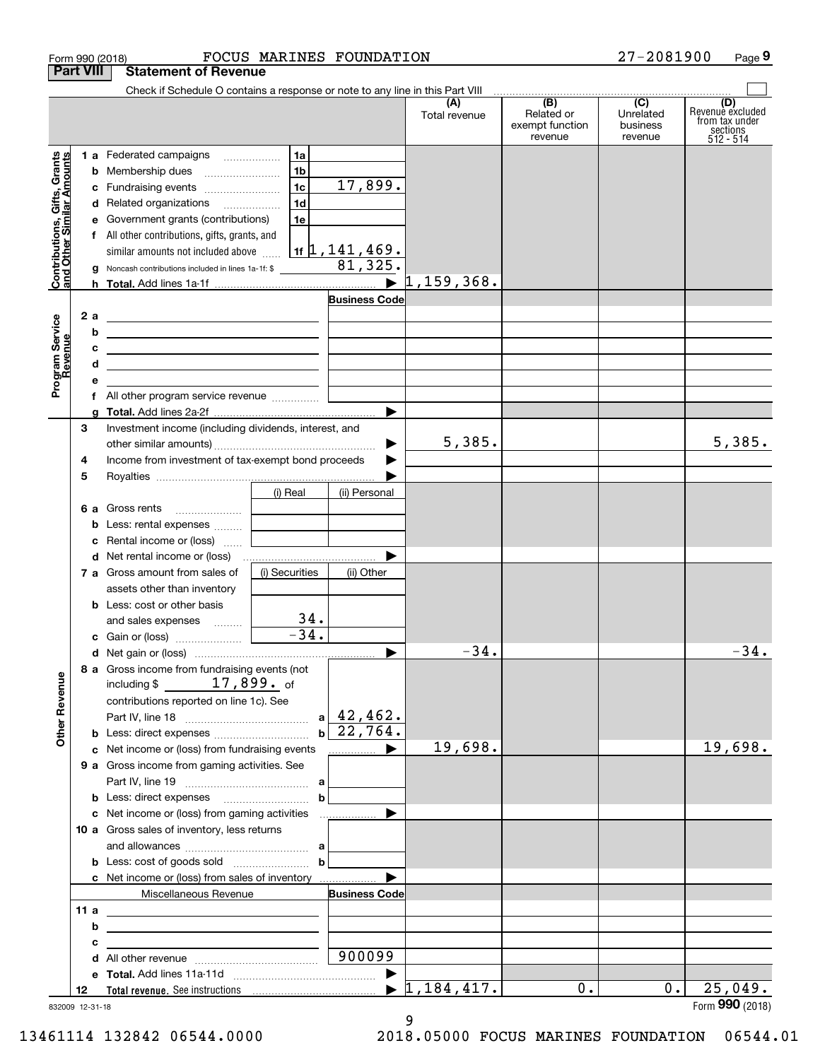Form 990 (2018) FOCUS MARINES FOUNDATION 27-2081900

## Part VIII Statement of Revenue

Check if Schedule O contains a response or note to any line in this Part VIII

| | | | (A) Total revenue | (B) Related or exempt function revenue | (C) Unrelated business revenue | (D) Revenue excluded from tax under sections 512 - 514 |
|---|---|---|---|---|---|---|
| **Contributions, Gifts, Grants and Other Similar Amounts** | 1a Federated campaigns | 1a | | | | |
| | b Membership dues | 1b | | | | |
| | c Fundraising events | 1c 17,899. | | | | |
| | d Related organizations | 1d | | | | |
| | e Government grants (contributions) | 1e | | | | |
| | f All other contributions, gifts, grants, and similar amounts not included above | 1f 1,141,469. | | | | |
| | g Noncash contributions included in lines 1a-1f: $ 81,325. | | | | | |
| | h **Total.** Add lines 1a-1f | ▶ | 1,159,368. | | | |
| **Program Service Revenue** | | **Business Code** | | | | |
| | 2a | | | | | |
| | b | | | | | |
| | c | | | | | |
| | d | | | | | |
| | e | | | | | |
| | f All other program service revenue | | | | | |
| | g **Total.** Add lines 2a-2f | ▶ | | | | |
| **Other Revenue** | 3 Investment income (including dividends, interest, and other similar amounts) | ▶ | 5,385. | | | 5,385. |
| | 4 Income from investment of tax-exempt bond proceeds | ▶ | | | | |
| | 5 Royalties | ▶ | | | | |
| | | (i) Real / (ii) Personal | | | | |
| | 6a Gross rents | | | | | |
| | b Less: rental expenses | | | | | |
| | c Rental income or (loss) | | | | | |
| | d Net rental income or (loss) | ▶ | | | | |
| | 7a Gross amount from sales of assets other than inventory | (i) Securities / (ii) Other | | | | |
| | b Less: cost or other basis and sales expenses | (i) 34. | | | | |
| | c Gain or (loss) | (i) -34. | | | | |
| | d Net gain or (loss) | ▶ | -34. | | | -34. |
| | 8a Gross income from fundraising events (not including $ 17,899. of contributions reported on line 1c). See Part IV, line 18 | a 42,462. | | | | |
| | b Less: direct expenses | b 22,764. | | | | |
| | c Net income or (loss) from fundraising events | ▶ | 19,698. | | | 19,698. |
| | 9a Gross income from gaming activities. See Part IV, line 19 | a | | | | |
| | b Less: direct expenses | b | | | | |
| | c Net income or (loss) from gaming activities | ▶ | | | | |
| | 10a Gross sales of inventory, less returns and allowances | a | | | | |
| | b Less: cost of goods sold | b | | | | |
| | c Net income or (loss) from sales of inventory | ▶ | | | | |
| | Miscellaneous Revenue | **Business Code** | | | | |
| | 11a | | | | | |
| | b | | | | | |
| | c | | | | | |
| | d All other revenue | 900099 | | | | |
| | e **Total.** Add lines 11a-11d | ▶ | | | | |
| | 12 **Total revenue.** See instructions | ▶ | 1,184,417. | 0. | 0. | 25,049. |

832009 12-31-18

Form **990** (2018)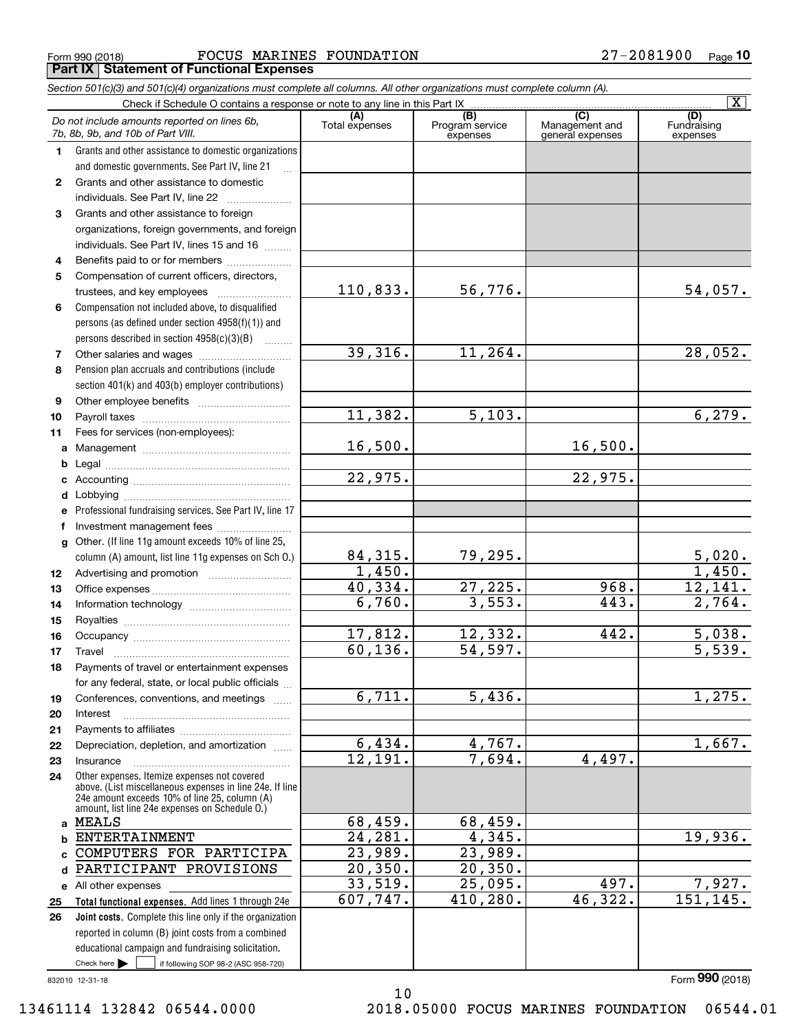Form 990 (2018) FOCUS MARINES FOUNDATION 27-2081900 Page 10

## Part IX Statement of Functional Expenses

*Section 501(c)(3) and 501(c)(4) organizations must complete all columns. All other organizations must complete column (A).*

Check if Schedule O contains a response or note to any line in this Part IX [X]

| | *Do not include amounts reported on lines 6b, 7b, 8b, 9b, and 10b of Part VIII.* | (A) Total expenses | (B) Program service expenses | (C) Management and general expenses | (D) Fundraising expenses |
|---|---|---|---|---|---|
| 1 | Grants and other assistance to domestic organizations and domestic governments. See Part IV, line 21 | | | | |
| 2 | Grants and other assistance to domestic individuals. See Part IV, line 22 | | | | |
| 3 | Grants and other assistance to foreign organizations, foreign governments, and foreign individuals. See Part IV, lines 15 and 16 | | | | |
| 4 | Benefits paid to or for members | | | | |
| 5 | Compensation of current officers, directors, trustees, and key employees | 110,833. | 56,776. | | 54,057. |
| 6 | Compensation not included above, to disqualified persons (as defined under section 4958(f)(1)) and persons described in section 4958(c)(3)(B) | | | | |
| 7 | Other salaries and wages | 39,316. | 11,264. | | 28,052. |
| 8 | Pension plan accruals and contributions (include section 401(k) and 403(b) employer contributions) | | | | |
| 9 | Other employee benefits | | | | |
| 10 | Payroll taxes | 11,382. | 5,103. | | 6,279. |
| 11 | Fees for services (non-employees): | | | | |
| a | Management | 16,500. | | 16,500. | |
| b | Legal | | | | |
| c | Accounting | 22,975. | | 22,975. | |
| d | Lobbying | | | | |
| e | Professional fundraising services. See Part IV, line 17 | | | | |
| f | Investment management fees | | | | |
| g | Other. (If line 11g amount exceeds 10% of line 25, column (A) amount, list line 11g expenses on Sch O.) | 84,315. | 79,295. | | 5,020. |
| 12 | Advertising and promotion | 1,450. | | | 1,450. |
| 13 | Office expenses | 40,334. | 27,225. | 968. | 12,141. |
| 14 | Information technology | 6,760. | 3,553. | 443. | 2,764. |
| 15 | Royalties | | | | |
| 16 | Occupancy | 17,812. | 12,332. | 442. | 5,038. |
| 17 | Travel | 60,136. | 54,597. | | 5,539. |
| 18 | Payments of travel or entertainment expenses for any federal, state, or local public officials | | | | |
| 19 | Conferences, conventions, and meetings | 6,711. | 5,436. | | 1,275. |
| 20 | Interest | | | | |
| 21 | Payments to affiliates | | | | |
| 22 | Depreciation, depletion, and amortization | 6,434. | 4,767. | | 1,667. |
| 23 | Insurance | 12,191. | 7,694. | 4,497. | |
| 24 | Other expenses. Itemize expenses not covered above. (List miscellaneous expenses in line 24e. If line 24e amount exceeds 10% of line 25, column (A) amount, list line 24e expenses on Schedule O.) | | | | |
| a | MEALS | 68,459. | 68,459. | | |
| b | ENTERTAINMENT | 24,281. | 4,345. | | 19,936. |
| c | COMPUTERS FOR PARTICIPA | 23,989. | 23,989. | | |
| d | PARTICIPANT PROVISIONS | 20,350. | 20,350. | | |
| e | All other expenses | 33,519. | 25,095. | 497. | 7,927. |
| 25 | **Total functional expenses.** Add lines 1 through 24e | 607,747. | 410,280. | 46,322. | 151,145. |
| 26 | **Joint costs.** Complete this line only if the organization reported in column (B) joint costs from a combined educational campaign and fundraising solicitation. Check here [ ] if following SOP 98-2 (ASC 958-720) | | | | |

832010 12-31-18

Form **990** (2018)

13461114 132842 06544.0000 2018.05000 FOCUS MARINES FOUNDATION 06544.01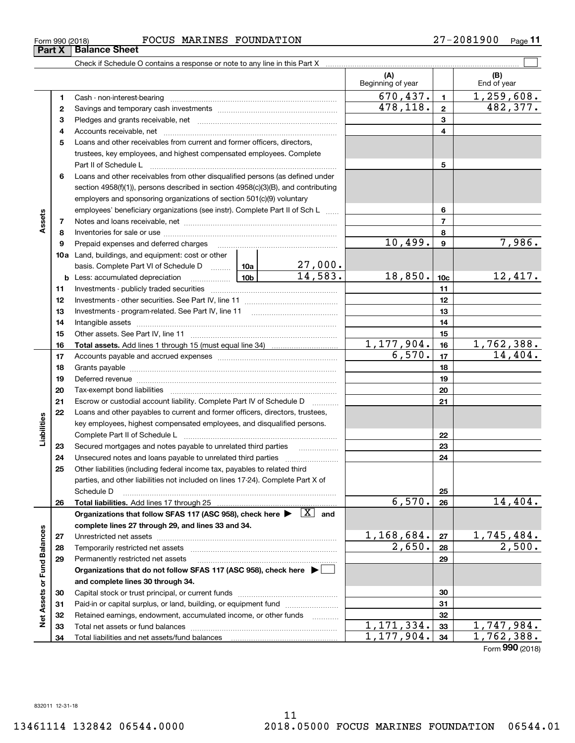Form 990 (2018) FOCUS MARINES FOUNDATION 27-2081900

## Part X Balance Sheet

Check if Schedule O contains a response or note to any line in this Part X

| | | | (A) Beginning of year | | (B) End of year |
|---|---|---|---|---|---|
| **Assets** | 1 | Cash - non-interest-bearing | 670,437. | 1 | 1,259,608. |
| | 2 | Savings and temporary cash investments | 478,118. | 2 | 482,377. |
| | 3 | Pledges and grants receivable, net | | 3 | |
| | 4 | Accounts receivable, net | | 4 | |
| | 5 | Loans and other receivables from current and former officers, directors, trustees, key employees, and highest compensated employees. Complete Part II of Schedule L | | 5 | |
| | 6 | Loans and other receivables from other disqualified persons (as defined under section 4958(f)(1)), persons described in section 4958(c)(3)(B), and contributing employers and sponsoring organizations of section 501(c)(9) voluntary employees' beneficiary organizations (see instr). Complete Part II of Sch L | | 6 | |
| | 7 | Notes and loans receivable, net | | 7 | |
| | 8 | Inventories for sale or use | | 8 | |
| | 9 | Prepaid expenses and deferred charges | 10,499. | 9 | 7,986. |
| | 10a | Land, buildings, and equipment: cost or other basis. Complete Part VI of Schedule D — 10a: 27,000. | | | |
| | b | Less: accumulated depreciation — 10b: 14,583. | 18,850. | 10c | 12,417. |
| | 11 | Investments - publicly traded securities | | 11 | |
| | 12 | Investments - other securities. See Part IV, line 11 | | 12 | |
| | 13 | Investments - program-related. See Part IV, line 11 | | 13 | |
| | 14 | Intangible assets | | 14 | |
| | 15 | Other assets. See Part IV, line 11 | | 15 | |
| | 16 | **Total assets.** Add lines 1 through 15 (must equal line 34) | 1,177,904. | 16 | 1,762,388. |
| **Liabilities** | 17 | Accounts payable and accrued expenses | 6,570. | 17 | 14,404. |
| | 18 | Grants payable | | 18 | |
| | 19 | Deferred revenue | | 19 | |
| | 20 | Tax-exempt bond liabilities | | 20 | |
| | 21 | Escrow or custodial account liability. Complete Part IV of Schedule D | | 21 | |
| | 22 | Loans and other payables to current and former officers, directors, trustees, key employees, highest compensated employees, and disqualified persons. Complete Part II of Schedule L | | 22 | |
| | 23 | Secured mortgages and notes payable to unrelated third parties | | 23 | |
| | 24 | Unsecured notes and loans payable to unrelated third parties | | 24 | |
| | 25 | Other liabilities (including federal income tax, payables to related third parties, and other liabilities not included on lines 17-24). Complete Part X of Schedule D | | 25 | |
| | 26 | **Total liabilities.** Add lines 17 through 25 | 6,570. | 26 | 14,404. |
| **Net Assets or Fund Balances** | | **Organizations that follow SFAS 117 (ASC 958), check here** [X] **and complete lines 27 through 29, and lines 33 and 34.** | | | |
| | 27 | Unrestricted net assets | 1,168,684. | 27 | 1,745,484. |
| | 28 | Temporarily restricted net assets | 2,650. | 28 | 2,500. |
| | 29 | Permanently restricted net assets | | 29 | |
| | | **Organizations that do not follow SFAS 117 (ASC 958), check here** [ ] **and complete lines 30 through 34.** | | | |
| | 30 | Capital stock or trust principal, or current funds | | 30 | |
| | 31 | Paid-in or capital surplus, or land, building, or equipment fund | | 31 | |
| | 32 | Retained earnings, endowment, accumulated income, or other funds | | 32 | |
| | 33 | Total net assets or fund balances | 1,171,334. | 33 | 1,747,984. |
| | 34 | Total liabilities and net assets/fund balances | 1,177,904. | 34 | 1,762,388. |

Form **990** (2018)

832011 12-31-18

13461114 132842 06544.0000 2018.05000 FOCUS MARINES FOUNDATION 06544.01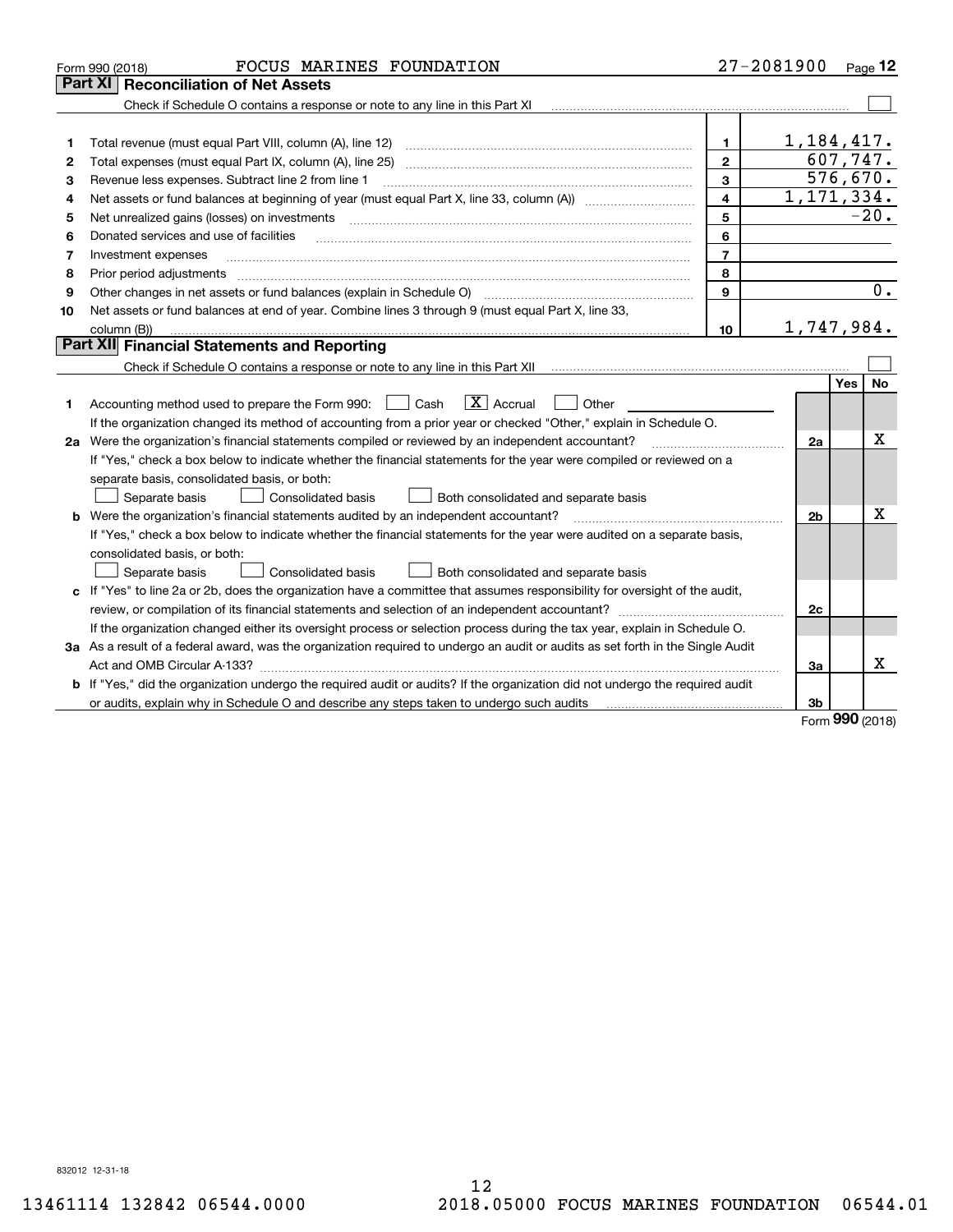Form 990 (2018) FOCUS MARINES FOUNDATION 27-2081900 Page 12

## Part XI Reconciliation of Net Assets

Check if Schedule O contains a response or note to any line in this Part XI ☐

| | | | |
|---|---|---|---|
| 1 | Total revenue (must equal Part VIII, column (A), line 12) | 1 | 1,184,417. |
| 2 | Total expenses (must equal Part IX, column (A), line 25) | 2 | 607,747. |
| 3 | Revenue less expenses. Subtract line 2 from line 1 | 3 | 576,670. |
| 4 | Net assets or fund balances at beginning of year (must equal Part X, line 33, column (A)) | 4 | 1,171,334. |
| 5 | Net unrealized gains (losses) on investments | 5 | -20. |
| 6 | Donated services and use of facilities | 6 | |
| 7 | Investment expenses | 7 | |
| 8 | Prior period adjustments | 8 | |
| 9 | Other changes in net assets or fund balances (explain in Schedule O) | 9 | 0. |
| 10 | Net assets or fund balances at end of year. Combine lines 3 through 9 (must equal Part X, line 33, column (B)) | 10 | 1,747,984. |

## Part XII Financial Statements and Reporting

Check if Schedule O contains a response or note to any line in this Part XII ☐

| | | | Yes | No |
|---|---|---|---|---|
| 1 | Accounting method used to prepare the Form 990: ☐ Cash ☒ Accrual ☐ Other<br>If the organization changed its method of accounting from a prior year or checked "Other," explain in Schedule O. | | | |
| 2a | Were the organization's financial statements compiled or reviewed by an independent accountant?<br>If "Yes," check a box below to indicate whether the financial statements for the year were compiled or reviewed on a separate basis, consolidated basis, or both:<br>☐ Separate basis ☐ Consolidated basis ☐ Both consolidated and separate basis | 2a | | X |
| b | Were the organization's financial statements audited by an independent accountant?<br>If "Yes," check a box below to indicate whether the financial statements for the year were audited on a separate basis, consolidated basis, or both:<br>☐ Separate basis ☐ Consolidated basis ☐ Both consolidated and separate basis | 2b | | X |
| c | If "Yes" to line 2a or 2b, does the organization have a committee that assumes responsibility for oversight of the audit, review, or compilation of its financial statements and selection of an independent accountant?<br>If the organization changed either its oversight process or selection process during the tax year, explain in Schedule O. | 2c | | |
| 3a | As a result of a federal award, was the organization required to undergo an audit or audits as set forth in the Single Audit Act and OMB Circular A-133? | 3a | | X |
| b | If "Yes," did the organization undergo the required audit or audits? If the organization did not undergo the required audit or audits, explain why in Schedule O and describe any steps taken to undergo such audits | 3b | | |

Form 990 (2018)

832012 12-31-18

13461114 132842 06544.0000 2018.05000 FOCUS MARINES FOUNDATION 06544.01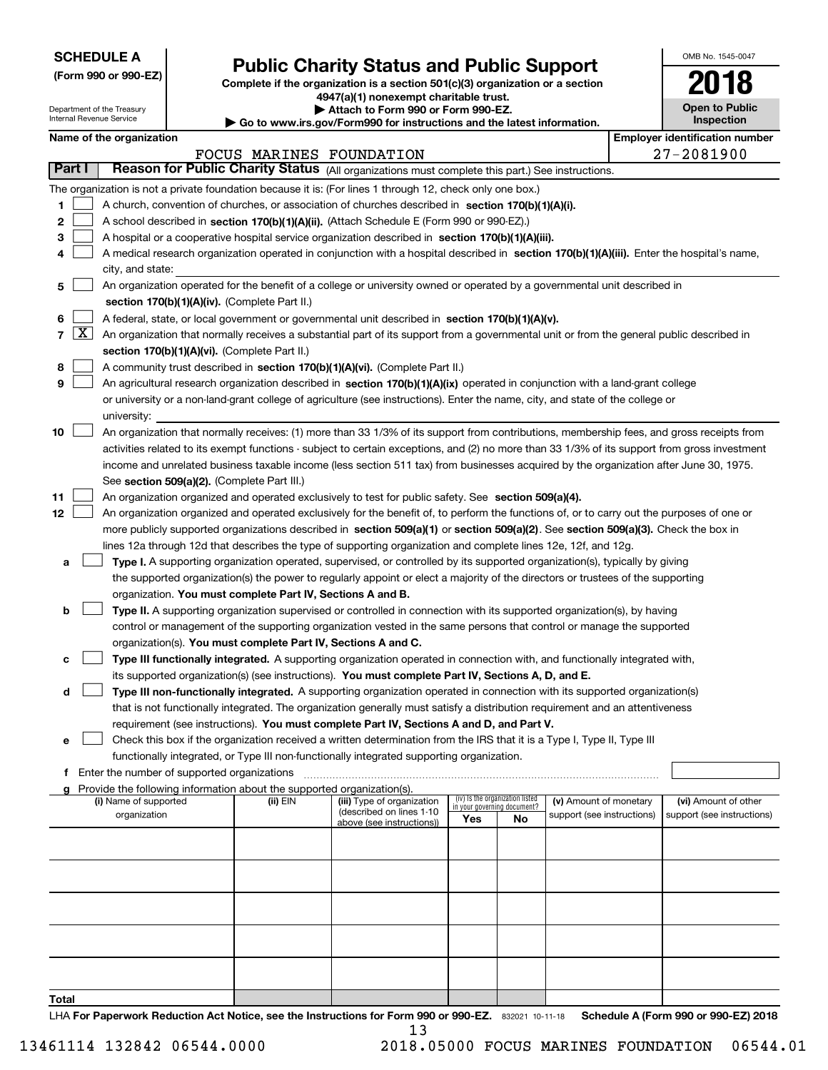**SCHEDULE A**
**(Form 990 or 990-EZ)**

Department of the Treasury
Internal Revenue Service

# Public Charity Status and Public Support

**Complete if the organization is a section 501(c)(3) organization or a section 4947(a)(1) nonexempt charitable trust.**
**▶ Attach to Form 990 or Form 990-EZ.**
**▶ Go to www.irs.gov/Form990 for instructions and the latest information.**

OMB No. 1545-0047

**2018**

**Open to Public Inspection**

**Name of the organization**
FOCUS MARINES FOUNDATION

**Employer identification number**
27-2081900

**Part I — Reason for Public Charity Status** (All organizations must complete this part.) See instructions.

The organization is not a private foundation because it is: (For lines 1 through 12, check only one box.)

1. [ ] A church, convention of churches, or association of churches described in **section 170(b)(1)(A)(i).**
2. [ ] A school described in **section 170(b)(1)(A)(ii).** (Attach Schedule E (Form 990 or 990-EZ).)
3. [ ] A hospital or a cooperative hospital service organization described in **section 170(b)(1)(A)(iii).**
4. [ ] A medical research organization operated in conjunction with a hospital described in **section 170(b)(1)(A)(iii).** Enter the hospital's name, city, and state:
5. [ ] An organization operated for the benefit of a college or university owned or operated by a governmental unit described in **section 170(b)(1)(A)(iv).** (Complete Part II.)
6. [ ] A federal, state, or local government or governmental unit described in **section 170(b)(1)(A)(v).**
7. [X] An organization that normally receives a substantial part of its support from a governmental unit or from the general public described in **section 170(b)(1)(A)(vi).** (Complete Part II.)
8. [ ] A community trust described in **section 170(b)(1)(A)(vi).** (Complete Part II.)
9. [ ] An agricultural research organization described in **section 170(b)(1)(A)(ix)** operated in conjunction with a land-grant college or university or a non-land-grant college of agriculture (see instructions). Enter the name, city, and state of the college or university:
10. [ ] An organization that normally receives: (1) more than 33 1/3% of its support from contributions, membership fees, and gross receipts from activities related to its exempt functions - subject to certain exceptions, and (2) no more than 33 1/3% of its support from gross investment income and unrelated business taxable income (less section 511 tax) from businesses acquired by the organization after June 30, 1975. See **section 509(a)(2).** (Complete Part III.)
11. [ ] An organization organized and operated exclusively to test for public safety. See **section 509(a)(4).**
12. [ ] An organization organized and operated exclusively for the benefit of, to perform the functions of, or to carry out the purposes of one or more publicly supported organizations described in **section 509(a)(1)** or **section 509(a)(2).** See **section 509(a)(3).** Check the box in lines 12a through 12d that describes the type of supporting organization and complete lines 12e, 12f, and 12g.
   - **a** [ ] **Type I.** A supporting organization operated, supervised, or controlled by its supported organization(s), typically by giving the supported organization(s) the power to regularly appoint or elect a majority of the directors or trustees of the supporting organization. **You must complete Part IV, Sections A and B.**
   - **b** [ ] **Type II.** A supporting organization supervised or controlled in connection with its supported organization(s), by having control or management of the supporting organization vested in the same persons that control or manage the supported organization(s). **You must complete Part IV, Sections A and C.**
   - **c** [ ] **Type III functionally integrated.** A supporting organization operated in connection with, and functionally integrated with, its supported organization(s) (see instructions). **You must complete Part IV, Sections A, D, and E.**
   - **d** [ ] **Type III non-functionally integrated.** A supporting organization operated in connection with its supported organization(s) that is not functionally integrated. The organization generally must satisfy a distribution requirement and an attentiveness requirement (see instructions). **You must complete Part IV, Sections A and D, and Part V.**
   - **e** [ ] Check this box if the organization received a written determination from the IRS that it is a Type I, Type II, Type III functionally integrated, or Type III non-functionally integrated supporting organization.
   - **f** Enter the number of supported organizations
   - **g** Provide the following information about the supported organization(s).

| (i) Name of supported organization | (ii) EIN | (iii) Type of organization (described on lines 1-10 above (see instructions)) | (iv) Is the organization listed in your governing document? Yes | No | (v) Amount of monetary support (see instructions) | (vi) Amount of other support (see instructions) |
|---|---|---|---|---|---|---|
| | | | | | | |
| | | | | | | |
| | | | | | | |
| | | | | | | |
| | | | | | | |
| **Total** | | | | | | |

LHA **For Paperwork Reduction Act Notice, see the Instructions for Form 990 or 990-EZ.** 832021 10-11-18 **Schedule A (Form 990 or 990-EZ) 2018**

13461114 132842 06544.0000 2018.05000 FOCUS MARINES FOUNDATION 06544.01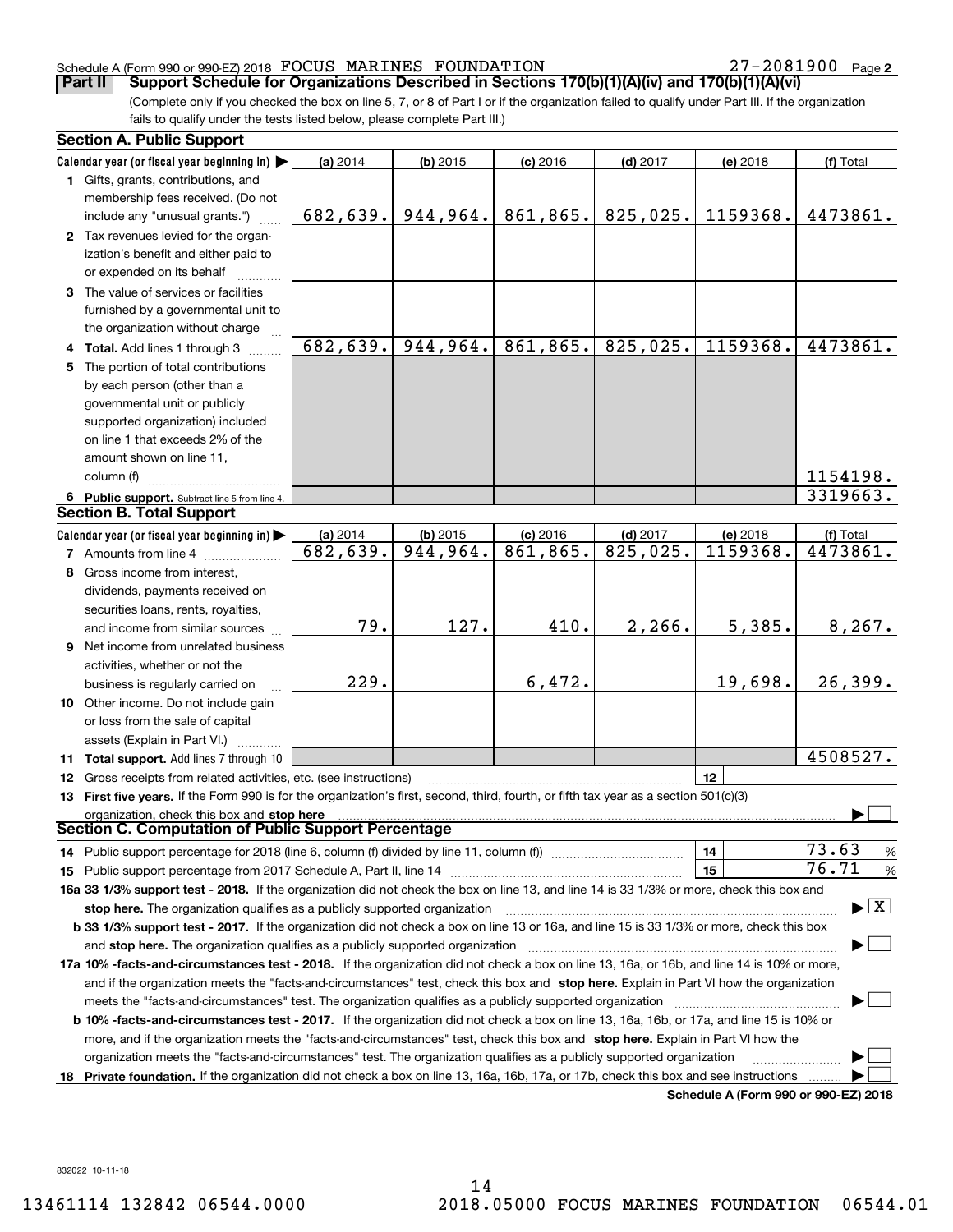Schedule A (Form 990 or 990-EZ) 2018 FOCUS MARINES FOUNDATION 27-2081900 Page 2

**Part II** **Support Schedule for Organizations Described in Sections 170(b)(1)(A)(iv) and 170(b)(1)(A)(vi)**

(Complete only if you checked the box on line 5, 7, or 8 of Part I or if the organization failed to qualify under Part III. If the organization fails to qualify under the tests listed below, please complete Part III.)

**Section A. Public Support**

| Calendar year (or fiscal year beginning in) ▶ | (a) 2014 | (b) 2015 | (c) 2016 | (d) 2017 | (e) 2018 | (f) Total |
|---|---|---|---|---|---|---|
| 1 Gifts, grants, contributions, and membership fees received. (Do not include any "unusual grants.") | 682,639. | 944,964. | 861,865. | 825,025. | 1159368. | 4473861. |
| 2 Tax revenues levied for the organization's benefit and either paid to or expended on its behalf | | | | | | |
| 3 The value of services or facilities furnished by a governmental unit to the organization without charge | | | | | | |
| 4 **Total.** Add lines 1 through 3 | 682,639. | 944,964. | 861,865. | 825,025. | 1159368. | 4473861. |
| 5 The portion of total contributions by each person (other than a governmental unit or publicly supported organization) included on line 1 that exceeds 2% of the amount shown on line 11, column (f) | | | | | | 1154198. |
| 6 **Public support.** Subtract line 5 from line 4. | | | | | | 3319663. |

**Section B. Total Support**

| Calendar year (or fiscal year beginning in) ▶ | (a) 2014 | (b) 2015 | (c) 2016 | (d) 2017 | (e) 2018 | (f) Total |
|---|---|---|---|---|---|---|
| 7 Amounts from line 4 | 682,639. | 944,964. | 861,865. | 825,025. | 1159368. | 4473861. |
| 8 Gross income from interest, dividends, payments received on securities loans, rents, royalties, and income from similar sources | 79. | 127. | 410. | 2,266. | 5,385. | 8,267. |
| 9 Net income from unrelated business activities, whether or not the business is regularly carried on | 229. | | 6,472. | | 19,698. | 26,399. |
| 10 Other income. Do not include gain or loss from the sale of capital assets (Explain in Part VI.) | | | | | | |
| 11 **Total support.** Add lines 7 through 10 | | | | | | 4508527. |

12 Gross receipts from related activities, etc. (see instructions) | 12 |

13 **First five years.** If the Form 990 is for the organization's first, second, third, fourth, or fifth tax year as a section 501(c)(3) organization, check this box and **stop here** ▶ ☐

**Section C. Computation of Public Support Percentage**

14 Public support percentage for 2018 (line 6, column (f) divided by line 11, column (f)) | 14 | 73.63 %

15 Public support percentage from 2017 Schedule A, Part II, line 14 | 15 | 76.71 %

**16a 33 1/3% support test - 2018.** If the organization did not check the box on line 13, and line 14 is 33 1/3% or more, check this box and **stop here.** The organization qualifies as a publicly supported organization ▶ ☒

**b 33 1/3% support test - 2017.** If the organization did not check a box on line 13 or 16a, and line 15 is 33 1/3% or more, check this box and **stop here.** The organization qualifies as a publicly supported organization ▶ ☐

**17a 10% -facts-and-circumstances test - 2018.** If the organization did not check a box on line 13, 16a, or 16b, and line 14 is 10% or more, and if the organization meets the "facts-and-circumstances" test, check this box and **stop here.** Explain in Part VI how the organization meets the "facts-and-circumstances" test. The organization qualifies as a publicly supported organization ▶ ☐

**b 10% -facts-and-circumstances test - 2017.** If the organization did not check a box on line 13, 16a, 16b, or 17a, and line 15 is 10% or more, and if the organization meets the "facts-and-circumstances" test, check this box and **stop here.** Explain in Part VI how the organization meets the "facts-and-circumstances" test. The organization qualifies as a publicly supported organization ▶ ☐

**18 Private foundation.** If the organization did not check a box on line 13, 16a, 16b, 17a, or 17b, check this box and see instructions ▶ ☐

**Schedule A (Form 990 or 990-EZ) 2018**

832022 10-11-18

13461114 132842 06544.0000 2018.05000 FOCUS MARINES FOUNDATION 06544.01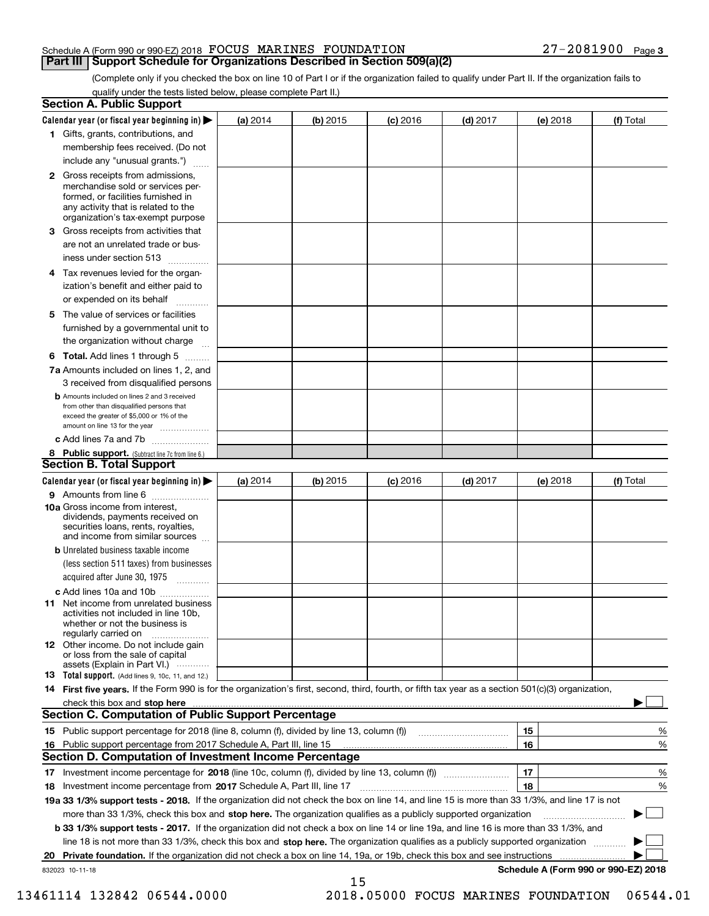Schedule A (Form 990 or 990-EZ) 2018 FOCUS MARINES FOUNDATION 27-2081900 Page 3

## Part III Support Schedule for Organizations Described in Section 509(a)(2)

(Complete only if you checked the box on line 10 of Part I or if the organization failed to qualify under Part II. If the organization fails to qualify under the tests listed below, please complete Part II.)

### Section A. Public Support

| Calendar year (or fiscal year beginning in) ▶ | (a) 2014 | (b) 2015 | (c) 2016 | (d) 2017 | (e) 2018 | (f) Total |
|---|---|---|---|---|---|---|
| 1 Gifts, grants, contributions, and membership fees received. (Do not include any "unusual grants.") | | | | | | |
| 2 Gross receipts from admissions, merchandise sold or services performed, or facilities furnished in any activity that is related to the organization's tax-exempt purpose | | | | | | |
| 3 Gross receipts from activities that are not an unrelated trade or business under section 513 | | | | | | |
| 4 Tax revenues levied for the organization's benefit and either paid to or expended on its behalf | | | | | | |
| 5 The value of services or facilities furnished by a governmental unit to the organization without charge | | | | | | |
| 6 Total. Add lines 1 through 5 | | | | | | |
| 7a Amounts included on lines 1, 2, and 3 received from disqualified persons | | | | | | |
| b Amounts included on lines 2 and 3 received from other than disqualified persons that exceed the greater of $5,000 or 1% of the amount on line 13 for the year | | | | | | |
| c Add lines 7a and 7b | | | | | | |
| 8 Public support. (Subtract line 7c from line 6.) | | | | | | |

### Section B. Total Support

| Calendar year (or fiscal year beginning in) ▶ | (a) 2014 | (b) 2015 | (c) 2016 | (d) 2017 | (e) 2018 | (f) Total |
|---|---|---|---|---|---|---|
| 9 Amounts from line 6 | | | | | | |
| 10a Gross income from interest, dividends, payments received on securities loans, rents, royalties, and income from similar sources | | | | | | |
| b Unrelated business taxable income (less section 511 taxes) from businesses acquired after June 30, 1975 | | | | | | |
| c Add lines 10a and 10b | | | | | | |
| 11 Net income from unrelated business activities not included in line 10b, whether or not the business is regularly carried on | | | | | | |
| 12 Other income. Do not include gain or loss from the sale of capital assets (Explain in Part VI.) | | | | | | |
| 13 Total support. (Add lines 9, 10c, 11, and 12.) | | | | | | |

**14 First five years.** If the Form 990 is for the organization's first, second, third, fourth, or fifth tax year as a section 501(c)(3) organization, check this box and **stop here** ▶ ☐

### Section C. Computation of Public Support Percentage

| | | | |
|---|---|---|---|
| 15 | Public support percentage for 2018 (line 8, column (f), divided by line 13, column (f)) | 15 | % |
| 16 | Public support percentage from 2017 Schedule A, Part III, line 15 | 16 | % |

### Section D. Computation of Investment Income Percentage

| | | | |
|---|---|---|---|
| 17 | Investment income percentage for **2018** (line 10c, column (f), divided by line 13, column (f)) | 17 | % |
| 18 | Investment income percentage from **2017** Schedule A, Part III, line 17 | 18 | % |

**19a 33 1/3% support tests - 2018.** If the organization did not check the box on line 14, and line 15 is more than 33 1/3%, and line 17 is not more than 33 1/3%, check this box and **stop here.** The organization qualifies as a publicly supported organization ▶ ☐

**b 33 1/3% support tests - 2017.** If the organization did not check a box on line 14 or line 19a, and line 16 is more than 33 1/3%, and line 18 is not more than 33 1/3%, check this box and **stop here.** The organization qualifies as a publicly supported organization ▶ ☐

**20 Private foundation.** If the organization did not check a box on line 14, 19a, or 19b, check this box and see instructions ▶ ☐

832023 10-11-18 **Schedule A (Form 990 or 990-EZ) 2018**

13461114 132842 06544.0000 2018.05000 FOCUS MARINES FOUNDATION 06544.01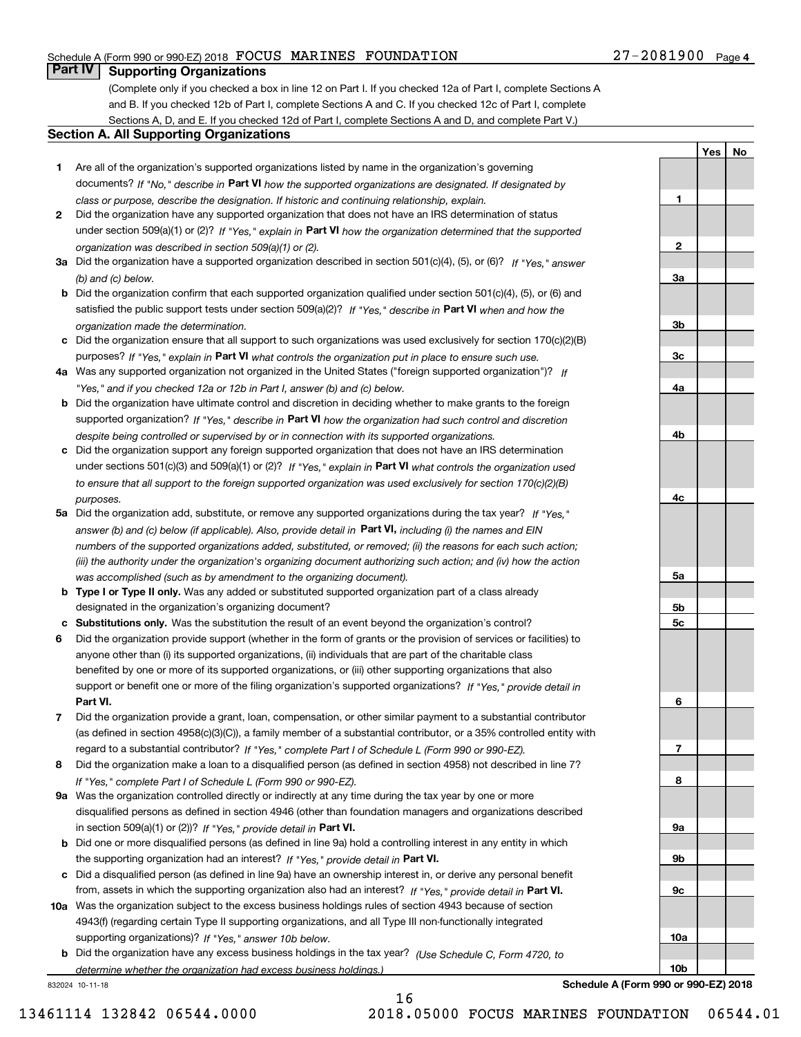Schedule A (Form 990 or 990-EZ) 2018 FOCUS MARINES FOUNDATION 27-2081900 Page 4

## Part IV Supporting Organizations

(Complete only if you checked a box in line 12 on Part I. If you checked 12a of Part I, complete Sections A and B. If you checked 12b of Part I, complete Sections A and C. If you checked 12c of Part I, complete Sections A, D, and E. If you checked 12d of Part I, complete Sections A and D, and complete Part V.)

### Section A. All Supporting Organizations

| | | Line | Yes | No |
|---|---|---|---|---|
| **1** | Are all of the organization's supported organizations listed by name in the organization's governing documents? *If "No," describe in* **Part VI** *how the supported organizations are designated. If designated by class or purpose, describe the designation. If historic and continuing relationship, explain.* | 1 | | |
| **2** | Did the organization have any supported organization that does not have an IRS determination of status under section 509(a)(1) or (2)? *If "Yes," explain in* **Part VI** *how the organization determined that the supported organization was described in section 509(a)(1) or (2).* | 2 | | |
| **3a** | Did the organization have a supported organization described in section 501(c)(4), (5), or (6)? *If "Yes," answer (b) and (c) below.* | 3a | | |
| **b** | Did the organization confirm that each supported organization qualified under section 501(c)(4), (5), or (6) and satisfied the public support tests under section 509(a)(2)? *If "Yes," describe in* **Part VI** *when and how the organization made the determination.* | 3b | | |
| **c** | Did the organization ensure that all support to such organizations was used exclusively for section 170(c)(2)(B) purposes? *If "Yes," explain in* **Part VI** *what controls the organization put in place to ensure such use.* | 3c | | |
| **4a** | Was any supported organization not organized in the United States ("foreign supported organization")? *If "Yes," and if you checked 12a or 12b in Part I, answer (b) and (c) below.* | 4a | | |
| **b** | Did the organization have ultimate control and discretion in deciding whether to make grants to the foreign supported organization? *If "Yes," describe in* **Part VI** *how the organization had such control and discretion despite being controlled or supervised by or in connection with its supported organizations.* | 4b | | |
| **c** | Did the organization support any foreign supported organization that does not have an IRS determination under sections 501(c)(3) and 509(a)(1) or (2)? *If "Yes," explain in* **Part VI** *what controls the organization used to ensure that all support to the foreign supported organization was used exclusively for section 170(c)(2)(B) purposes.* | 4c | | |
| **5a** | Did the organization add, substitute, or remove any supported organizations during the tax year? *If "Yes," answer (b) and (c) below (if applicable). Also, provide detail in* **Part VI,** *including (i) the names and EIN numbers of the supported organizations added, substituted, or removed; (ii) the reasons for each such action; (iii) the authority under the organization's organizing document authorizing such action; and (iv) how the action was accomplished (such as by amendment to the organizing document).* | 5a | | |
| **b** | **Type I or Type II only.** Was any added or substituted supported organization part of a class already designated in the organization's organizing document? | 5b | | |
| **c** | **Substitutions only.** Was the substitution the result of an event beyond the organization's control? | 5c | | |
| **6** | Did the organization provide support (whether in the form of grants or the provision of services or facilities) to anyone other than (i) its supported organizations, (ii) individuals that are part of the charitable class benefited by one or more of its supported organizations, or (iii) other supporting organizations that also support or benefit one or more of the filing organization's supported organizations? *If "Yes," provide detail in* **Part VI.** | 6 | | |
| **7** | Did the organization provide a grant, loan, compensation, or other similar payment to a substantial contributor (as defined in section 4958(c)(3)(C)), a family member of a substantial contributor, or a 35% controlled entity with regard to a substantial contributor? *If "Yes," complete Part I of Schedule L (Form 990 or 990-EZ).* | 7 | | |
| **8** | Did the organization make a loan to a disqualified person (as defined in section 4958) not described in line 7? *If "Yes," complete Part I of Schedule L (Form 990 or 990-EZ).* | 8 | | |
| **9a** | Was the organization controlled directly or indirectly at any time during the tax year by one or more disqualified persons as defined in section 4946 (other than foundation managers and organizations described in section 509(a)(1) or (2))? *If "Yes," provide detail in* **Part VI.** | 9a | | |
| **b** | Did one or more disqualified persons (as defined in line 9a) hold a controlling interest in any entity in which the supporting organization had an interest? *If "Yes," provide detail in* **Part VI.** | 9b | | |
| **c** | Did a disqualified person (as defined in line 9a) have an ownership interest in, or derive any personal benefit from, assets in which the supporting organization also had an interest? *If "Yes," provide detail in* **Part VI.** | 9c | | |
| **10a** | Was the organization subject to the excess business holdings rules of section 4943 because of section 4943(f) (regarding certain Type II supporting organizations, and all Type III non-functionally integrated supporting organizations)? *If "Yes," answer 10b below.* | 10a | | |
| **b** | Did the organization have any excess business holdings in the tax year? *(Use Schedule C, Form 4720, to determine whether the organization had excess business holdings.)* | 10b | | |

832024 10-11-18 **Schedule A (Form 990 or 990-EZ) 2018**

13461114 132842 06544.0000 2018.05000 FOCUS MARINES FOUNDATION 06544.01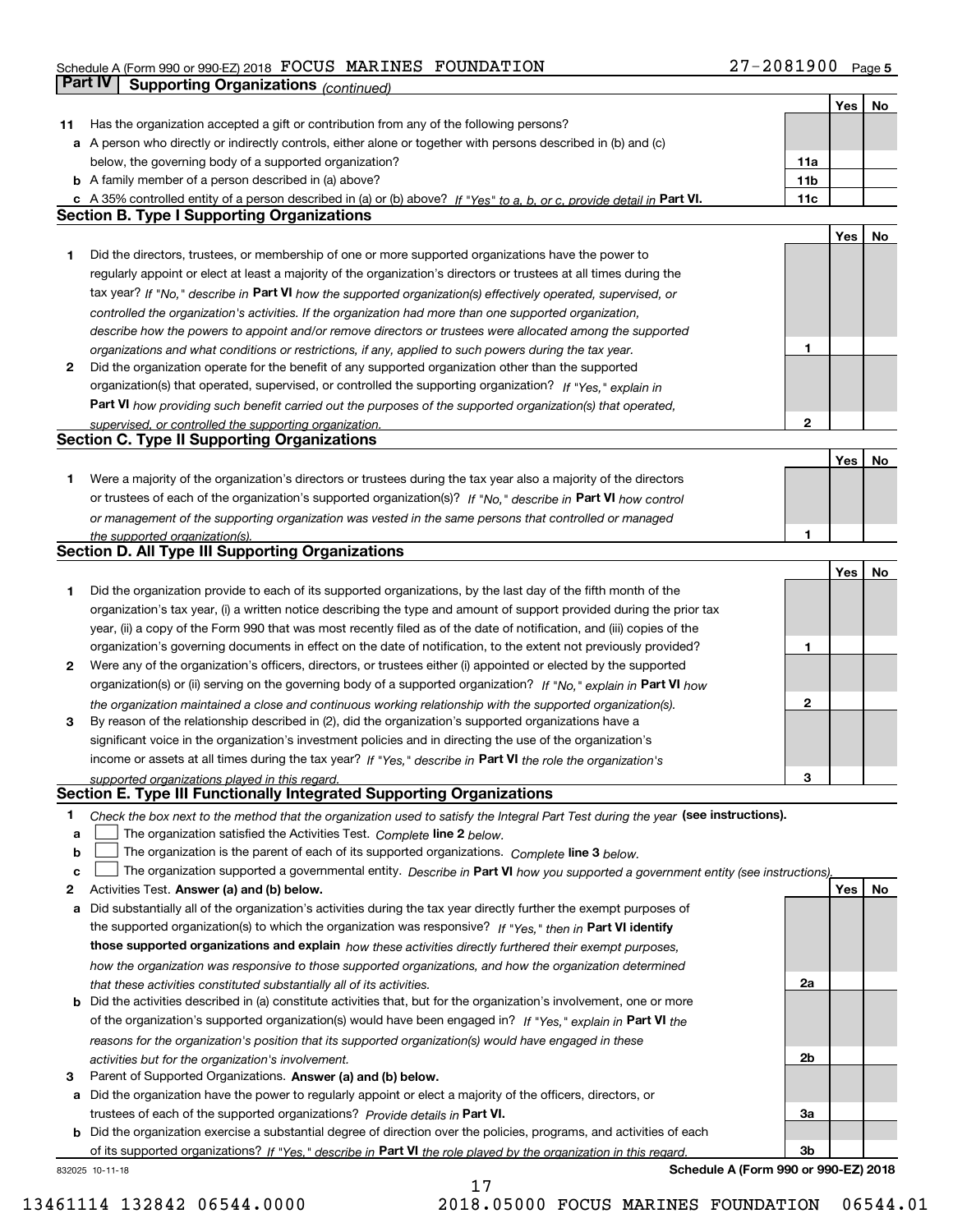Schedule A (Form 990 or 990-EZ) 2018 FOCUS MARINES FOUNDATION 27-2081900 Page 5

**Part IV | Supporting Organizations** *(continued)*

| | | | Yes | No |
|---|---|---|---|---|
| **11** | Has the organization accepted a gift or contribution from any of the following persons? | | | |
| **a** | A person who directly or indirectly controls, either alone or together with persons described in (b) and (c) below, the governing body of a supported organization? | **11a** | | |
| **b** | A family member of a person described in (a) above? | **11b** | | |
| **c** | A 35% controlled entity of a person described in (a) or (b) above? *If "Yes" to a, b, or c, provide detail in* **Part VI.** | **11c** | | |

**Section B. Type I Supporting Organizations**

| | | | Yes | No |
|---|---|---|---|---|
| **1** | Did the directors, trustees, or membership of one or more supported organizations have the power to regularly appoint or elect at least a majority of the organization's directors or trustees at all times during the tax year? *If "No," describe in* **Part VI** *how the supported organization(s) effectively operated, supervised, or controlled the organization's activities. If the organization had more than one supported organization, describe how the powers to appoint and/or remove directors or trustees were allocated among the supported organizations and what conditions or restrictions, if any, applied to such powers during the tax year.* | **1** | | |
| **2** | Did the organization operate for the benefit of any supported organization other than the supported organization(s) that operated, supervised, or controlled the supporting organization? *If "Yes," explain in* **Part VI** *how providing such benefit carried out the purposes of the supported organization(s) that operated, supervised, or controlled the supporting organization.* | **2** | | |

**Section C. Type II Supporting Organizations**

| | | | Yes | No |
|---|---|---|---|---|
| **1** | Were a majority of the organization's directors or trustees during the tax year also a majority of the directors or trustees of each of the organization's supported organization(s)? *If "No," describe in* **Part VI** *how control or management of the supporting organization was vested in the same persons that controlled or managed the supported organization(s).* | **1** | | |

**Section D. All Type III Supporting Organizations**

| | | | Yes | No |
|---|---|---|---|---|
| **1** | Did the organization provide to each of its supported organizations, by the last day of the fifth month of the organization's tax year, (i) a written notice describing the type and amount of support provided during the prior tax year, (ii) a copy of the Form 990 that was most recently filed as of the date of notification, and (iii) copies of the organization's governing documents in effect on the date of notification, to the extent not previously provided? | **1** | | |
| **2** | Were any of the organization's officers, directors, or trustees either (i) appointed or elected by the supported organization(s) or (ii) serving on the governing body of a supported organization? *If "No," explain in* **Part VI** *how the organization maintained a close and continuous working relationship with the supported organization(s).* | **2** | | |
| **3** | By reason of the relationship described in (2), did the organization's supported organizations have a significant voice in the organization's investment policies and in directing the use of the organization's income or assets at all times during the tax year? *If "Yes," describe in* **Part VI** *the role the organization's supported organizations played in this regard.* | **3** | | |

**Section E. Type III Functionally Integrated Supporting Organizations**

**1** *Check the box next to the method that the organization used to satisfy the Integral Part Test during the year* **(see instructions).**

**a** ☐ The organization satisfied the Activities Test. *Complete* **line 2** *below.*

**b** ☐ The organization is the parent of each of its supported organizations. *Complete* **line 3** *below.*

**c** ☐ The organization supported a governmental entity. *Describe in* **Part VI** *how you supported a government entity (see instructions).*

| | | | Yes | No |
|---|---|---|---|---|
| **2** | Activities Test. **Answer (a) and (b) below.** | | | |
| **a** | Did substantially all of the organization's activities during the tax year directly further the exempt purposes of the supported organization(s) to which the organization was responsive? *If "Yes," then in* **Part VI identify those supported organizations and explain** *how these activities directly furthered their exempt purposes, how the organization was responsive to those supported organizations, and how the organization determined that these activities constituted substantially all of its activities.* | **2a** | | |
| **b** | Did the activities described in (a) constitute activities that, but for the organization's involvement, one or more of the organization's supported organization(s) would have been engaged in? *If "Yes," explain in* **Part VI** *the reasons for the organization's position that its supported organization(s) would have engaged in these activities but for the organization's involvement.* | **2b** | | |
| **3** | Parent of Supported Organizations. **Answer (a) and (b) below.** | | | |
| **a** | Did the organization have the power to regularly appoint or elect a majority of the officers, directors, or trustees of each of the supported organizations? *Provide details in* **Part VI.** | **3a** | | |
| **b** | Did the organization exercise a substantial degree of direction over the policies, programs, and activities of each of its supported organizations? *If "Yes," describe in* **Part VI** *the role played by the organization in this regard.* | **3b** | | |

832025 10-11-18 **Schedule A (Form 990 or 990-EZ) 2018**

13461114 132842 06544.0000 2018.05000 FOCUS MARINES FOUNDATION 06544.01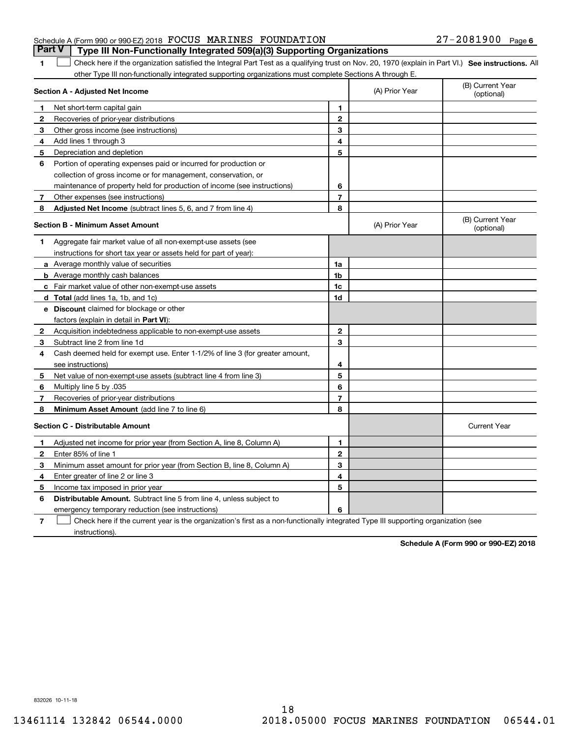Schedule A (Form 990 or 990-EZ) 2018 FOCUS MARINES FOUNDATION 27-2081900 Page 6

## Part V Type III Non-Functionally Integrated 509(a)(3) Supporting Organizations

1 ☐ Check here if the organization satisfied the Integral Part Test as a qualifying trust on Nov. 20, 1970 (explain in Part VI.) **See instructions.** All other Type III non-functionally integrated supporting organizations must complete Sections A through E.

| **Section A - Adjusted Net Income** | | | (A) Prior Year | (B) Current Year (optional) |
|---|---|---|---|---|
| 1 | Net short-term capital gain | 1 | | |
| 2 | Recoveries of prior-year distributions | 2 | | |
| 3 | Other gross income (see instructions) | 3 | | |
| 4 | Add lines 1 through 3 | 4 | | |
| 5 | Depreciation and depletion | 5 | | |
| 6 | Portion of operating expenses paid or incurred for production or collection of gross income or for management, conservation, or maintenance of property held for production of income (see instructions) | 6 | | |
| 7 | Other expenses (see instructions) | 7 | | |
| 8 | **Adjusted Net Income** (subtract lines 5, 6, and 7 from line 4) | 8 | | |

| **Section B - Minimum Asset Amount** | | | (A) Prior Year | (B) Current Year (optional) |
|---|---|---|---|---|
| 1 | Aggregate fair market value of all non-exempt-use assets (see instructions for short tax year or assets held for part of year): | | | |
| a | Average monthly value of securities | 1a | | |
| b | Average monthly cash balances | 1b | | |
| c | Fair market value of other non-exempt-use assets | 1c | | |
| d | **Total** (add lines 1a, 1b, and 1c) | 1d | | |
| e | **Discount** claimed for blockage or other factors (explain in detail in **Part VI**): | | | |
| 2 | Acquisition indebtedness applicable to non-exempt-use assets | 2 | | |
| 3 | Subtract line 2 from line 1d | 3 | | |
| 4 | Cash deemed held for exempt use. Enter 1-1/2% of line 3 (for greater amount, see instructions) | 4 | | |
| 5 | Net value of non-exempt-use assets (subtract line 4 from line 3) | 5 | | |
| 6 | Multiply line 5 by .035 | 6 | | |
| 7 | Recoveries of prior-year distributions | 7 | | |
| 8 | **Minimum Asset Amount** (add line 7 to line 6) | 8 | | |

| **Section C - Distributable Amount** | | | | Current Year |
|---|---|---|---|---|
| 1 | Adjusted net income for prior year (from Section A, line 8, Column A) | 1 | | |
| 2 | Enter 85% of line 1 | 2 | | |
| 3 | Minimum asset amount for prior year (from Section B, line 8, Column A) | 3 | | |
| 4 | Enter greater of line 2 or line 3 | 4 | | |
| 5 | Income tax imposed in prior year | 5 | | |
| 6 | **Distributable Amount.** Subtract line 5 from line 4, unless subject to emergency temporary reduction (see instructions) | 6 | | |

7 ☐ Check here if the current year is the organization's first as a non-functionally integrated Type III supporting organization (see instructions).

**Schedule A (Form 990 or 990-EZ) 2018**

832026 10-11-18

13461114 132842 06544.0000 2018.05000 FOCUS MARINES FOUNDATION 06544.01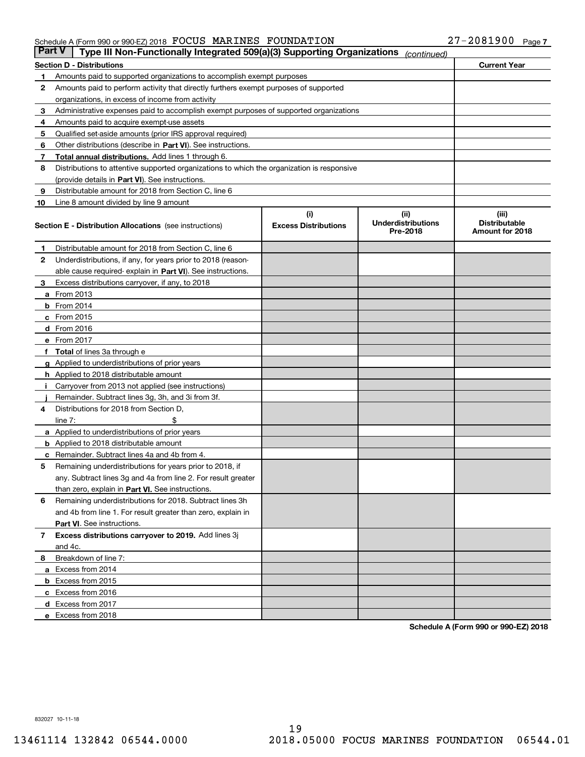Schedule A (Form 990 or 990-EZ) 2018 FOCUS MARINES FOUNDATION 27-2081900 Page 7

## Part V — Type III Non-Functionally Integrated 509(a)(3) Supporting Organizations *(continued)*

| Section D - Distributions | | Current Year |
|---|---|---|
| 1 | Amounts paid to supported organizations to accomplish exempt purposes | |
| 2 | Amounts paid to perform activity that directly furthers exempt purposes of supported organizations, in excess of income from activity | |
| 3 | Administrative expenses paid to accomplish exempt purposes of supported organizations | |
| 4 | Amounts paid to acquire exempt-use assets | |
| 5 | Qualified set-aside amounts (prior IRS approval required) | |
| 6 | Other distributions (describe in **Part VI**). See instructions. | |
| 7 | **Total annual distributions.** Add lines 1 through 6. | |
| 8 | Distributions to attentive supported organizations to which the organization is responsive (provide details in **Part VI**). See instructions. | |
| 9 | Distributable amount for 2018 from Section C, line 6 | |
| 10 | Line 8 amount divided by line 9 amount | |

| Section E - Distribution Allocations (see instructions) | | (i) Excess Distributions | (ii) Underdistributions Pre-2018 | (iii) Distributable Amount for 2018 |
|---|---|---|---|---|
| 1 | Distributable amount for 2018 from Section C, line 6 | | | |
| 2 | Underdistributions, if any, for years prior to 2018 (reasonable cause required- explain in **Part VI**). See instructions. | | | |
| 3 | Excess distributions carryover, if any, to 2018 | | | |
| a | From 2013 | | | |
| b | From 2014 | | | |
| c | From 2015 | | | |
| d | From 2016 | | | |
| e | From 2017 | | | |
| f | **Total** of lines 3a through e | | | |
| g | Applied to underdistributions of prior years | | | |
| h | Applied to 2018 distributable amount | | | |
| i | Carryover from 2013 not applied (see instructions) | | | |
| j | Remainder. Subtract lines 3g, 3h, and 3i from 3f. | | | |
| 4 | Distributions for 2018 from Section D, line 7: $ | | | |
| a | Applied to underdistributions of prior years | | | |
| b | Applied to 2018 distributable amount | | | |
| c | Remainder. Subtract lines 4a and 4b from 4. | | | |
| 5 | Remaining underdistributions for years prior to 2018, if any. Subtract lines 3g and 4a from line 2. For result greater than zero, explain in **Part VI.** See instructions. | | | |
| 6 | Remaining underdistributions for 2018. Subtract lines 3h and 4b from line 1. For result greater than zero, explain in **Part VI**. See instructions. | | | |
| 7 | **Excess distributions carryover to 2019.** Add lines 3j and 4c. | | | |
| 8 | Breakdown of line 7: | | | |
| a | Excess from 2014 | | | |
| b | Excess from 2015 | | | |
| c | Excess from 2016 | | | |
| d | Excess from 2017 | | | |
| e | Excess from 2018 | | | |

**Schedule A (Form 990 or 990-EZ) 2018**

832027 10-11-18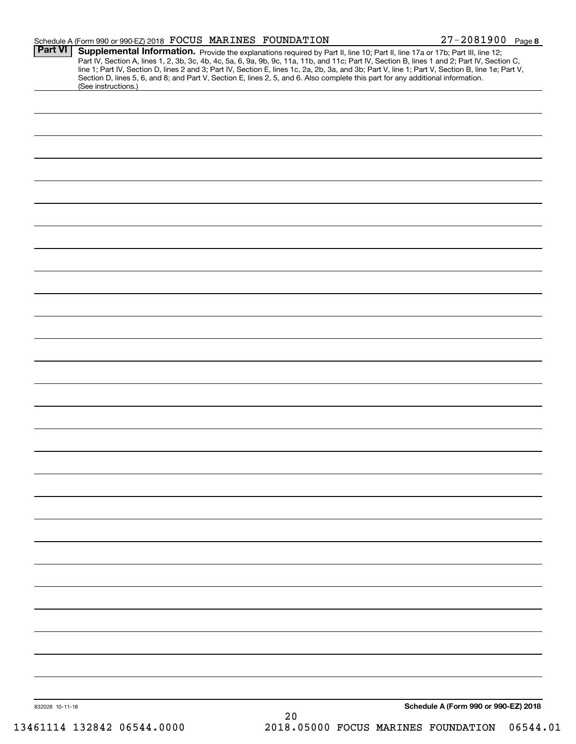Schedule A (Form 990 or 990-EZ) 2018 FOCUS MARINES FOUNDATION 27-2081900 Page 8

**Part VI** **Supplemental Information.** Provide the explanations required by Part II, line 10; Part II, line 17a or 17b; Part III, line 12; Part IV, Section A, lines 1, 2, 3b, 3c, 4b, 4c, 5a, 6, 9a, 9b, 9c, 11a, 11b, and 11c; Part IV, Section B, lines 1 and 2; Part IV, Section C, line 1; Part IV, Section D, lines 2 and 3; Part IV, Section E, lines 1c, 2a, 2b, 3a, and 3b; Part V, line 1; Part V, Section B, line 1e; Part V, Section D, lines 5, 6, and 8; and Part V, Section E, lines 2, 5, and 6. Also complete this part for any additional information. (See instructions.)

832028 10-11-18

**Schedule A (Form 990 or 990-EZ) 2018**

13461114 132842 06544.0000 2018.05000 FOCUS MARINES FOUNDATION 06544.01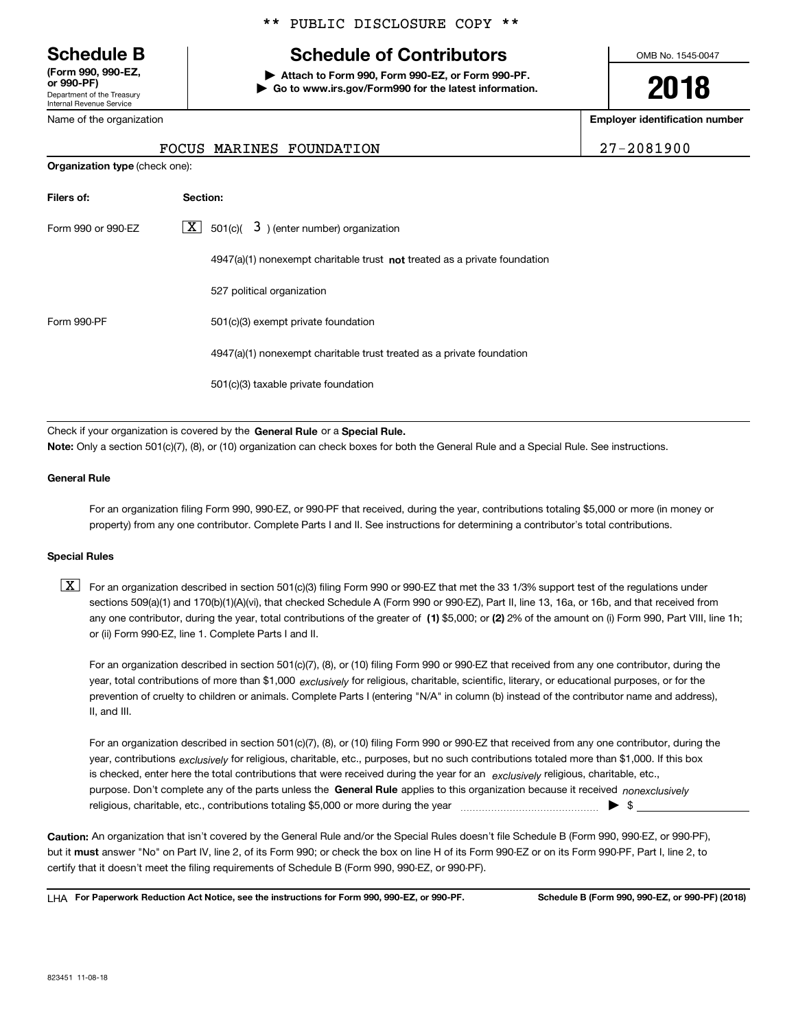** PUBLIC DISCLOSURE COPY **

# Schedule B

**(Form 990, 990-EZ, or 990-PF)**
Department of the Treasury
Internal Revenue Service

## Schedule of Contributors

▶ **Attach to Form 990, Form 990-EZ, or Form 990-PF.**
▶ **Go to www.irs.gov/Form990 for the latest information.**

OMB No. 1545-0047

**2018**

Name of the organization: FOCUS MARINES FOUNDATION

**Employer identification number:** 27-2081900

**Organization type** (check one):

| Filers of: | Section: |
| --- | --- |
| Form 990 or 990-EZ | [X] 501(c)( 3 ) (enter number) organization |
| | 4947(a)(1) nonexempt charitable trust **not** treated as a private foundation |
| | 527 political organization |
| Form 990-PF | 501(c)(3) exempt private foundation |
| | 4947(a)(1) nonexempt charitable trust treated as a private foundation |
| | 501(c)(3) taxable private foundation |

Check if your organization is covered by the **General Rule** or a **Special Rule.**

**Note:** Only a section 501(c)(7), (8), or (10) organization can check boxes for both the General Rule and a Special Rule. See instructions.

**General Rule**

For an organization filing Form 990, 990-EZ, or 990-PF that received, during the year, contributions totaling $5,000 or more (in money or property) from any one contributor. Complete Parts I and II. See instructions for determining a contributor's total contributions.

**Special Rules**

[X] For an organization described in section 501(c)(3) filing Form 990 or 990-EZ that met the 33 1/3% support test of the regulations under sections 509(a)(1) and 170(b)(1)(A)(vi), that checked Schedule A (Form 990 or 990-EZ), Part II, line 13, 16a, or 16b, and that received from any one contributor, during the year, total contributions of the greater of **(1)** $5,000; or **(2)** 2% of the amount on (i) Form 990, Part VIII, line 1h; or (ii) Form 990-EZ, line 1. Complete Parts I and II.

For an organization described in section 501(c)(7), (8), or (10) filing Form 990 or 990-EZ that received from any one contributor, during the year, total contributions of more than $1,000 *exclusively* for religious, charitable, scientific, literary, or educational purposes, or for the prevention of cruelty to children or animals. Complete Parts I (entering "N/A" in column (b) instead of the contributor name and address), II, and III.

For an organization described in section 501(c)(7), (8), or (10) filing Form 990 or 990-EZ that received from any one contributor, during the year, contributions *exclusively* for religious, charitable, etc., purposes, but no such contributions totaled more than $1,000. If this box is checked, enter here the total contributions that were received during the year for an *exclusively* religious, charitable, etc., purpose. Don't complete any of the parts unless the **General Rule** applies to this organization because it received *nonexclusively* religious, charitable, etc., contributions totaling $5,000 or more during the year ▶ $

**Caution:** An organization that isn't covered by the General Rule and/or the Special Rules doesn't file Schedule B (Form 990, 990-EZ, or 990-PF), but it **must** answer "No" on Part IV, line 2, of its Form 990; or check the box on line H of its Form 990-EZ or on its Form 990-PF, Part I, line 2, to certify that it doesn't meet the filing requirements of Schedule B (Form 990, 990-EZ, or 990-PF).

LHA **For Paperwork Reduction Act Notice, see the instructions for Form 990, 990-EZ, or 990-PF.** **Schedule B (Form 990, 990-EZ, or 990-PF) (2018)**

823451 11-08-18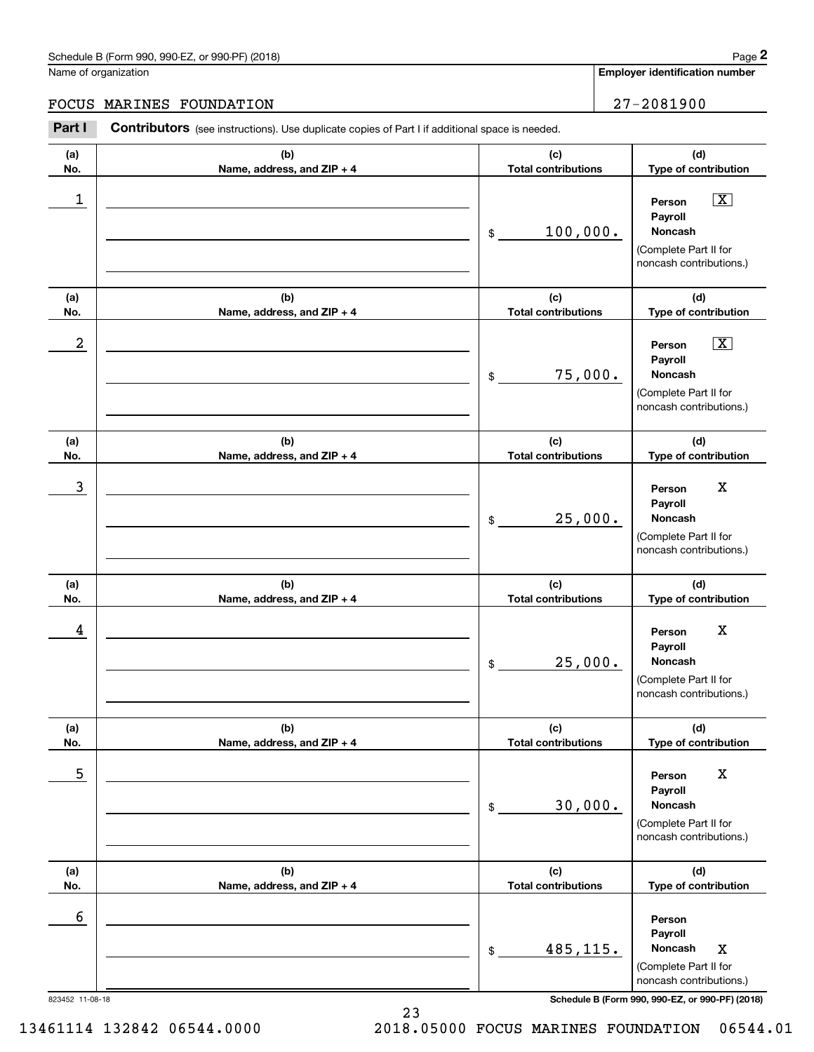Schedule B (Form 990, 990-EZ, or 990-PF) (2018)

Name of organization: FOCUS MARINES FOUNDATION

Employer identification number: 27-2081900

**Part I Contributors** (see instructions). Use duplicate copies of Part I if additional space is needed.

| (a) No. | (b) Name, address, and ZIP + 4 | (c) Total contributions | (d) Type of contribution |
|---|---|---|---|
| 1 | | $ 100,000. | Person [X] Payroll [ ] Noncash [ ] (Complete Part II for noncash contributions.) |
| 2 | | $ 75,000. | Person [X] Payroll [ ] Noncash [ ] (Complete Part II for noncash contributions.) |
| 3 | | $ 25,000. | Person [X] Payroll [ ] Noncash [ ] (Complete Part II for noncash contributions.) |
| 4 | | $ 25,000. | Person [X] Payroll [ ] Noncash [ ] (Complete Part II for noncash contributions.) |
| 5 | | $ 30,000. | Person [X] Payroll [ ] Noncash [ ] (Complete Part II for noncash contributions.) |
| 6 | | $ 485,115. | Person [ ] Payroll [ ] Noncash [X] (Complete Part II for noncash contributions.) |

823452 11-08-18

Schedule B (Form 990, 990-EZ, or 990-PF) (2018)

13461114 132842 06544.0000 2018.05000 FOCUS MARINES FOUNDATION 06544.01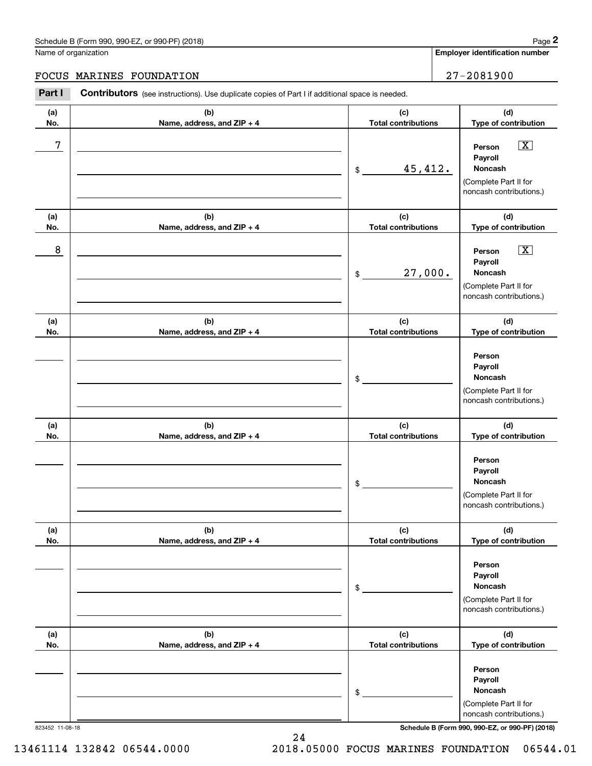Schedule B (Form 990, 990-EZ, or 990-PF) (2018)

Name of organization: FOCUS MARINES FOUNDATION

Employer identification number: 27-2081900

**Part I** **Contributors** (see instructions). Use duplicate copies of Part I if additional space is needed.

| (a) No. | (b) Name, address, and ZIP + 4 | (c) Total contributions | (d) Type of contribution |
|---|---|---|---|
| 7 | | $ 45,412. | Person [X] Payroll [ ] Noncash [ ] (Complete Part II for noncash contributions.) |
| 8 | | $ 27,000. | Person [X] Payroll [ ] Noncash [ ] (Complete Part II for noncash contributions.) |
| | | $ | Person [ ] Payroll [ ] Noncash [ ] (Complete Part II for noncash contributions.) |
| | | $ | Person [ ] Payroll [ ] Noncash [ ] (Complete Part II for noncash contributions.) |
| | | $ | Person [ ] Payroll [ ] Noncash [ ] (Complete Part II for noncash contributions.) |
| | | $ | Person [ ] Payroll [ ] Noncash [ ] (Complete Part II for noncash contributions.) |

823452 11-08-18

Schedule B (Form 990, 990-EZ, or 990-PF) (2018)

13461114 132842 06544.0000 2018.05000 FOCUS MARINES FOUNDATION 06544.01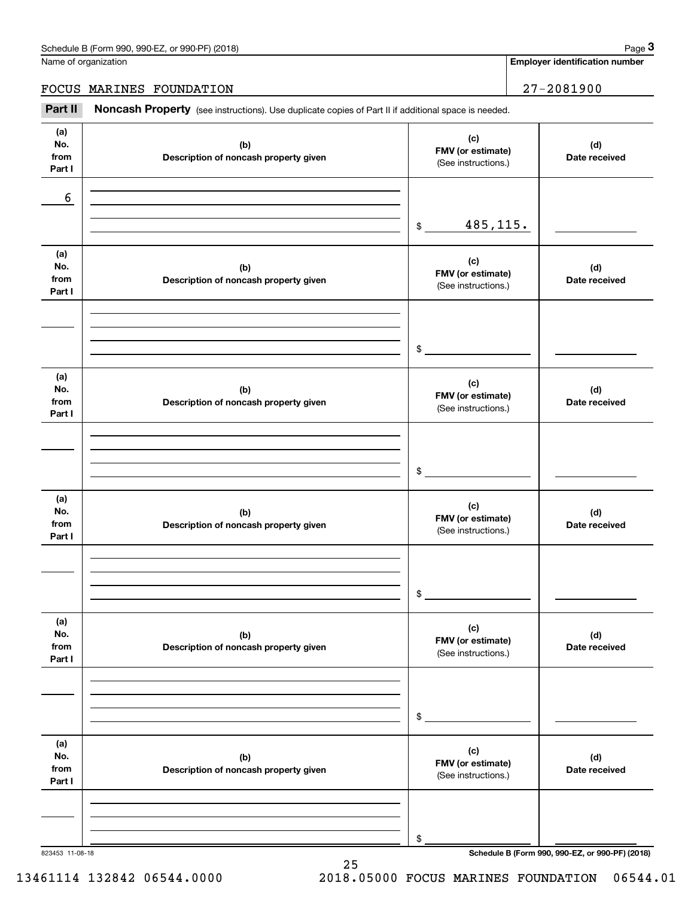Schedule B (Form 990, 990-EZ, or 990-PF) (2018)

Name of organization: FOCUS MARINES FOUNDATION

**Employer identification number:** 27-2081900

## Part II Noncash Property

(see instructions). Use duplicate copies of Part II if additional space is needed.

| (a) No. from Part I | (b) Description of noncash property given | (c) FMV (or estimate) (See instructions.) | (d) Date received |
|---|---|---|---|
| 6 | | $ 485,115. | |
| | | $ | |
| | | $ | |
| | | $ | |
| | | $ | |
| | | $ | |

823453 11-08-18

Schedule B (Form 990, 990-EZ, or 990-PF) (2018)

13461114 132842 06544.0000 2018.05000 FOCUS MARINES FOUNDATION 06544.01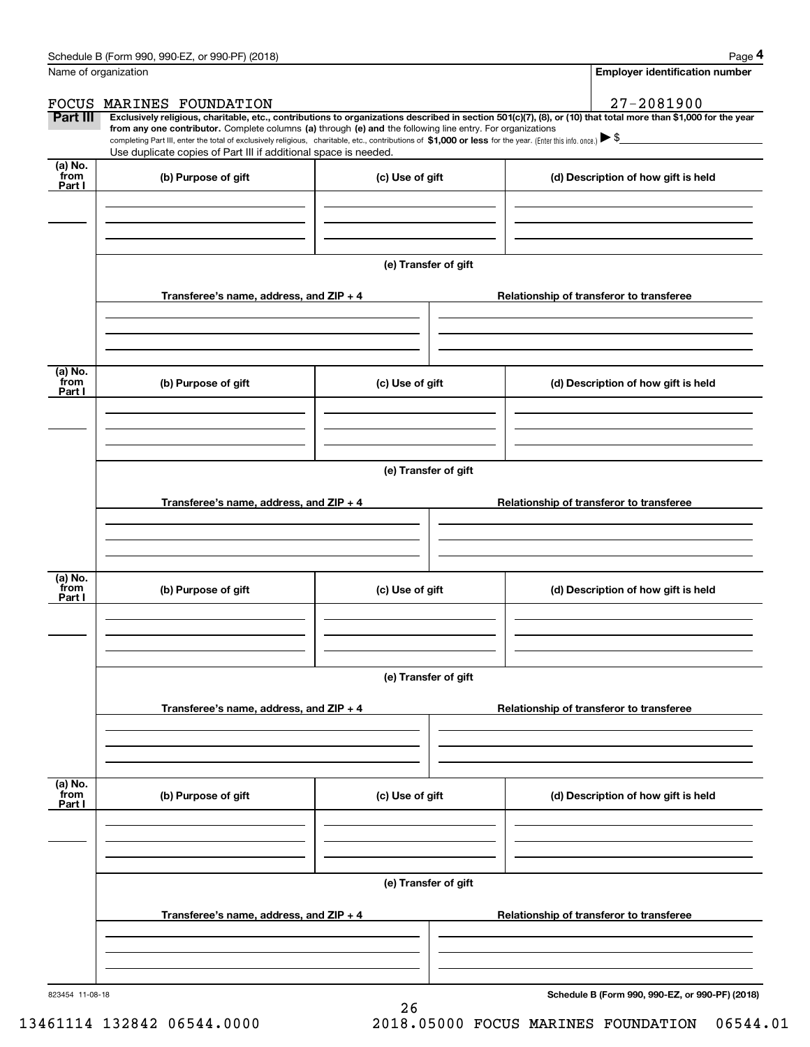Name of organization

**Employer identification number**

FOCUS MARINES FOUNDATION

27-2081900

**Part III** **Exclusively religious, charitable, etc., contributions to organizations described in section 501(c)(7), (8), or (10) that total more than $1,000 for the year from any one contributor.** Complete columns **(a)** through **(e) and** the following line entry. For organizations completing Part III, enter the total of exclusively religious, charitable, etc., contributions of **$1,000 or less** for the year. (Enter this info. once.) ▶ $

Use duplicate copies of Part III if additional space is needed.

| (a) No. from Part I | (b) Purpose of gift | (c) Use of gift | (d) Description of how gift is held |
| --- | --- | --- | --- |
| | | | |

**(e) Transfer of gift**

| Transferee's name, address, and ZIP + 4 | Relationship of transferor to transferee |
| --- | --- |
| | |

| (a) No. from Part I | (b) Purpose of gift | (c) Use of gift | (d) Description of how gift is held |
| --- | --- | --- | --- |
| | | | |

**(e) Transfer of gift**

| Transferee's name, address, and ZIP + 4 | Relationship of transferor to transferee |
| --- | --- |
| | |

| (a) No. from Part I | (b) Purpose of gift | (c) Use of gift | (d) Description of how gift is held |
| --- | --- | --- | --- |
| | | | |

**(e) Transfer of gift**

| Transferee's name, address, and ZIP + 4 | Relationship of transferor to transferee |
| --- | --- |
| | |

| (a) No. from Part I | (b) Purpose of gift | (c) Use of gift | (d) Description of how gift is held |
| --- | --- | --- | --- |
| | | | |

**(e) Transfer of gift**

| Transferee's name, address, and ZIP + 4 | Relationship of transferor to transferee |
| --- | --- |
| | |

823454 11-08-18

**Schedule B (Form 990, 990-EZ, or 990-PF) (2018)**

13461114 132842 06544.0000 2018.05000 FOCUS MARINES FOUNDATION 06544.01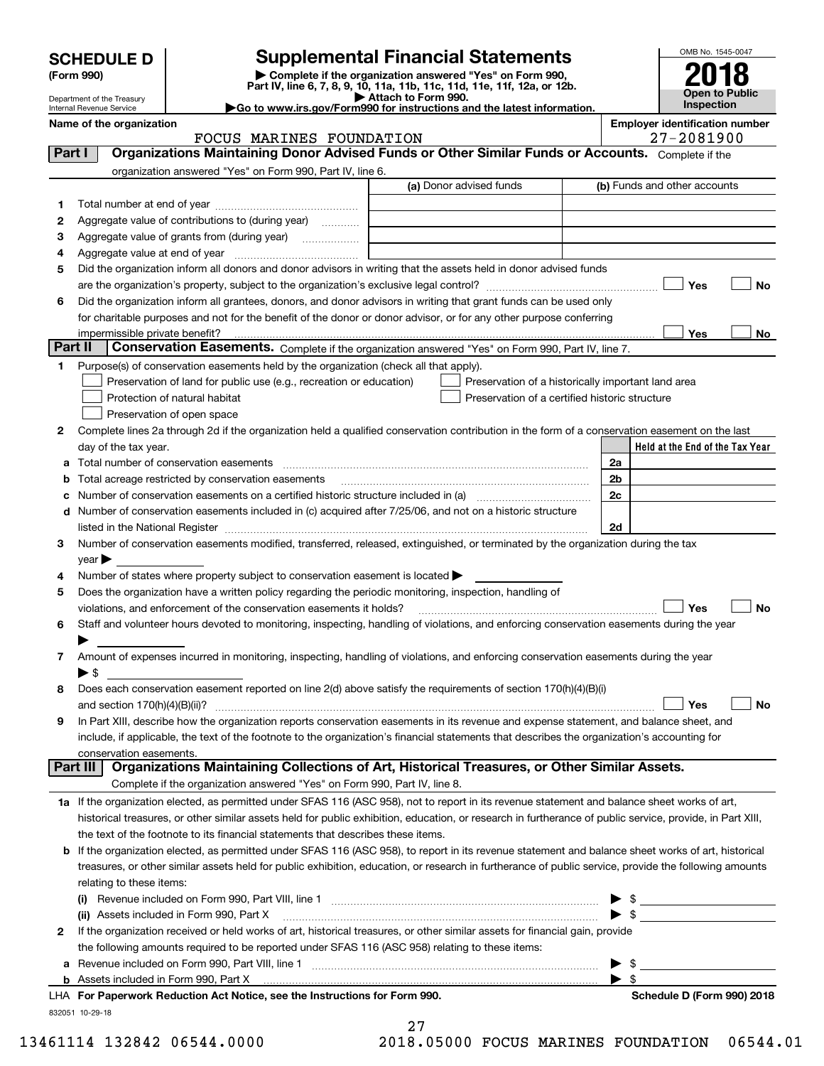# SCHEDULE D (Form 990)

Department of the Treasury
Internal Revenue Service

## Supplemental Financial Statements

▶ Complete if the organization answered "Yes" on Form 990, Part IV, line 6, 7, 8, 9, 10, 11a, 11b, 11c, 11d, 11e, 11f, 12a, or 12b.
▶ Attach to Form 990.
▶Go to www.irs.gov/Form990 for instructions and the latest information.

OMB No. 1545-0047
**2018**
**Open to Public Inspection**

**Name of the organization:** FOCUS MARINES FOUNDATION
**Employer identification number:** 27-2081900

### Part I — Organizations Maintaining Donor Advised Funds or Other Similar Funds or Accounts.
Complete if the organization answered "Yes" on Form 990, Part IV, line 6.

| | | (a) Donor advised funds | (b) Funds and other accounts |
|---|---|---|---|
| 1 | Total number at end of year | | |
| 2 | Aggregate value of contributions to (during year) | | |
| 3 | Aggregate value of grants from (during year) | | |
| 4 | Aggregate value at end of year | | |

5 Did the organization inform all donors and donor advisors in writing that the assets held in donor advised funds are the organization's property, subject to the organization's exclusive legal control? ☐ Yes ☐ No

6 Did the organization inform all grantees, donors, and donor advisors in writing that grant funds can be used only for charitable purposes and not for the benefit of the donor or donor advisor, or for any other purpose conferring impermissible private benefit? ☐ Yes ☐ No

### Part II — Conservation Easements.
Complete if the organization answered "Yes" on Form 990, Part IV, line 7.

1 Purpose(s) of conservation easements held by the organization (check all that apply).
- ☐ Preservation of land for public use (e.g., recreation or education)
- ☐ Protection of natural habitat
- ☐ Preservation of open space
- ☐ Preservation of a historically important land area
- ☐ Preservation of a certified historic structure

2 Complete lines 2a through 2d if the organization held a qualified conservation contribution in the form of a conservation easement on the last day of the tax year.

| | | | Held at the End of the Tax Year |
|---|---|---|---|
| a | Total number of conservation easements | 2a | |
| b | Total acreage restricted by conservation easements | 2b | |
| c | Number of conservation easements on a certified historic structure included in (a) | 2c | |
| d | Number of conservation easements included in (c) acquired after 7/25/06, and not on a historic structure listed in the National Register | 2d | |

3 Number of conservation easements modified, transferred, released, extinguished, or terminated by the organization during the tax year ▶

4 Number of states where property subject to conservation easement is located ▶

5 Does the organization have a written policy regarding the periodic monitoring, inspection, handling of violations, and enforcement of the conservation easements it holds? ☐ Yes ☐ No

6 Staff and volunteer hours devoted to monitoring, inspecting, handling of violations, and enforcing conservation easements during the year ▶

7 Amount of expenses incurred in monitoring, inspecting, handling of violations, and enforcing conservation easements during the year ▶ $

8 Does each conservation easement reported on line 2(d) above satisfy the requirements of section 170(h)(4)(B)(i) and section 170(h)(4)(B)(ii)? ☐ Yes ☐ No

9 In Part XIII, describe how the organization reports conservation easements in its revenue and expense statement, and balance sheet, and include, if applicable, the text of the footnote to the organization's financial statements that describes the organization's accounting for conservation easements.

### Part III — Organizations Maintaining Collections of Art, Historical Treasures, or Other Similar Assets.
Complete if the organization answered "Yes" on Form 990, Part IV, line 8.

1a If the organization elected, as permitted under SFAS 116 (ASC 958), not to report in its revenue statement and balance sheet works of art, historical treasures, or other similar assets held for public exhibition, education, or research in furtherance of public service, provide, in Part XIII, the text of the footnote to its financial statements that describes these items.

b If the organization elected, as permitted under SFAS 116 (ASC 958), to report in its revenue statement and balance sheet works of art, historical treasures, or other similar assets held for public exhibition, education, or research in furtherance of public service, provide the following amounts relating to these items:

(i) Revenue included on Form 990, Part VIII, line 1 ▶ $

(ii) Assets included in Form 990, Part X ▶ $

2 If the organization received or held works of art, historical treasures, or other similar assets for financial gain, provide the following amounts required to be reported under SFAS 116 (ASC 958) relating to these items:

a Revenue included on Form 990, Part VIII, line 1 ▶ $

b Assets included in Form 990, Part X ▶ $

LHA For Paperwork Reduction Act Notice, see the Instructions for Form 990. Schedule D (Form 990) 2018

832051 10-29-18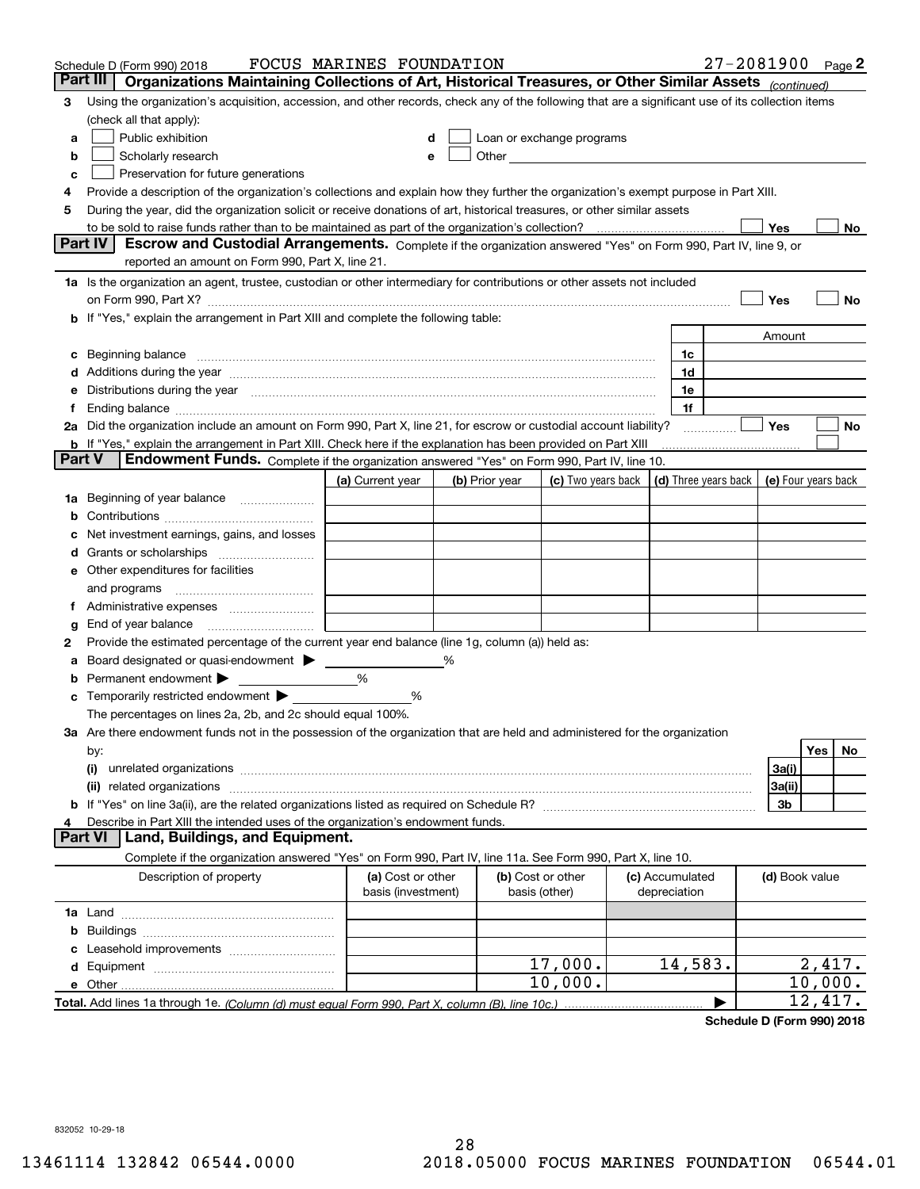Schedule D (Form 990) 2018 FOCUS MARINES FOUNDATION 27-2081900 Page 2

## Part III Organizations Maintaining Collections of Art, Historical Treasures, or Other Similar Assets *(continued)*

**3** Using the organization's acquisition, accession, and other records, check any of the following that are a significant use of its collection items (check all that apply):

- **a** ☐ Public exhibition
- **b** ☐ Scholarly research
- **c** ☐ Preservation for future generations
- **d** ☐ Loan or exchange programs
- **e** ☐ Other

**4** Provide a description of the organization's collections and explain how they further the organization's exempt purpose in Part XIII.

**5** During the year, did the organization solicit or receive donations of art, historical treasures, or other similar assets to be sold to raise funds rather than to be maintained as part of the organization's collection? ☐ Yes ☐ No

## Part IV Escrow and Custodial Arrangements.

Complete if the organization answered "Yes" on Form 990, Part IV, line 9, or reported an amount on Form 990, Part X, line 21.

**1a** Is the organization an agent, trustee, custodian or other intermediary for contributions or other assets not included on Form 990, Part X? ☐ Yes ☐ No

**b** If "Yes," explain the arrangement in Part XIII and complete the following table:

| | | Amount |
|---|---|---|
| **c** Beginning balance | 1c | |
| **d** Additions during the year | 1d | |
| **e** Distributions during the year | 1e | |
| **f** Ending balance | 1f | |

**2a** Did the organization include an amount on Form 990, Part X, line 21, for escrow or custodial account liability? ☐ Yes ☐ No

**b** If "Yes," explain the arrangement in Part XIII. Check here if the explanation has been provided on Part XIII ☐

## Part V Endowment Funds.

Complete if the organization answered "Yes" on Form 990, Part IV, line 10.

| | (a) Current year | (b) Prior year | (c) Two years back | (d) Three years back | (e) Four years back |
|---|---|---|---|---|---|
| **1a** Beginning of year balance | | | | | |
| **b** Contributions | | | | | |
| **c** Net investment earnings, gains, and losses | | | | | |
| **d** Grants or scholarships | | | | | |
| **e** Other expenditures for facilities and programs | | | | | |
| **f** Administrative expenses | | | | | |
| **g** End of year balance | | | | | |

**2** Provide the estimated percentage of the current year end balance (line 1g, column (a)) held as:

- **a** Board designated or quasi-endowment ▶ ______ %
- **b** Permanent endowment ▶ ______ %
- **c** Temporarily restricted endowment ▶ ______ %

The percentages on lines 2a, 2b, and 2c should equal 100%.

**3a** Are there endowment funds not in the possession of the organization that are held and administered for the organization by:

| | | Yes | No |
|---|---|---|---|
| **(i)** unrelated organizations | 3a(i) | | |
| **(ii)** related organizations | 3a(ii) | | |
| **b** If "Yes" on line 3a(ii), are the related organizations listed as required on Schedule R? | 3b | | |

**4** Describe in Part XIII the intended uses of the organization's endowment funds.

## Part VI Land, Buildings, and Equipment.

Complete if the organization answered "Yes" on Form 990, Part IV, line 11a. See Form 990, Part X, line 10.

| Description of property | (a) Cost or other basis (investment) | (b) Cost or other basis (other) | (c) Accumulated depreciation | (d) Book value |
|---|---|---|---|---|
| **1a** Land | | | | |
| **b** Buildings | | | | |
| **c** Leasehold improvements | | | | |
| **d** Equipment | | 17,000. | 14,583. | 2,417. |
| **e** Other | | 10,000. | | 10,000. |
| **Total.** Add lines 1a through 1e. *(Column (d) must equal Form 990, Part X, column (B), line 10c.)* | | | ▶ | 12,417. |

Schedule D (Form 990) 2018

832052 10-29-18

13461114 132842 06544.0000 2018.05000 FOCUS MARINES FOUNDATION 06544.01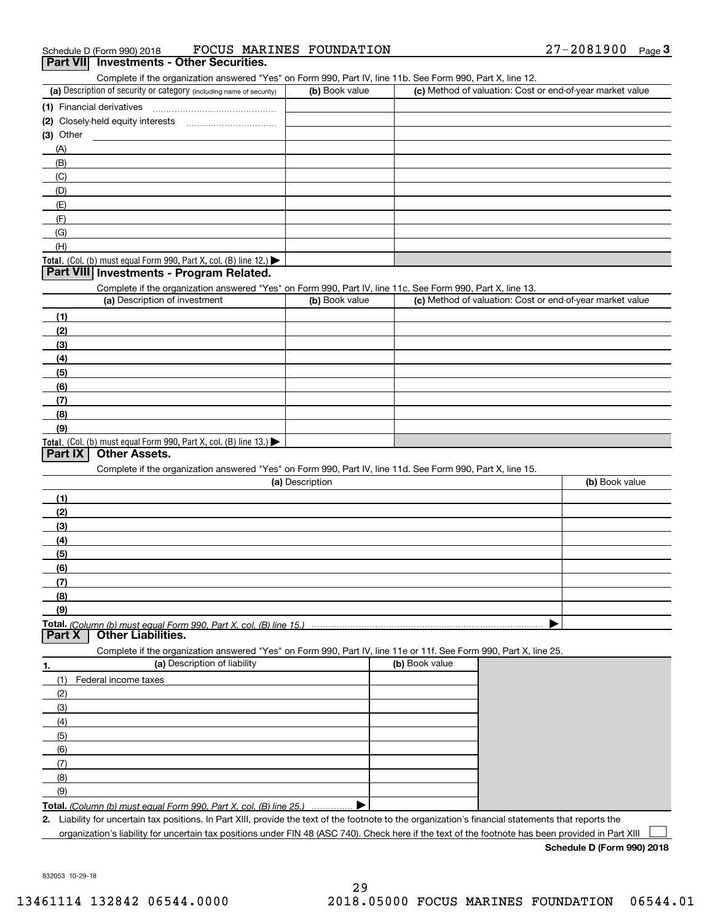Schedule D (Form 990) 2018 FOCUS MARINES FOUNDATION 27-2081900 Page 3

## Part VII Investments - Other Securities.

Complete if the organization answered "Yes" on Form 990, Part IV, line 11b. See Form 990, Part X, line 12.

| (a) Description of security or category (including name of security) | (b) Book value | (c) Method of valuation: Cost or end-of-year market value |
|---|---|---|
| (1) Financial derivatives | | |
| (2) Closely-held equity interests | | |
| (3) Other | | |
| (A) | | |
| (B) | | |
| (C) | | |
| (D) | | |
| (E) | | |
| (F) | | |
| (G) | | |
| (H) | | |
| Total. (Col. (b) must equal Form 990, Part X, col. (B) line 12.) ▶ | | |

## Part VIII Investments - Program Related.

Complete if the organization answered "Yes" on Form 990, Part IV, line 11c. See Form 990, Part X, line 13.

| (a) Description of investment | (b) Book value | (c) Method of valuation: Cost or end-of-year market value |
|---|---|---|
| (1) | | |
| (2) | | |
| (3) | | |
| (4) | | |
| (5) | | |
| (6) | | |
| (7) | | |
| (8) | | |
| (9) | | |
| Total. (Col. (b) must equal Form 990, Part X, col. (B) line 13.) ▶ | | |

## Part IX Other Assets.

Complete if the organization answered "Yes" on Form 990, Part IV, line 11d. See Form 990, Part X, line 15.

| (a) Description | (b) Book value |
|---|---|
| (1) | |
| (2) | |
| (3) | |
| (4) | |
| (5) | |
| (6) | |
| (7) | |
| (8) | |
| (9) | |
| Total. *(Column (b) must equal Form 990, Part X, col. (B) line 15.)* ▶ | |

## Part X Other Liabilities.

Complete if the organization answered "Yes" on Form 990, Part IV, line 11e or 11f. See Form 990, Part X, line 25.

| 1. (a) Description of liability | (b) Book value |
|---|---|
| (1) Federal income taxes | |
| (2) | |
| (3) | |
| (4) | |
| (5) | |
| (6) | |
| (7) | |
| (8) | |
| (9) | |
| Total. *(Column (b) must equal Form 990, Part X, col. (B) line 25.)* ▶ | |

2. Liability for uncertain tax positions. In Part XIII, provide the text of the footnote to the organization's financial statements that reports the organization's liability for uncertain tax positions under FIN 48 (ASC 740). Check here if the text of the footnote has been provided in Part XIII ☐

Schedule D (Form 990) 2018

832053 10-29-18

13461114 132842 06544.0000 2018.05000 FOCUS MARINES FOUNDATION 06544.01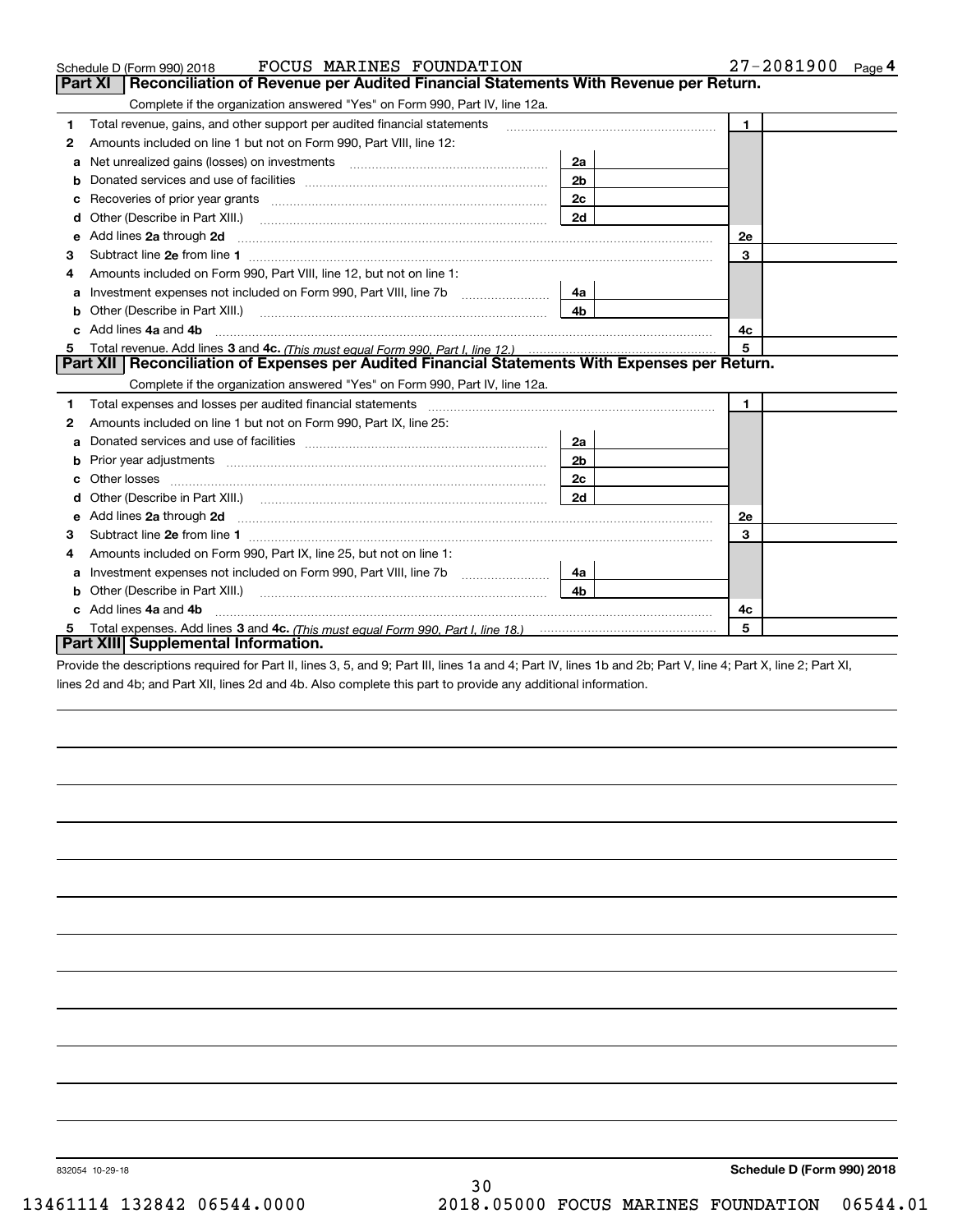Schedule D (Form 990) 2018 FOCUS MARINES FOUNDATION 27-2081900 Page 4

## Part XI Reconciliation of Revenue per Audited Financial Statements With Revenue per Return.

Complete if the organization answered "Yes" on Form 990, Part IV, line 12a.

| | | | | | |
|---|---|---|---|---|---|
| **1** | Total revenue, gains, and other support per audited financial statements | | | 1 | |
| **2** | Amounts included on line 1 but not on Form 990, Part VIII, line 12: | | | | |
| **a** | Net unrealized gains (losses) on investments | 2a | | | |
| **b** | Donated services and use of facilities | 2b | | | |
| **c** | Recoveries of prior year grants | 2c | | | |
| **d** | Other (Describe in Part XIII.) | 2d | | | |
| **e** | Add lines **2a** through **2d** | | | 2e | |
| **3** | Subtract line **2e** from line **1** | | | 3 | |
| **4** | Amounts included on Form 990, Part VIII, line 12, but not on line 1: | | | | |
| **a** | Investment expenses not included on Form 990, Part VIII, line 7b | 4a | | | |
| **b** | Other (Describe in Part XIII.) | 4b | | | |
| **c** | Add lines **4a** and **4b** | | | 4c | |
| **5** | Total revenue. Add lines **3** and **4c.** *(This must equal Form 990, Part I, line 12.)* | | | 5 | |

## Part XII Reconciliation of Expenses per Audited Financial Statements With Expenses per Return.

Complete if the organization answered "Yes" on Form 990, Part IV, line 12a.

| | | | | | |
|---|---|---|---|---|---|
| **1** | Total expenses and losses per audited financial statements | | | 1 | |
| **2** | Amounts included on line 1 but not on Form 990, Part IX, line 25: | | | | |
| **a** | Donated services and use of facilities | 2a | | | |
| **b** | Prior year adjustments | 2b | | | |
| **c** | Other losses | 2c | | | |
| **d** | Other (Describe in Part XIII.) | 2d | | | |
| **e** | Add lines **2a** through **2d** | | | 2e | |
| **3** | Subtract line **2e** from line **1** | | | 3 | |
| **4** | Amounts included on Form 990, Part IX, line 25, but not on line 1: | | | | |
| **a** | Investment expenses not included on Form 990, Part VIII, line 7b | 4a | | | |
| **b** | Other (Describe in Part XIII.) | 4b | | | |
| **c** | Add lines **4a** and **4b** | | | 4c | |
| **5** | Total expenses. Add lines **3** and **4c.** *(This must equal Form 990, Part I, line 18.)* | | | 5 | |

## Part XIII Supplemental Information.

Provide the descriptions required for Part II, lines 3, 5, and 9; Part III, lines 1a and 4; Part IV, lines 1b and 2b; Part V, line 4; Part X, line 2; Part XI, lines 2d and 4b; and Part XII, lines 2d and 4b. Also complete this part to provide any additional information.

832054 10-29-18 **Schedule D (Form 990) 2018**

13461114 132842 06544.0000 2018.05000 FOCUS MARINES FOUNDATION 06544.01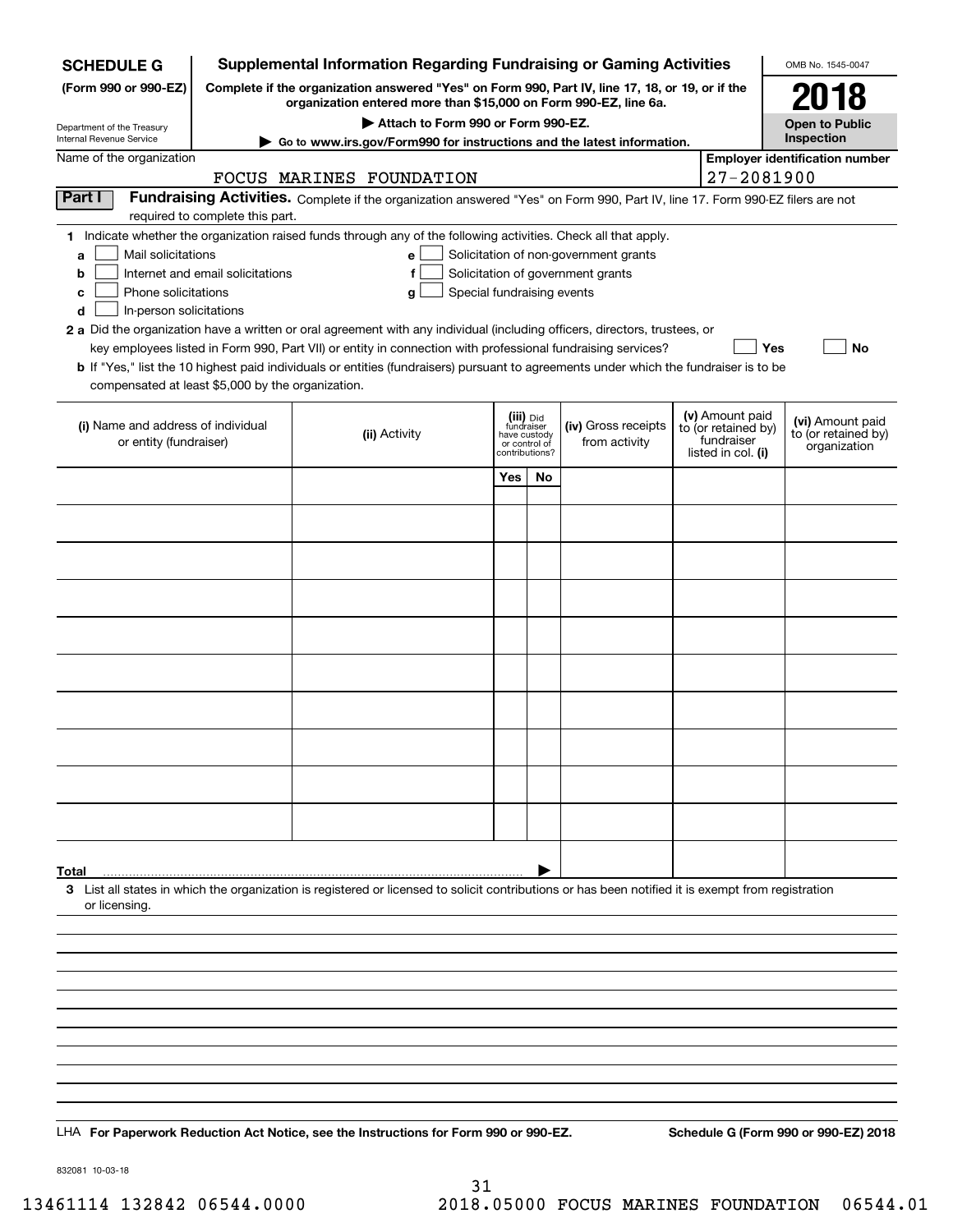**SCHEDULE G** (Form 990 or 990-EZ)

Department of the Treasury
Internal Revenue Service

# Supplemental Information Regarding Fundraising or Gaming Activities

**Complete if the organization answered "Yes" on Form 990, Part IV, line 17, 18, or 19, or if the organization entered more than $15,000 on Form 990-EZ, line 6a.**

**▶ Attach to Form 990 or Form 990-EZ.**

**▶ Go to www.irs.gov/Form990 for instructions and the latest information.**

OMB No. 1545-0047

**2018**

**Open to Public Inspection**

Name of the organization: FOCUS MARINES FOUNDATION

Employer identification number: 27-2081900

**Part I** **Fundraising Activities.** Complete if the organization answered "Yes" on Form 990, Part IV, line 17. Form 990-EZ filers are not required to complete this part.

**1** Indicate whether the organization raised funds through any of the following activities. Check all that apply.

- **a** ☐ Mail solicitations
- **b** ☐ Internet and email solicitations
- **c** ☐ Phone solicitations
- **d** ☐ In-person solicitations
- **e** ☐ Solicitation of non-government grants
- **f** ☐ Solicitation of government grants
- **g** ☐ Special fundraising events

**2 a** Did the organization have a written or oral agreement with any individual (including officers, directors, trustees, or key employees listed in Form 990, Part VII) or entity in connection with professional fundraising services? ☐ Yes ☐ No

**b** If "Yes," list the 10 highest paid individuals or entities (fundraisers) pursuant to agreements under which the fundraiser is to be compensated at least $5,000 by the organization.

| (i) Name and address of individual or entity (fundraiser) | (ii) Activity | (iii) Did fundraiser have custody or control of contributions? Yes | No | (iv) Gross receipts from activity | (v) Amount paid to (or retained by) fundraiser listed in col. (i) | (vi) Amount paid to (or retained by) organization |
|---|---|---|---|---|---|---|
| | | | | | | |
| | | | | | | |
| | | | | | | |
| | | | | | | |
| | | | | | | |
| | | | | | | |
| | | | | | | |
| | | | | | | |
| | | | | | | |
| | | | | | | |
| **Total** | | | ▶ | | | |

**3** List all states in which the organization is registered or licensed to solicit contributions or has been notified it is exempt from registration or licensing.

LHA **For Paperwork Reduction Act Notice, see the Instructions for Form 990 or 990-EZ.** **Schedule G (Form 990 or 990-EZ) 2018**

832081 10-03-18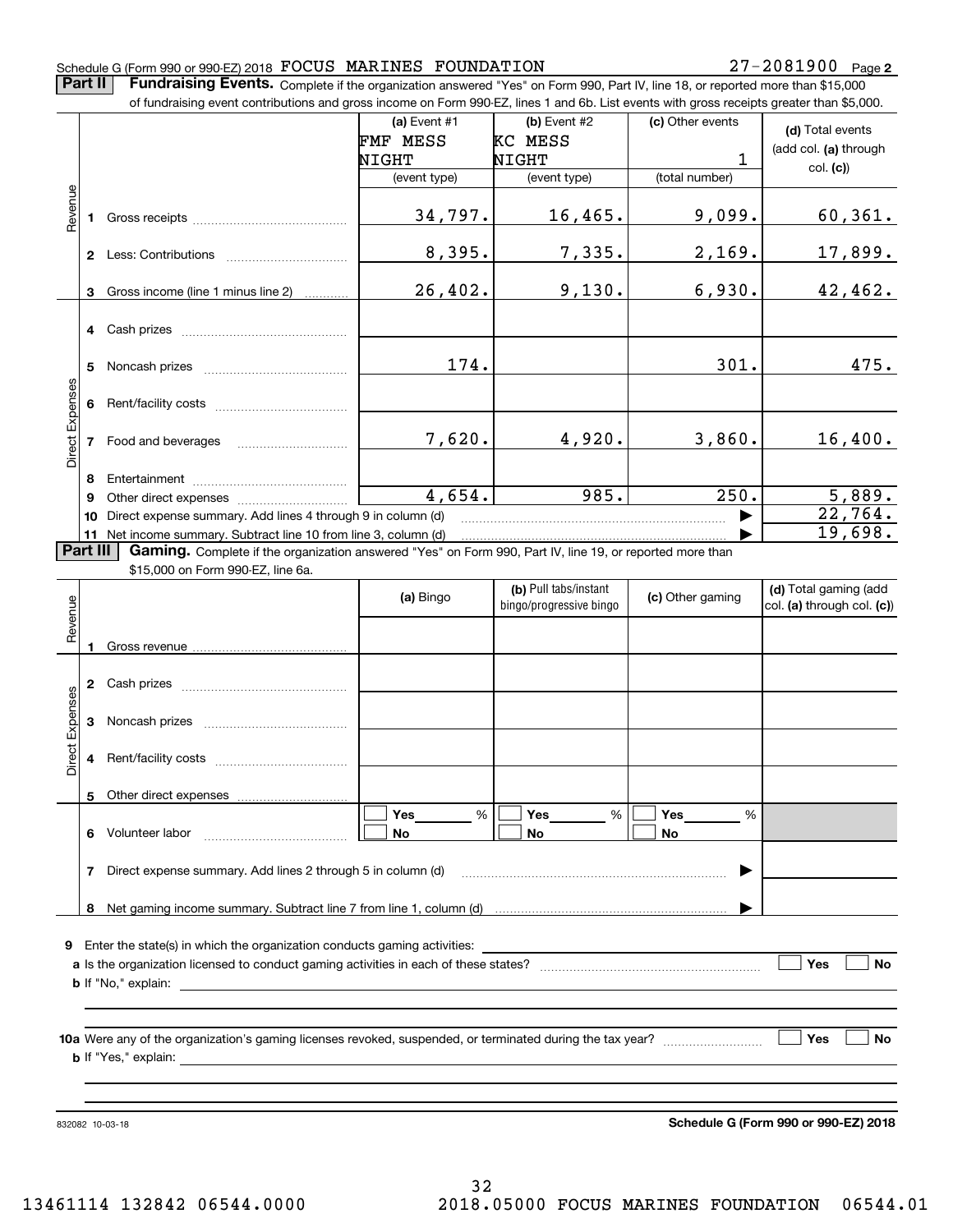Schedule G (Form 990 or 990-EZ) 2018 FOCUS MARINES FOUNDATION 27-2081900 Page **2**

**Part II** **Fundraising Events.** Complete if the organization answered "Yes" on Form 990, Part IV, line 18, or reported more than $15,000 of fundraising event contributions and gross income on Form 990-EZ, lines 1 and 6b. List events with gross receipts greater than $5,000.

| | | (a) Event #1 FMF MESS NIGHT (event type) | (b) Event #2 KC MESS NIGHT (event type) | (c) Other events 1 (total number) | (d) Total events (add col. (a) through col. (c)) |
|---|---|---|---|---|---|
| Revenue | 1 Gross receipts | 34,797. | 16,465. | 9,099. | 60,361. |
| | 2 Less: Contributions | 8,395. | 7,335. | 2,169. | 17,899. |
| | 3 Gross income (line 1 minus line 2) | 26,402. | 9,130. | 6,930. | 42,462. |
| Direct Expenses | 4 Cash prizes | | | | |
| | 5 Noncash prizes | 174. | | 301. | 475. |
| | 6 Rent/facility costs | | | | |
| | 7 Food and beverages | 7,620. | 4,920. | 3,860. | 16,400. |
| | 8 Entertainment | | | | |
| | 9 Other direct expenses | 4,654. | 985. | 250. | 5,889. |
| | 10 Direct expense summary. Add lines 4 through 9 in column (d) | | | ▶ | 22,764. |
| | 11 Net income summary. Subtract line 10 from line 3, column (d) | | | ▶ | 19,698. |

**Part III** **Gaming.** Complete if the organization answered "Yes" on Form 990, Part IV, line 19, or reported more than $15,000 on Form 990-EZ, line 6a.

| | | (a) Bingo | (b) Pull tabs/instant bingo/progressive bingo | (c) Other gaming | (d) Total gaming (add col. (a) through col. (c)) |
|---|---|---|---|---|---|
| Revenue | 1 Gross revenue | | | | |
| Direct Expenses | 2 Cash prizes | | | | |
| | 3 Noncash prizes | | | | |
| | 4 Rent/facility costs | | | | |
| | 5 Other direct expenses | | | | |
| | 6 Volunteer labor | ☐ Yes ___ % ☐ No | ☐ Yes ___ % ☐ No | ☐ Yes ___ % ☐ No | |
| | 7 Direct expense summary. Add lines 2 through 5 in column (d) | | | ▶ | |
| | 8 Net gaming income summary. Subtract line 7 from line 1, column (d) | | | ▶ | |

**9** Enter the state(s) in which the organization conducts gaming activities: ____________________

**a** Is the organization licensed to conduct gaming activities in each of these states? ☐ Yes ☐ No

**b** If "No," explain: ____________________

**10a** Were any of the organization's gaming licenses revoked, suspended, or terminated during the tax year? ☐ Yes ☐ No

**b** If "Yes," explain: ____________________

832082 10-03-18 **Schedule G (Form 990 or 990-EZ) 2018**

13461114 132842 06544.0000 2018.05000 FOCUS MARINES FOUNDATION 06544.01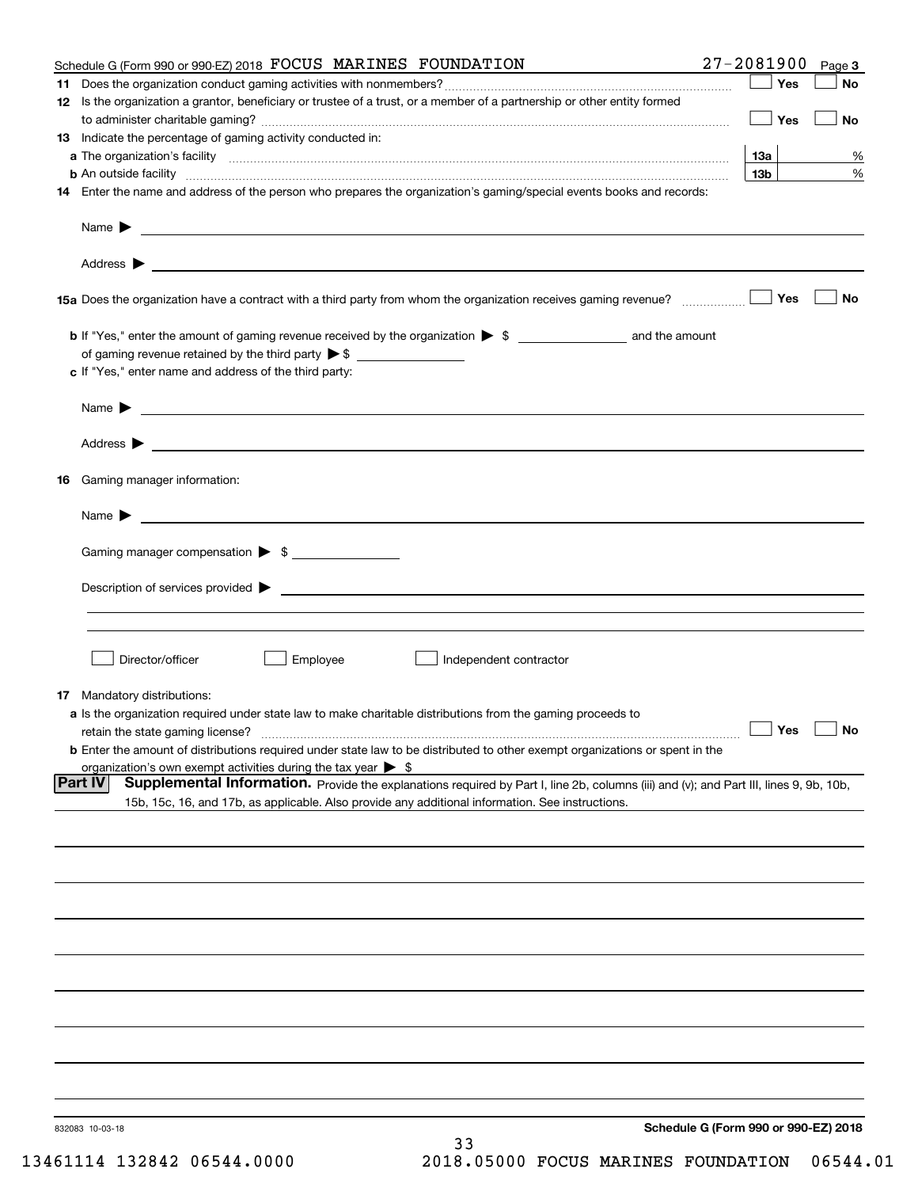Schedule G (Form 990 or 990-EZ) 2018 FOCUS MARINES FOUNDATION 27-2081900 Page 3

**11** Does the organization conduct gaming activities with nonmembers? ☐ Yes ☐ No

**12** Is the organization a grantor, beneficiary or trustee of a trust, or a member of a partnership or other entity formed to administer charitable gaming? ☐ Yes ☐ No

**13** Indicate the percentage of gaming activity conducted in:

**a** The organization's facility **13a** %

**b** An outside facility **13b** %

**14** Enter the name and address of the person who prepares the organization's gaming/special events books and records:

Name ▶

Address ▶

**15a** Does the organization have a contract with a third party from whom the organization receives gaming revenue? ☐ Yes ☐ No

**b** If "Yes," enter the amount of gaming revenue received by the organization ▶ $ ______ and the amount of gaming revenue retained by the third party ▶ $ ______

**c** If "Yes," enter name and address of the third party:

Name ▶

Address ▶

**16** Gaming manager information:

Name ▶

Gaming manager compensation ▶ $ ______

Description of services provided ▶

☐ Director/officer ☐ Employee ☐ Independent contractor

**17** Mandatory distributions:

**a** Is the organization required under state law to make charitable distributions from the gaming proceeds to retain the state gaming license? ☐ Yes ☐ No

**b** Enter the amount of distributions required under state law to be distributed to other exempt organizations or spent in the organization's own exempt activities during the tax year ▶ $

**Part IV** **Supplemental Information.** Provide the explanations required by Part I, line 2b, columns (iii) and (v); and Part III, lines 9, 9b, 10b, 15b, 15c, 16, and 17b, as applicable. Also provide any additional information. See instructions.

832083 10-03-18

Schedule G (Form 990 or 990-EZ) 2018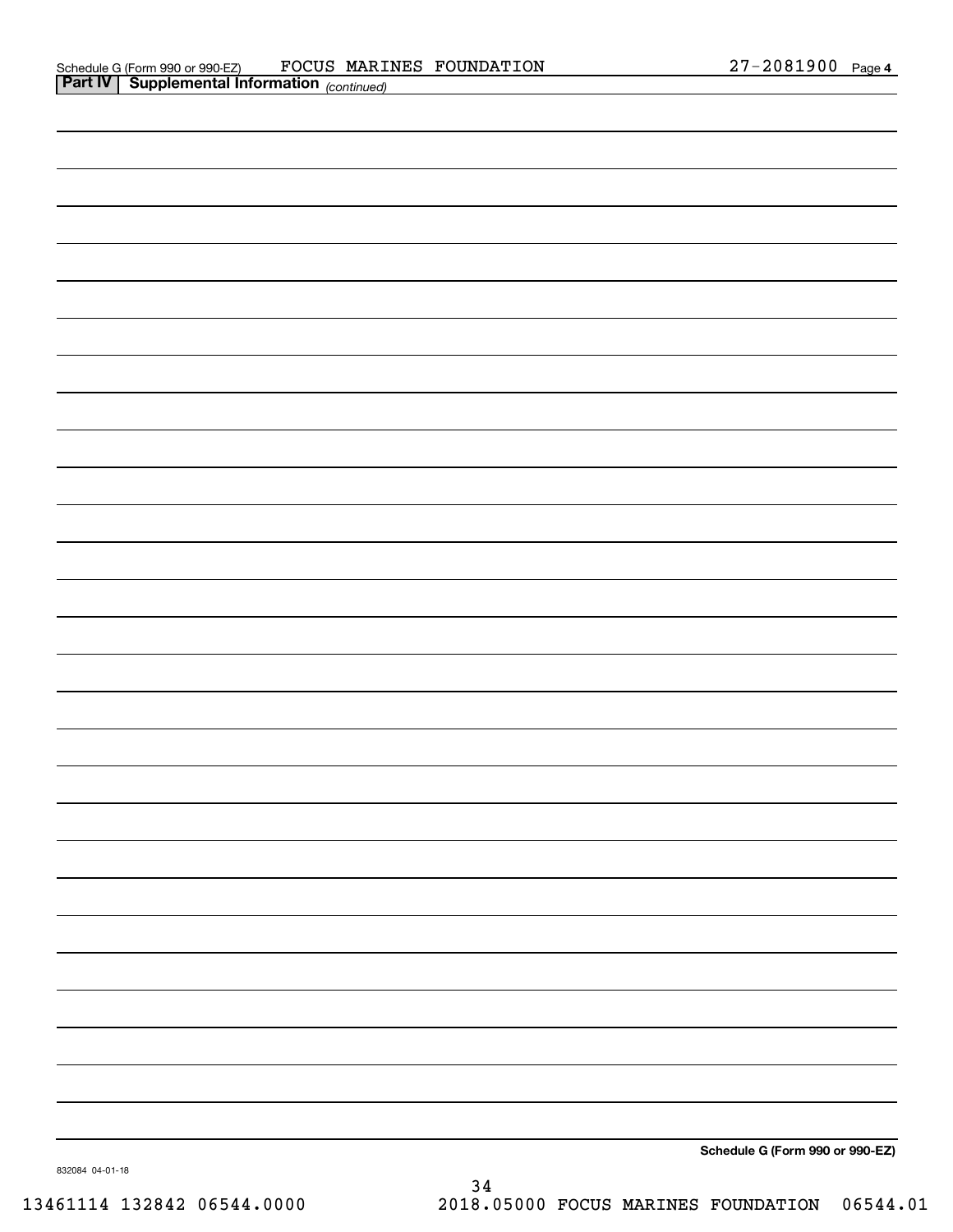Schedule G (Form 990 or 990-EZ) FOCUS MARINES FOUNDATION 27-2081900 Page 4

**Part IV | Supplemental Information** *(continued)*

**Schedule G (Form 990 or 990-EZ)**

832084 04-01-18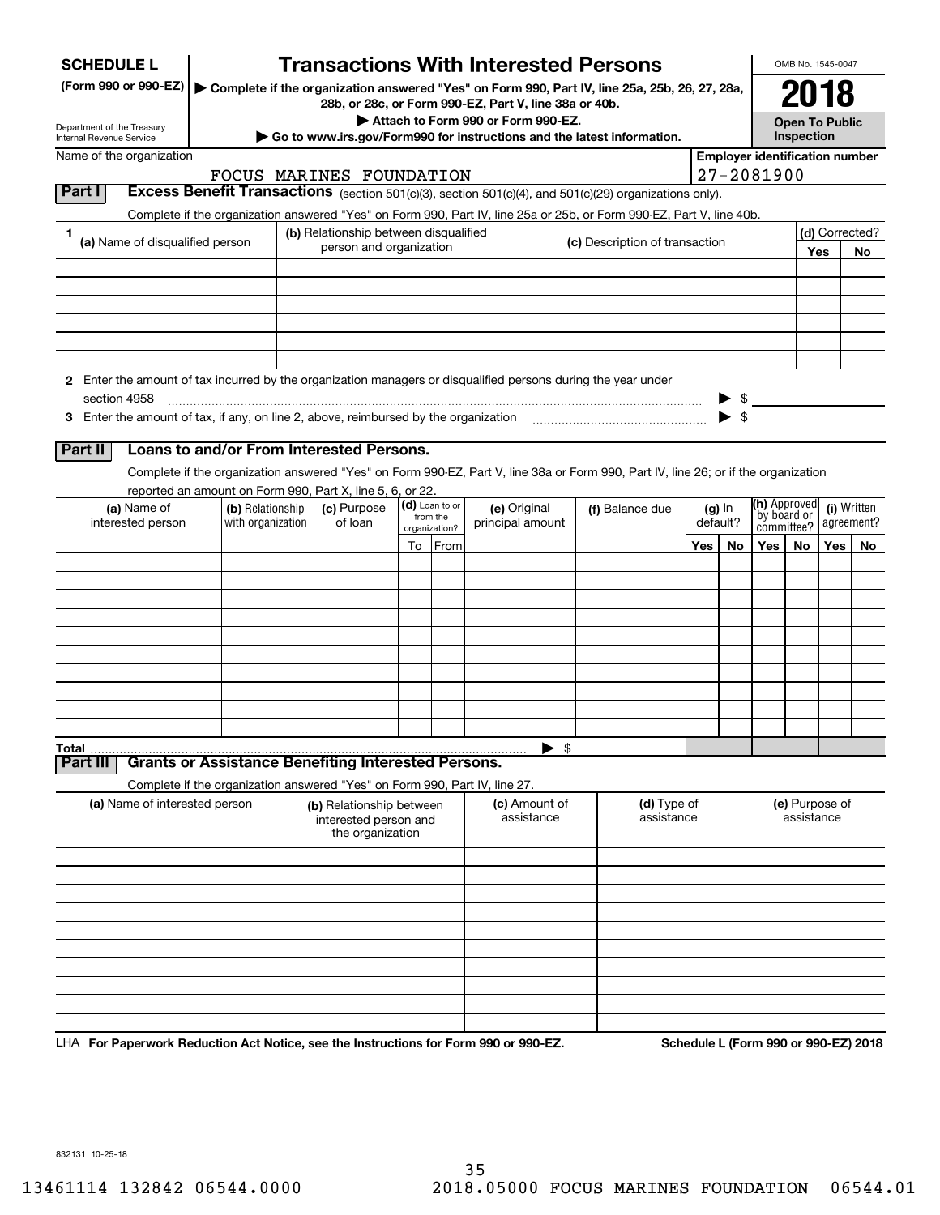**SCHEDULE L**
**(Form 990 or 990-EZ)**

Department of the Treasury
Internal Revenue Service

# Transactions With Interested Persons

▶ Complete if the organization answered "Yes" on Form 990, Part IV, line 25a, 25b, 26, 27, 28a, 28b, or 28c, or Form 990-EZ, Part V, line 38a or 40b.
▶ Attach to Form 990 or Form 990-EZ.
▶ Go to www.irs.gov/Form990 for instructions and the latest information.

OMB No. 1545-0047
**2018**
**Open To Public Inspection**

Name of the organization: FOCUS MARINES FOUNDATION
Employer identification number: 27-2081900

## Part I Excess Benefit Transactions (section 501(c)(3), section 501(c)(4), and 501(c)(29) organizations only).

Complete if the organization answered "Yes" on Form 990, Part IV, line 25a or 25b, or Form 990-EZ, Part V, line 40b.

| 1 (a) Name of disqualified person | (b) Relationship between disqualified person and organization | (c) Description of transaction | (d) Corrected? Yes | No |
|---|---|---|---|---|
| | | | | |
| | | | | |
| | | | | |
| | | | | |
| | | | | |
| | | | | |

**2** Enter the amount of tax incurred by the organization managers or disqualified persons during the year under section 4958 ▶ $

**3** Enter the amount of tax, if any, on line 2, above, reimbursed by the organization ▶ $

## Part II Loans to and/or From Interested Persons.

Complete if the organization answered "Yes" on Form 990-EZ, Part V, line 38a or Form 990, Part IV, line 26; or if the organization reported an amount on Form 990, Part X, line 5, 6, or 22.

| (a) Name of interested person | (b) Relationship with organization | (c) Purpose of loan | (d) Loan to or from the organization? To | From | (e) Original principal amount | (f) Balance due | (g) In default? Yes | No | (h) Approved by board or committee? Yes | No | (i) Written agreement? Yes | No |
|---|---|---|---|---|---|---|---|---|---|---|---|---|
| | | | | | | | | | | | | |
| | | | | | | | | | | | | |
| | | | | | | | | | | | | |
| | | | | | | | | | | | | |
| | | | | | | | | | | | | |
| | | | | | | | | | | | | |
| | | | | | | | | | | | | |
| | | | | | | | | | | | | |
| | | | | | | | | | | | | |
| | | | | | | | | | | | | |
| **Total** | | | | | ▶ $ | | | | | | | |

## Part III Grants or Assistance Benefiting Interested Persons.

Complete if the organization answered "Yes" on Form 990, Part IV, line 27.

| (a) Name of interested person | (b) Relationship between interested person and the organization | (c) Amount of assistance | (d) Type of assistance | (e) Purpose of assistance |
|---|---|---|---|---|
| | | | | |
| | | | | |
| | | | | |
| | | | | |
| | | | | |
| | | | | |
| | | | | |
| | | | | |
| | | | | |
| | | | | |

LHA **For Paperwork Reduction Act Notice, see the Instructions for Form 990 or 990-EZ.** **Schedule L (Form 990 or 990-EZ) 2018**

832131 10-25-18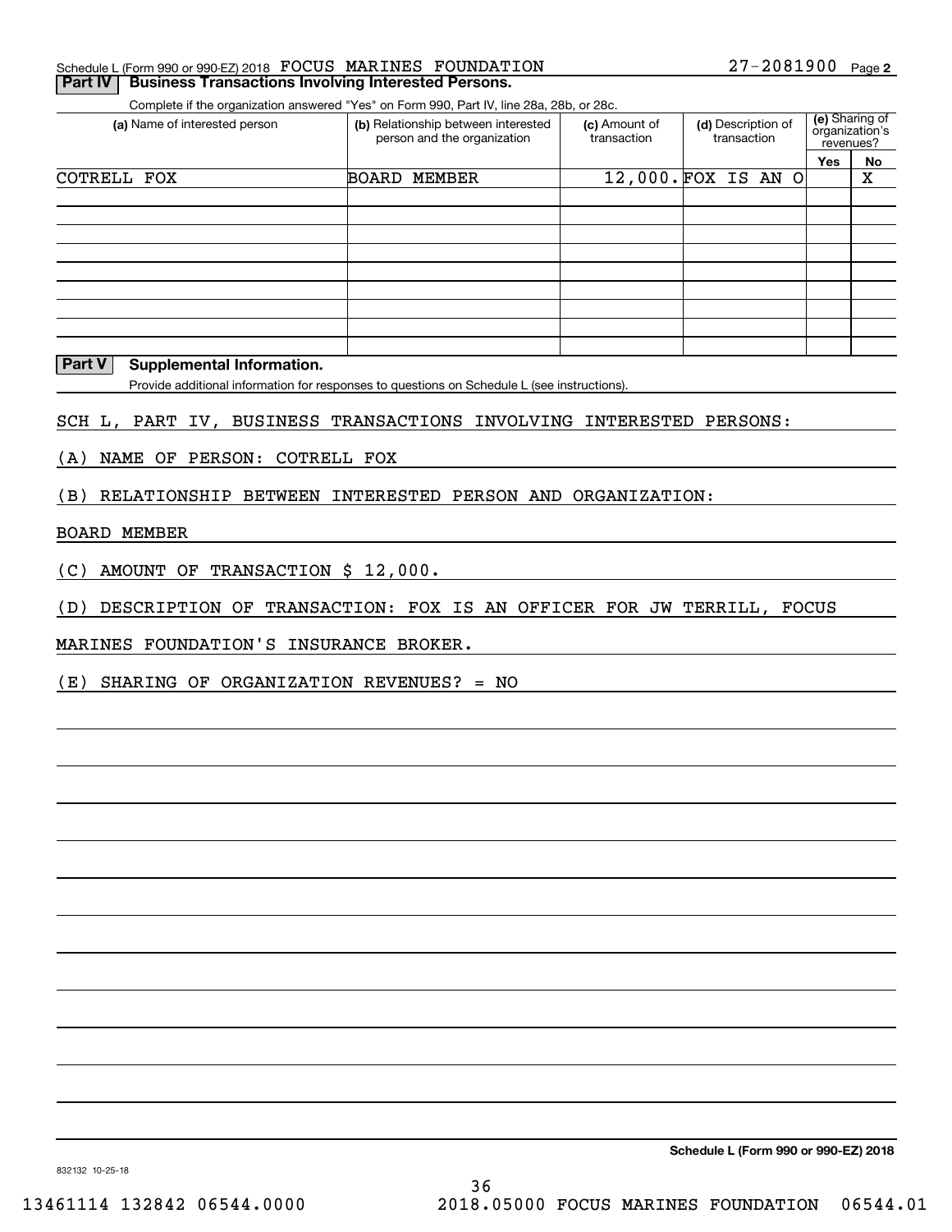Schedule L (Form 990 or 990-EZ) 2018 FOCUS MARINES FOUNDATION 27-2081900 Page 2

## Part IV Business Transactions Involving Interested Persons.

Complete if the organization answered "Yes" on Form 990, Part IV, line 28a, 28b, or 28c.

| (a) Name of interested person | (b) Relationship between interested person and the organization | (c) Amount of transaction | (d) Description of transaction | (e) Sharing of organization's revenues? Yes | No |
|---|---|---|---|---|---|
| COTRELL FOX | BOARD MEMBER | 12,000. | FOX IS AN O | | X |
| | | | | | |
| | | | | | |
| | | | | | |
| | | | | | |
| | | | | | |
| | | | | | |
| | | | | | |
| | | | | | |
| | | | | | |

## Part V Supplemental Information.

Provide additional information for responses to questions on Schedule L (see instructions).

SCH L, PART IV, BUSINESS TRANSACTIONS INVOLVING INTERESTED PERSONS:

(A) NAME OF PERSON: COTRELL FOX

(B) RELATIONSHIP BETWEEN INTERESTED PERSON AND ORGANIZATION:

BOARD MEMBER

(C) AMOUNT OF TRANSACTION $ 12,000.

(D) DESCRIPTION OF TRANSACTION: FOX IS AN OFFICER FOR JW TERRILL, FOCUS MARINES FOUNDATION'S INSURANCE BROKER.

(E) SHARING OF ORGANIZATION REVENUES? = NO

Schedule L (Form 990 or 990-EZ) 2018

832132 10-25-18

13461114 132842 06544.0000 2018.05000 FOCUS MARINES FOUNDATION 06544.01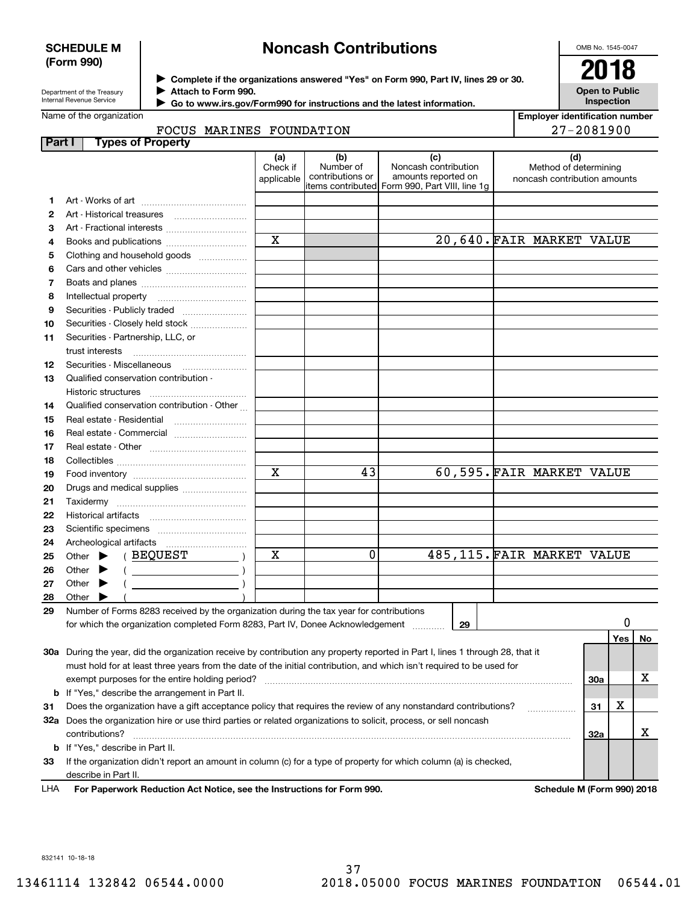**SCHEDULE M (Form 990)**

Department of the Treasury
Internal Revenue Service

# Noncash Contributions

▶ Complete if the organizations answered "Yes" on Form 990, Part IV, lines 29 or 30.
▶ Attach to Form 990.
▶ Go to www.irs.gov/Form990 for instructions and the latest information.

OMB No. 1545-0047

**2018**

**Open to Public Inspection**

Name of the organization: FOCUS MARINES FOUNDATION

Employer identification number: 27-2081900

**Part I Types of Property**

| | | (a) Check if applicable | (b) Number of contributions or items contributed | (c) Noncash contribution amounts reported on Form 990, Part VIII, line 1g | (d) Method of determining noncash contribution amounts |
|---|---|---|---|---|---|
| 1 | Art - Works of art | | | | |
| 2 | Art - Historical treasures | | | | |
| 3 | Art - Fractional interests | | | | |
| 4 | Books and publications | X | | 20,640. | FAIR MARKET VALUE |
| 5 | Clothing and household goods | | | | |
| 6 | Cars and other vehicles | | | | |
| 7 | Boats and planes | | | | |
| 8 | Intellectual property | | | | |
| 9 | Securities - Publicly traded | | | | |
| 10 | Securities - Closely held stock | | | | |
| 11 | Securities - Partnership, LLC, or trust interests | | | | |
| 12 | Securities - Miscellaneous | | | | |
| 13 | Qualified conservation contribution - Historic structures | | | | |
| 14 | Qualified conservation contribution - Other | | | | |
| 15 | Real estate - Residential | | | | |
| 16 | Real estate - Commercial | | | | |
| 17 | Real estate - Other | | | | |
| 18 | Collectibles | | | | |
| 19 | Food inventory | X | 43 | 60,595. | FAIR MARKET VALUE |
| 20 | Drugs and medical supplies | | | | |
| 21 | Taxidermy | | | | |
| 22 | Historical artifacts | | | | |
| 23 | Scientific specimens | | | | |
| 24 | Archeological artifacts | | | | |
| 25 | Other ▶ ( BEQUEST ) | X | 0 | 485,115. | FAIR MARKET VALUE |
| 26 | Other ▶ ( ) | | | | |
| 27 | Other ▶ ( ) | | | | |
| 28 | Other ▶ ( ) | | | | |

29 Number of Forms 8283 received by the organization during the tax year for contributions for which the organization completed Form 8283, Part IV, Donee Acknowledgement ..... **29** | 0

| | | | Yes | No |
|---|---|---|---|---|
| 30a | During the year, did the organization receive by contribution any property reported in Part I, lines 1 through 28, that it must hold for at least three years from the date of the initial contribution, and which isn't required to be used for exempt purposes for the entire holding period? | 30a | | X |
| b | If "Yes," describe the arrangement in Part II. | | | |
| 31 | Does the organization have a gift acceptance policy that requires the review of any nonstandard contributions? | 31 | X | |
| 32a | Does the organization hire or use third parties or related organizations to solicit, process, or sell noncash contributions? | 32a | | X |
| b | If "Yes," describe in Part II. | | | |
| 33 | If the organization didn't report an amount in column (c) for a type of property for which column (a) is checked, describe in Part II. | | | |

LHA **For Paperwork Reduction Act Notice, see the Instructions for Form 990.** **Schedule M (Form 990) 2018**

832141 10-18-18

13461114 132842 06544.0000 2018.05000 FOCUS MARINES FOUNDATION 06544.01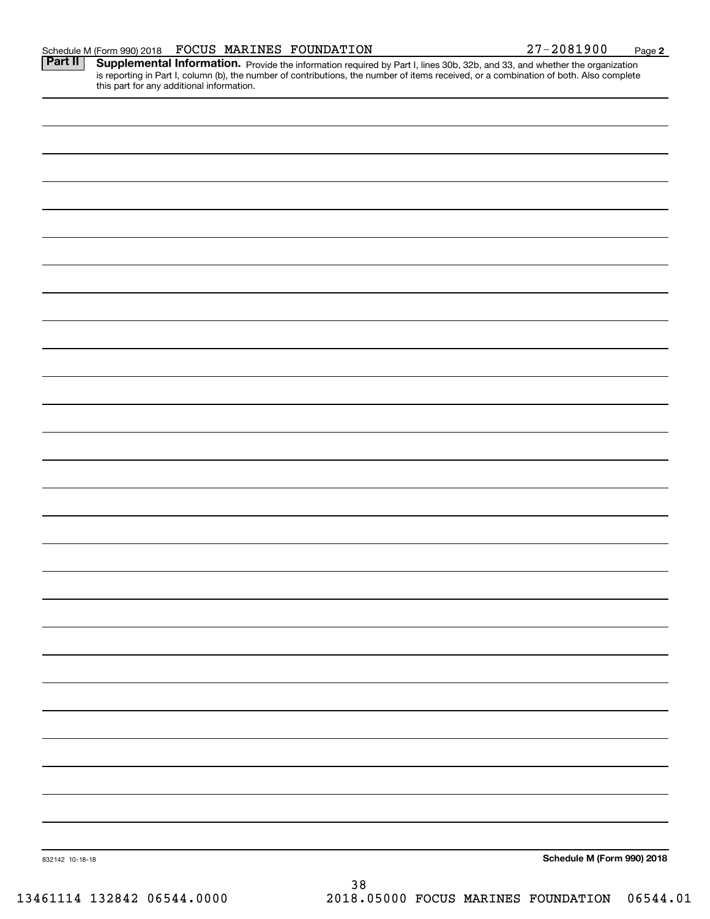Schedule M (Form 990) 2018 FOCUS MARINES FOUNDATION 27-2081900

**Part II** **Supplemental Information.** Provide the information required by Part I, lines 30b, 32b, and 33, and whether the organization is reporting in Part I, column (b), the number of contributions, the number of items received, or a combination of both. Also complete this part for any additional information.

832142 10-18-18

**Schedule M (Form 990) 2018**

13461114 132842 06544.0000 2018.05000 FOCUS MARINES FOUNDATION 06544.01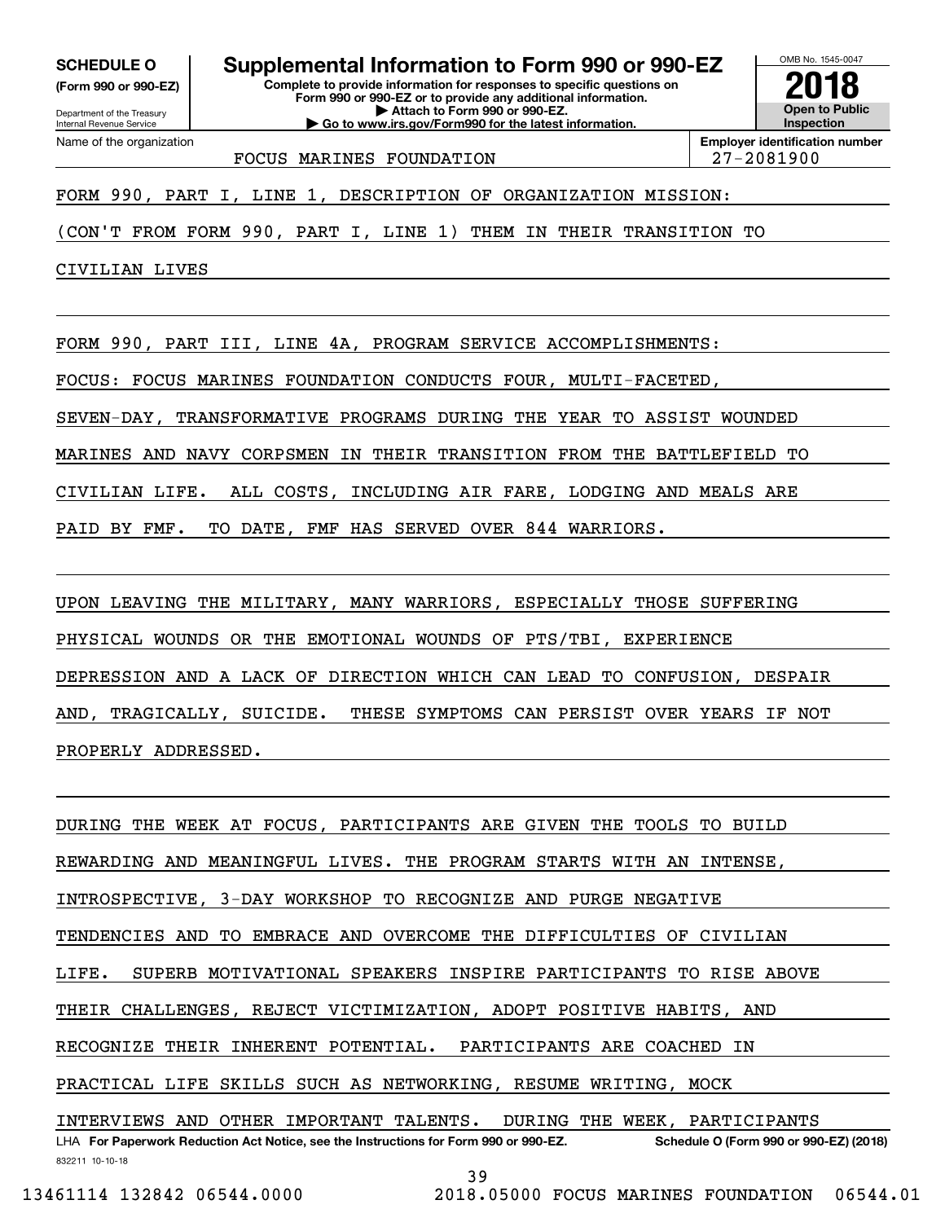**SCHEDULE O** **(Form 990 or 990-EZ)**

Department of the Treasury
Internal Revenue Service

# Supplemental Information to Form 990 or 990-EZ

**Complete to provide information for responses to specific questions on Form 990 or 990-EZ or to provide any additional information.**
**▶ Attach to Form 990 or 990-EZ.**
**▶ Go to www.irs.gov/Form990 for the latest information.**

OMB No. 1545-0047

**2018**

**Open to Public Inspection**

Name of the organization: FOCUS MARINES FOUNDATION

**Employer identification number:** 27-2081900

FORM 990, PART I, LINE 1, DESCRIPTION OF ORGANIZATION MISSION:

(CON'T FROM FORM 990, PART I, LINE 1) THEM IN THEIR TRANSITION TO CIVILIAN LIVES

FORM 990, PART III, LINE 4A, PROGRAM SERVICE ACCOMPLISHMENTS:

FOCUS: FOCUS MARINES FOUNDATION CONDUCTS FOUR, MULTI-FACETED, SEVEN-DAY, TRANSFORMATIVE PROGRAMS DURING THE YEAR TO ASSIST WOUNDED MARINES AND NAVY CORPSMEN IN THEIR TRANSITION FROM THE BATTLEFIELD TO CIVILIAN LIFE. ALL COSTS, INCLUDING AIR FARE, LODGING AND MEALS ARE PAID BY FMF. TO DATE, FMF HAS SERVED OVER 844 WARRIORS.

UPON LEAVING THE MILITARY, MANY WARRIORS, ESPECIALLY THOSE SUFFERING PHYSICAL WOUNDS OR THE EMOTIONAL WOUNDS OF PTS/TBI, EXPERIENCE DEPRESSION AND A LACK OF DIRECTION WHICH CAN LEAD TO CONFUSION, DESPAIR AND, TRAGICALLY, SUICIDE. THESE SYMPTOMS CAN PERSIST OVER YEARS IF NOT PROPERLY ADDRESSED.

DURING THE WEEK AT FOCUS, PARTICIPANTS ARE GIVEN THE TOOLS TO BUILD REWARDING AND MEANINGFUL LIVES. THE PROGRAM STARTS WITH AN INTENSE, INTROSPECTIVE, 3-DAY WORKSHOP TO RECOGNIZE AND PURGE NEGATIVE TENDENCIES AND TO EMBRACE AND OVERCOME THE DIFFICULTIES OF CIVILIAN LIFE. SUPERB MOTIVATIONAL SPEAKERS INSPIRE PARTICIPANTS TO RISE ABOVE THEIR CHALLENGES, REJECT VICTIMIZATION, ADOPT POSITIVE HABITS, AND RECOGNIZE THEIR INHERENT POTENTIAL. PARTICIPANTS ARE COACHED IN PRACTICAL LIFE SKILLS SUCH AS NETWORKING, RESUME WRITING, MOCK INTERVIEWS AND OTHER IMPORTANT TALENTS. DURING THE WEEK, PARTICIPANTS

LHA **For Paperwork Reduction Act Notice, see the Instructions for Form 990 or 990-EZ.** **Schedule O (Form 990 or 990-EZ) (2018)**

832211 10-10-18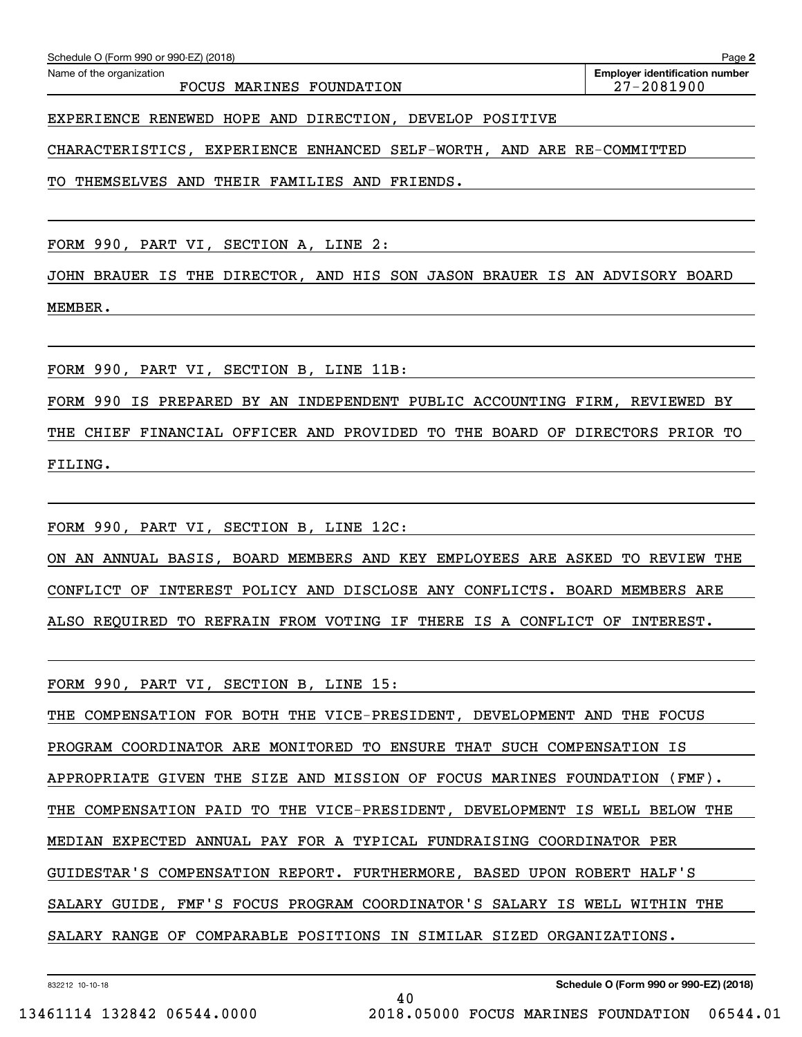Name of the organization: FOCUS MARINES FOUNDATION

Employer identification number: 27-2081900

EXPERIENCE RENEWED HOPE AND DIRECTION, DEVELOP POSITIVE CHARACTERISTICS, EXPERIENCE ENHANCED SELF-WORTH, AND ARE RE-COMMITTED TO THEMSELVES AND THEIR FAMILIES AND FRIENDS.

FORM 990, PART VI, SECTION A, LINE 2:

JOHN BRAUER IS THE DIRECTOR, AND HIS SON JASON BRAUER IS AN ADVISORY BOARD MEMBER.

FORM 990, PART VI, SECTION B, LINE 11B:

FORM 990 IS PREPARED BY AN INDEPENDENT PUBLIC ACCOUNTING FIRM, REVIEWED BY THE CHIEF FINANCIAL OFFICER AND PROVIDED TO THE BOARD OF DIRECTORS PRIOR TO FILING.

FORM 990, PART VI, SECTION B, LINE 12C:

ON AN ANNUAL BASIS, BOARD MEMBERS AND KEY EMPLOYEES ARE ASKED TO REVIEW THE CONFLICT OF INTEREST POLICY AND DISCLOSE ANY CONFLICTS. BOARD MEMBERS ARE ALSO REQUIRED TO REFRAIN FROM VOTING IF THERE IS A CONFLICT OF INTEREST.

FORM 990, PART VI, SECTION B, LINE 15:

THE COMPENSATION FOR BOTH THE VICE-PRESIDENT, DEVELOPMENT AND THE FOCUS PROGRAM COORDINATOR ARE MONITORED TO ENSURE THAT SUCH COMPENSATION IS APPROPRIATE GIVEN THE SIZE AND MISSION OF FOCUS MARINES FOUNDATION (FMF). THE COMPENSATION PAID TO THE VICE-PRESIDENT, DEVELOPMENT IS WELL BELOW THE MEDIAN EXPECTED ANNUAL PAY FOR A TYPICAL FUNDRAISING COORDINATOR PER GUIDESTAR'S COMPENSATION REPORT. FURTHERMORE, BASED UPON ROBERT HALF'S SALARY GUIDE, FMF'S FOCUS PROGRAM COORDINATOR'S SALARY IS WELL WITHIN THE SALARY RANGE OF COMPARABLE POSITIONS IN SIMILAR SIZED ORGANIZATIONS.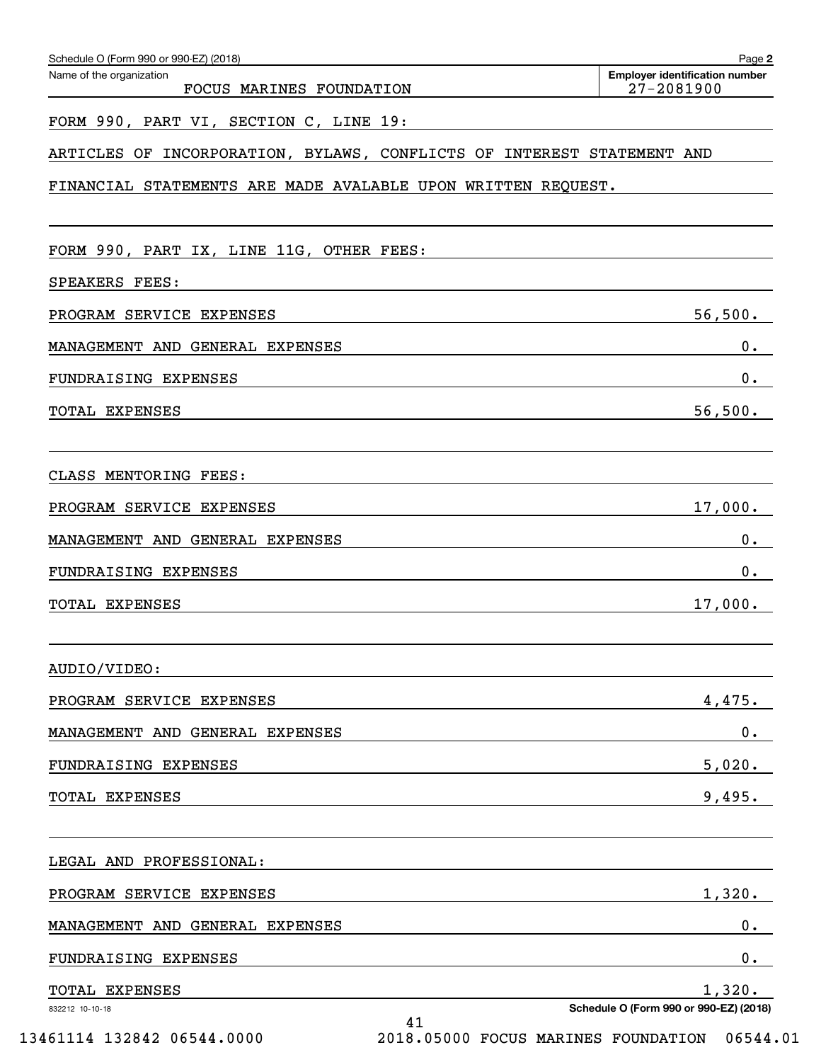Schedule O (Form 990 or 990-EZ) (2018)

Name of the organization: FOCUS MARINES FOUNDATION

Employer identification number: 27-2081900

FORM 990, PART VI, SECTION C, LINE 19:

ARTICLES OF INCORPORATION, BYLAWS, CONFLICTS OF INTEREST STATEMENT AND FINANCIAL STATEMENTS ARE MADE AVALABLE UPON WRITTEN REQUEST.

FORM 990, PART IX, LINE 11G, OTHER FEES:

SPEAKERS FEES:

| | |
|---|---|
| PROGRAM SERVICE EXPENSES | 56,500. |
| MANAGEMENT AND GENERAL EXPENSES | 0. |
| FUNDRAISING EXPENSES | 0. |
| TOTAL EXPENSES | 56,500. |

CLASS MENTORING FEES:

| | |
|---|---|
| PROGRAM SERVICE EXPENSES | 17,000. |
| MANAGEMENT AND GENERAL EXPENSES | 0. |
| FUNDRAISING EXPENSES | 0. |
| TOTAL EXPENSES | 17,000. |

AUDIO/VIDEO:

| | |
|---|---|
| PROGRAM SERVICE EXPENSES | 4,475. |
| MANAGEMENT AND GENERAL EXPENSES | 0. |
| FUNDRAISING EXPENSES | 5,020. |
| TOTAL EXPENSES | 9,495. |

LEGAL AND PROFESSIONAL:

| | |
|---|---|
| PROGRAM SERVICE EXPENSES | 1,320. |
| MANAGEMENT AND GENERAL EXPENSES | 0. |
| FUNDRAISING EXPENSES | 0. |
| TOTAL EXPENSES | 1,320. |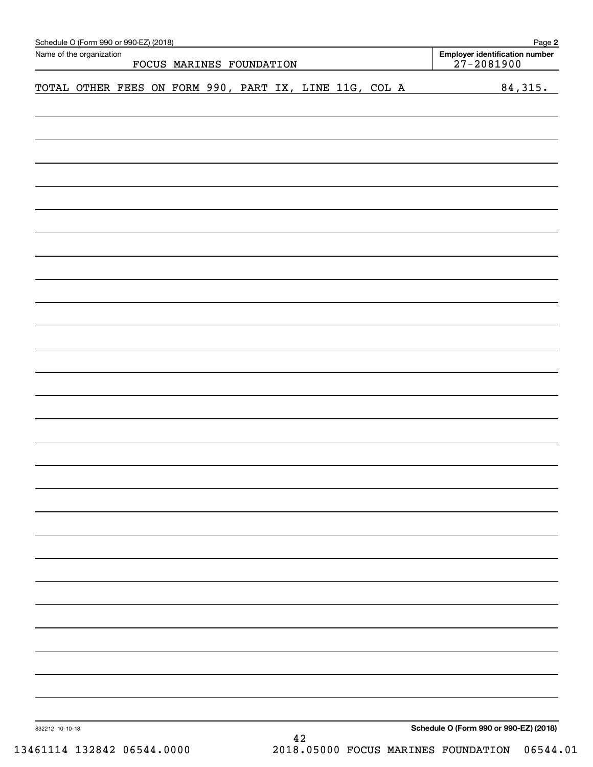Schedule O (Form 990 or 990-EZ) (2018)

Name of the organization: FOCUS MARINES FOUNDATION

Employer identification number: 27-2081900

| | |
|---|---|
| TOTAL OTHER FEES ON FORM 990, PART IX, LINE 11G, COL A | 84,315. |

832212 10-10-18

Schedule O (Form 990 or 990-EZ) (2018)

13461114 132842 06544.0000 2018.05000 FOCUS MARINES FOUNDATION 06544.01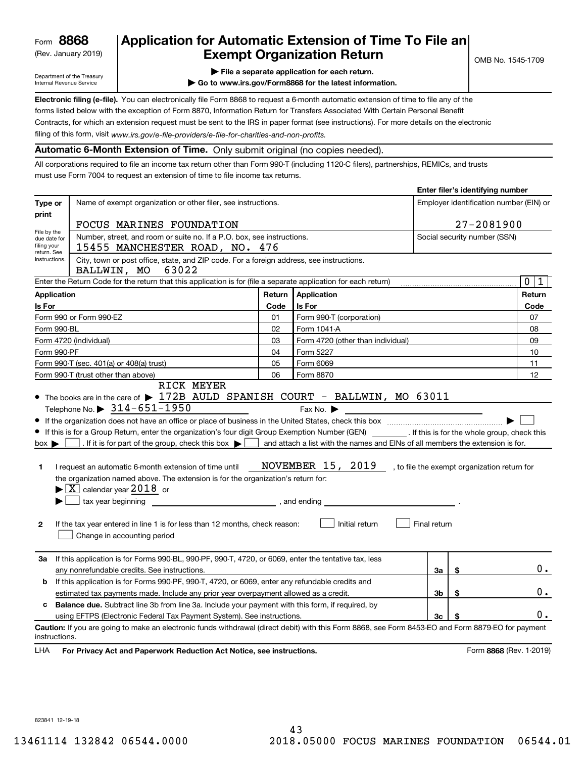Form **8868**
(Rev. January 2019)

Department of the Treasury
Internal Revenue Service

# Application for Automatic Extension of Time To File an Exempt Organization Return

▶ File a separate application for each return.

▶ Go to www.irs.gov/Form8868 for the latest information.

OMB No. 1545-1709

**Electronic filing (e-file).** You can electronically file Form 8868 to request a 6-month automatic extension of time to file any of the forms listed below with the exception of Form 8870, Information Return for Transfers Associated With Certain Personal Benefit Contracts, for which an extension request must be sent to the IRS in paper format (see instructions). For more details on the electronic filing of this form, visit *www.irs.gov/e-file-providers/e-file-for-charities-and-non-profits.*

**Automatic 6-Month Extension of Time.** Only submit original (no copies needed).

All corporations required to file an income tax return other than Form 990-T (including 1120-C filers), partnerships, REMICs, and trusts must use Form 7004 to request an extension of time to file income tax returns.

| | | Enter filer's identifying number |
|---|---|---|
| **Type or print** | Name of exempt organization or other filer, see instructions. FOCUS MARINES FOUNDATION | Employer identification number (EIN) or 27-2081900 |
| File by the due date for filing your return. See instructions. | Number, street, and room or suite no. If a P.O. box, see instructions. 15455 MANCHESTER ROAD, NO. 476 | Social security number (SSN) |
| | City, town or post office, state, and ZIP code. For a foreign address, see instructions. BALLWIN, MO 63022 | |

Enter the Return Code for the return that this application is for (file a separate application for each return) 0 1

| Application Is For | Return Code | Application Is For | Return Code |
|---|---|---|---|
| Form 990 or Form 990-EZ | 01 | Form 990-T (corporation) | 07 |
| Form 990-BL | 02 | Form 1041-A | 08 |
| Form 4720 (individual) | 03 | Form 4720 (other than individual) | 09 |
| Form 990-PF | 04 | Form 5227 | 10 |
| Form 990-T (sec. 401(a) or 408(a) trust) | 05 | Form 6069 | 11 |
| Form 990-T (trust other than above) | 06 | Form 8870 | 12 |

- The books are in the care of ▶ RICK MEYER 172B AULD SPANISH COURT - BALLWIN, MO 63011
  Telephone No. ▶ 314-651-1950 Fax No. ▶
- If the organization does not have an office or place of business in the United States, check this box ▶ ☐
- If this is for a Group Return, enter the organization's four digit Group Exemption Number (GEN) ______. If this is for the whole group, check this box ▶ ☐. If it is for part of the group, check this box ▶ ☐ and attach a list with the names and EINs of all members the extension is for.

**1** I request an automatic 6-month extension of time until NOVEMBER 15, 2019, to file the exempt organization return for the organization named above. The extension is for the organization's return for:
▶ ☒ calendar year 2018 or
▶ ☐ tax year beginning ______, and ending ______.

**2** If the tax year entered in line 1 is for less than 12 months, check reason: ☐ Initial return ☐ Final return ☐ Change in accounting period

| | | | |
|---|---|---|---|
| **3a** | If this application is for Forms 990-BL, 990-PF, 990-T, 4720, or 6069, enter the tentative tax, less any nonrefundable credits. See instructions. | 3a | $ 0. |
| **b** | If this application is for Forms 990-PF, 990-T, 4720, or 6069, enter any refundable credits and estimated tax payments made. Include any prior year overpayment allowed as a credit. | 3b | $ 0. |
| **c** | **Balance due.** Subtract line 3b from line 3a. Include your payment with this form, if required, by using EFTPS (Electronic Federal Tax Payment System). See instructions. | 3c | $ 0. |

**Caution:** If you are going to make an electronic funds withdrawal (direct debit) with this Form 8868, see Form 8453-EO and Form 8879-EO for payment instructions.

LHA **For Privacy Act and Paperwork Reduction Act Notice, see instructions.** Form **8868** (Rev. 1-2019)

823841 12-19-18

13461114 132842 06544.0000 2018.05000 FOCUS MARINES FOUNDATION 06544.01